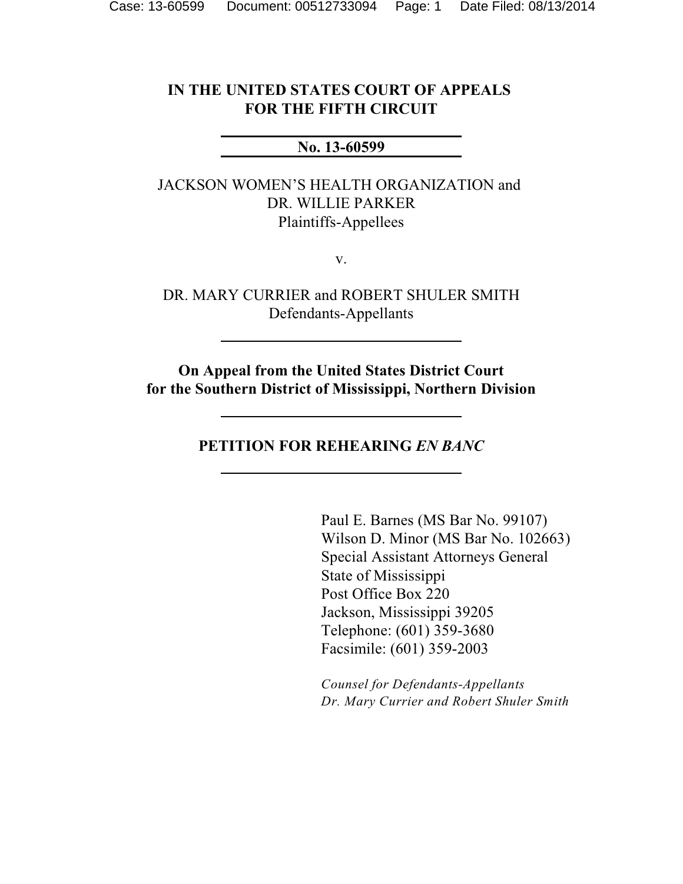**IN THE UNITED STATES COURT OF APPEALS**
**FOR THE FIFTH CIRCUIT**

---

**No. 13-60599**

---

JACKSON WOMEN'S HEALTH ORGANIZATION and
DR. WILLIE PARKER
Plaintiffs-Appellees

v.

DR. MARY CURRIER and ROBERT SHULER SMITH
Defendants-Appellants

---

**On Appeal from the United States District Court**
**for the Southern District of Mississippi, Northern Division**

---

**PETITION FOR REHEARING *EN BANC***

---

Paul E. Barnes (MS Bar No. 99107)
Wilson D. Minor (MS Bar No. 102663)
Special Assistant Attorneys General
State of Mississippi
Post Office Box 220
Jackson, Mississippi 39205
Telephone: (601) 359-3680
Facsimile: (601) 359-2003

*Counsel for Defendants-Appellants*
*Dr. Mary Currier and Robert Shuler Smith*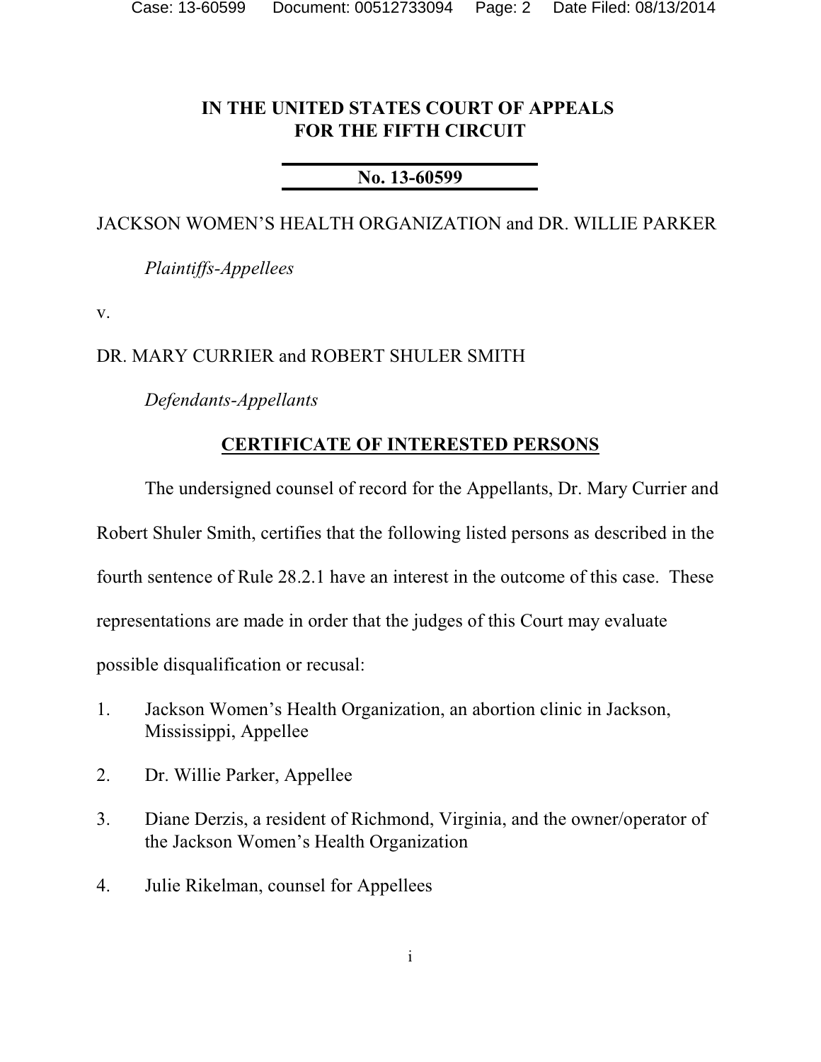**IN THE UNITED STATES COURT OF APPEALS**
**FOR THE FIFTH CIRCUIT**

**No. 13-60599**

JACKSON WOMEN'S HEALTH ORGANIZATION and DR. WILLIE PARKER

*Plaintiffs-Appellees*

v.

DR. MARY CURRIER and ROBERT SHULER SMITH

*Defendants-Appellants*

**CERTIFICATE OF INTERESTED PERSONS**

The undersigned counsel of record for the Appellants, Dr. Mary Currier and Robert Shuler Smith, certifies that the following listed persons as described in the fourth sentence of Rule 28.2.1 have an interest in the outcome of this case. These representations are made in order that the judges of this Court may evaluate possible disqualification or recusal:

1. Jackson Women's Health Organization, an abortion clinic in Jackson, Mississippi, Appellee
2. Dr. Willie Parker, Appellee
3. Diane Derzis, a resident of Richmond, Virginia, and the owner/operator of the Jackson Women's Health Organization
4. Julie Rikelman, counsel for Appellees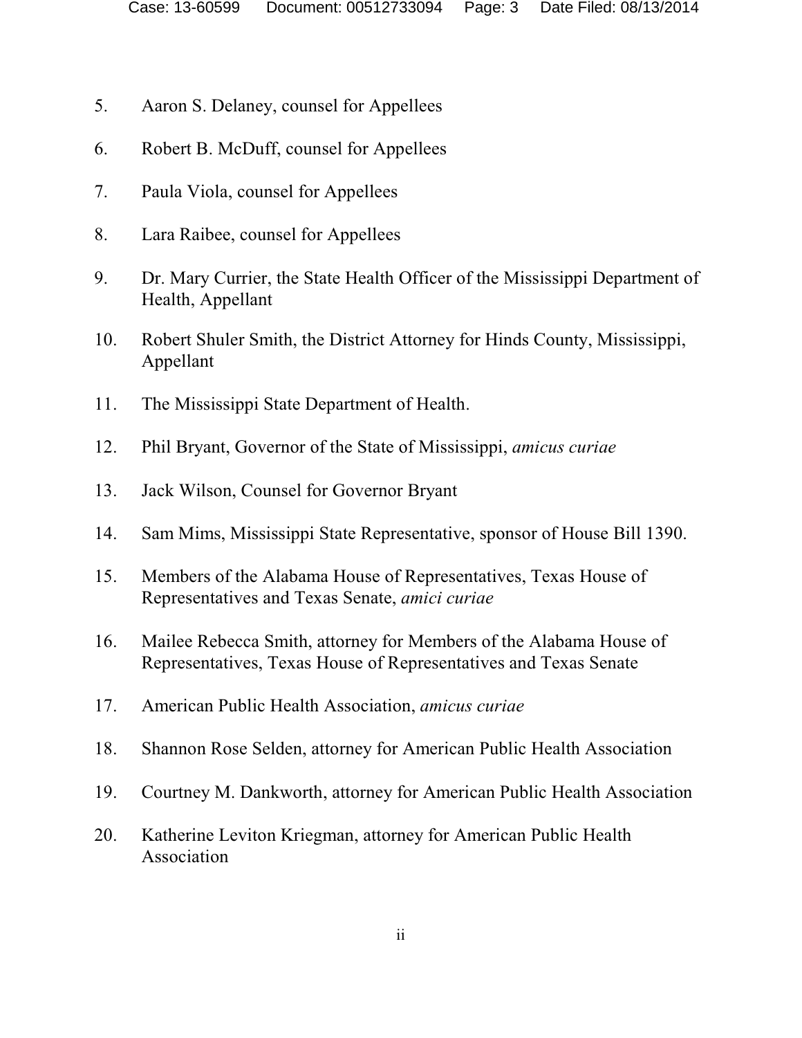5. Aaron S. Delaney, counsel for Appellees

6. Robert B. McDuff, counsel for Appellees

7. Paula Viola, counsel for Appellees

8. Lara Raibee, counsel for Appellees

9. Dr. Mary Currier, the State Health Officer of the Mississippi Department of Health, Appellant

10. Robert Shuler Smith, the District Attorney for Hinds County, Mississippi, Appellant

11. The Mississippi State Department of Health.

12. Phil Bryant, Governor of the State of Mississippi, *amicus curiae*

13. Jack Wilson, Counsel for Governor Bryant

14. Sam Mims, Mississippi State Representative, sponsor of House Bill 1390.

15. Members of the Alabama House of Representatives, Texas House of Representatives and Texas Senate, *amici curiae*

16. Mailee Rebecca Smith, attorney for Members of the Alabama House of Representatives, Texas House of Representatives and Texas Senate

17. American Public Health Association, *amicus curiae*

18. Shannon Rose Selden, attorney for American Public Health Association

19. Courtney M. Dankworth, attorney for American Public Health Association

20. Katherine Leviton Kriegman, attorney for American Public Health Association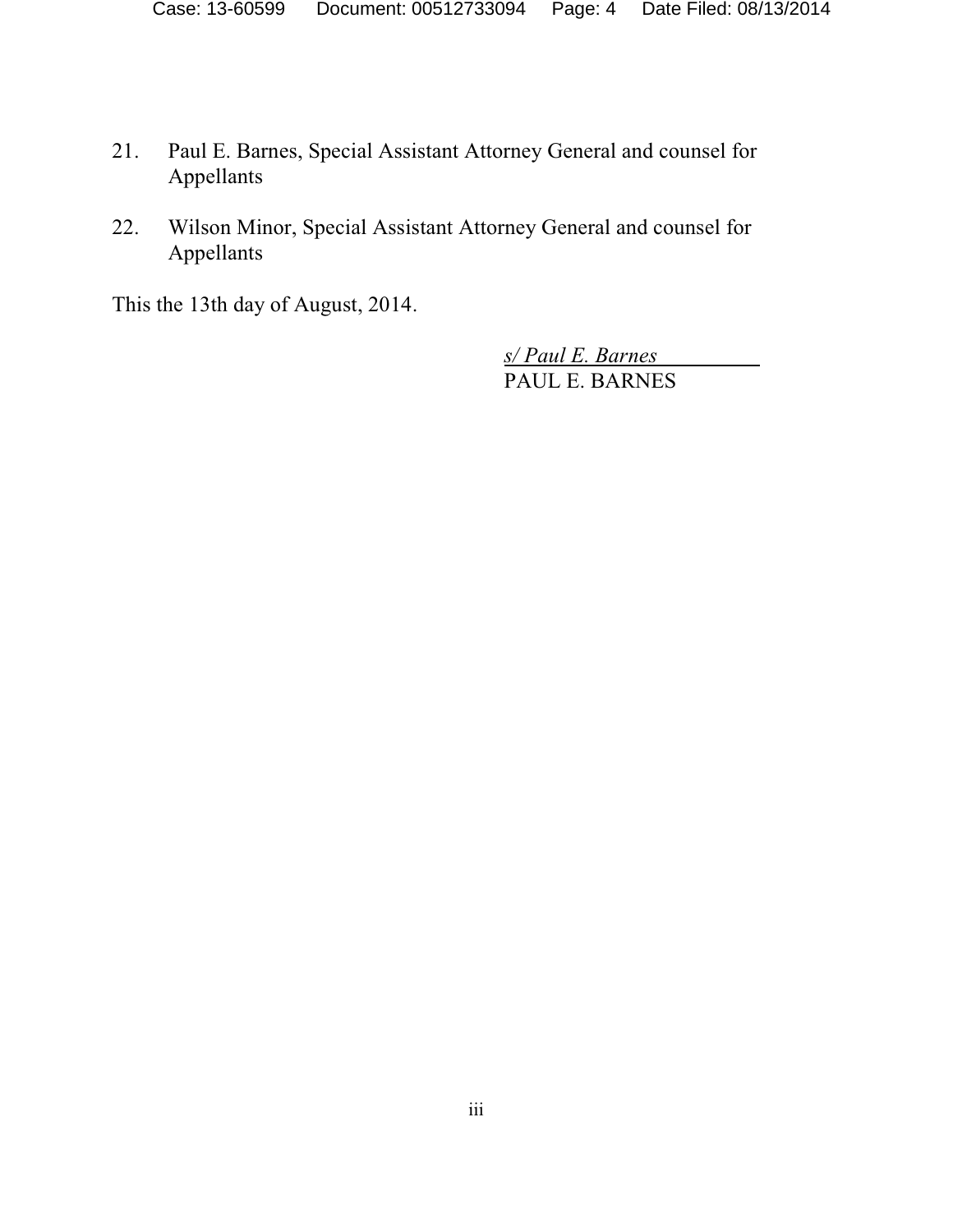21. Paul E. Barnes, Special Assistant Attorney General and counsel for Appellants

22. Wilson Minor, Special Assistant Attorney General and counsel for Appellants

This the 13th day of August, 2014.

*s/ Paul E. Barnes*
PAUL E. BARNES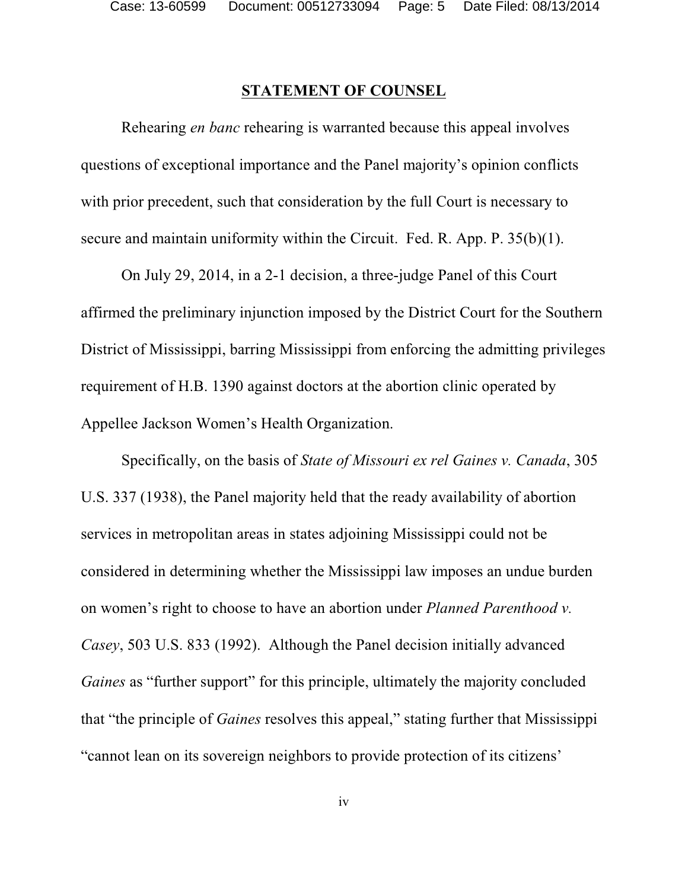## STATEMENT OF COUNSEL

Rehearing *en banc* rehearing is warranted because this appeal involves questions of exceptional importance and the Panel majority's opinion conflicts with prior precedent, such that consideration by the full Court is necessary to secure and maintain uniformity within the Circuit. Fed. R. App. P. 35(b)(1).

On July 29, 2014, in a 2-1 decision, a three-judge Panel of this Court affirmed the preliminary injunction imposed by the District Court for the Southern District of Mississippi, barring Mississippi from enforcing the admitting privileges requirement of H.B. 1390 against doctors at the abortion clinic operated by Appellee Jackson Women's Health Organization.

Specifically, on the basis of *State of Missouri ex rel Gaines v. Canada*, 305 U.S. 337 (1938), the Panel majority held that the ready availability of abortion services in metropolitan areas in states adjoining Mississippi could not be considered in determining whether the Mississippi law imposes an undue burden on women's right to choose to have an abortion under *Planned Parenthood v. Casey*, 503 U.S. 833 (1992). Although the Panel decision initially advanced *Gaines* as "further support" for this principle, ultimately the majority concluded that "the principle of *Gaines* resolves this appeal," stating further that Mississippi "cannot lean on its sovereign neighbors to provide protection of its citizens'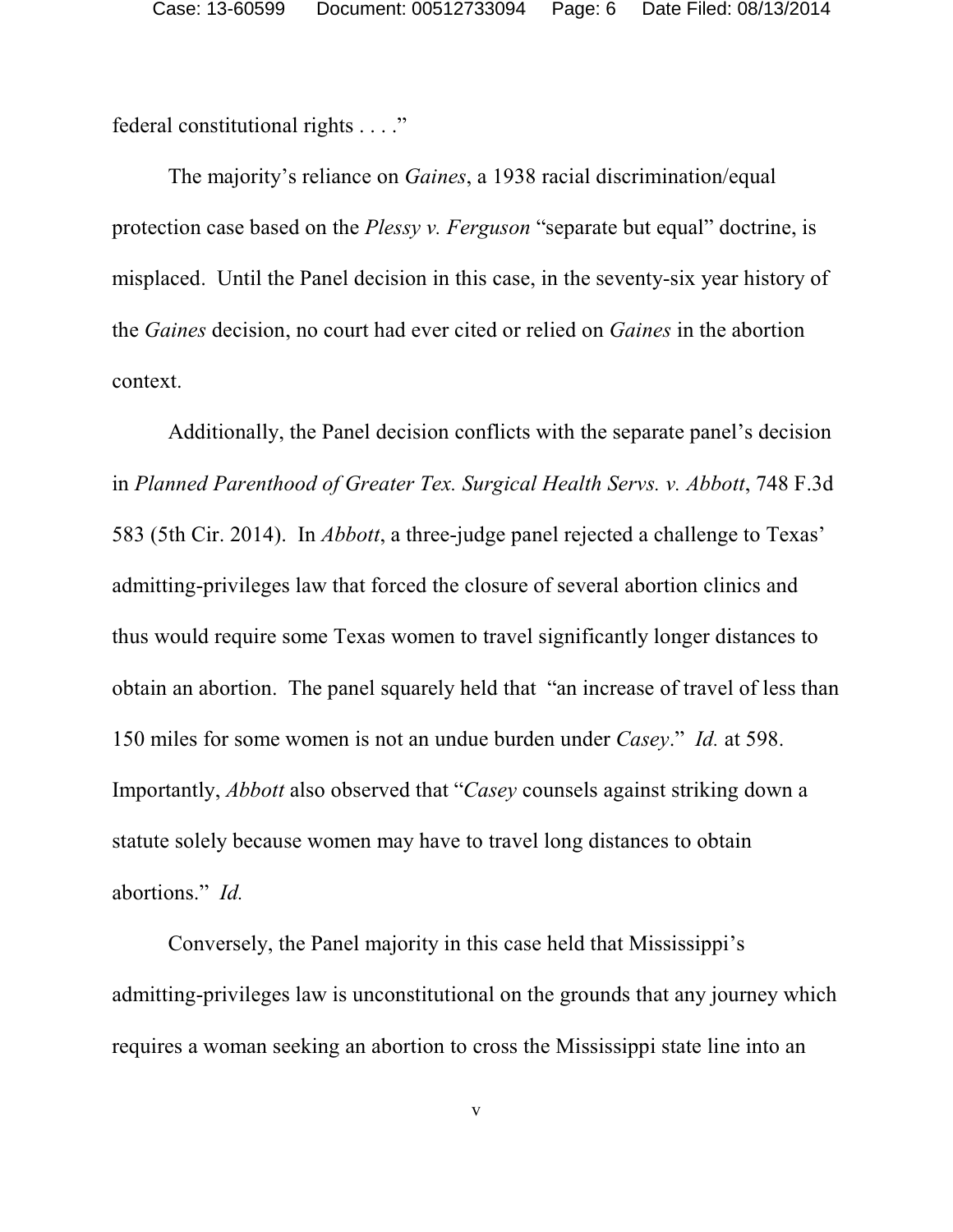federal constitutional rights . . . ."

The majority's reliance on *Gaines*, a 1938 racial discrimination/equal protection case based on the *Plessy v. Ferguson* "separate but equal" doctrine, is misplaced. Until the Panel decision in this case, in the seventy-six year history of the *Gaines* decision, no court had ever cited or relied on *Gaines* in the abortion context.

Additionally, the Panel decision conflicts with the separate panel's decision in *Planned Parenthood of Greater Tex. Surgical Health Servs. v. Abbott*, 748 F.3d 583 (5th Cir. 2014). In *Abbott*, a three-judge panel rejected a challenge to Texas' admitting-privileges law that forced the closure of several abortion clinics and thus would require some Texas women to travel significantly longer distances to obtain an abortion. The panel squarely held that "an increase of travel of less than 150 miles for some women is not an undue burden under *Casey*." *Id.* at 598. Importantly, *Abbott* also observed that "*Casey* counsels against striking down a statute solely because women may have to travel long distances to obtain abortions." *Id.*

Conversely, the Panel majority in this case held that Mississippi's admitting-privileges law is unconstitutional on the grounds that any journey which requires a woman seeking an abortion to cross the Mississippi state line into an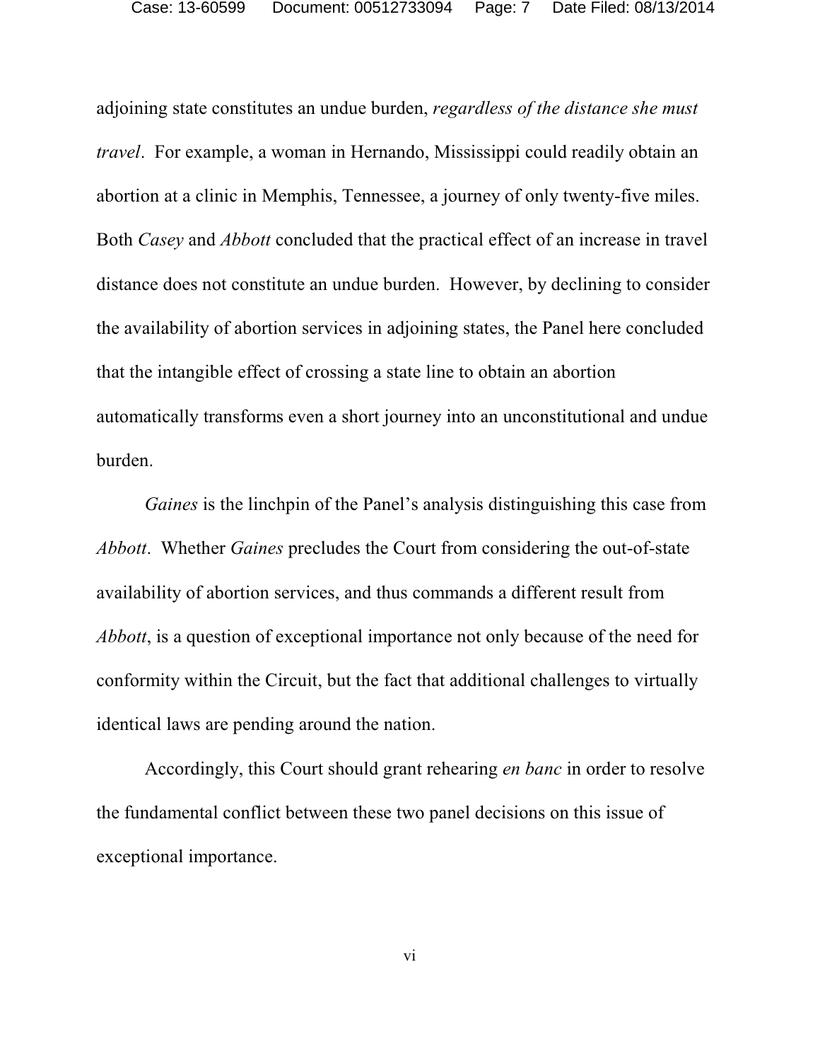adjoining state constitutes an undue burden, *regardless of the distance she must travel*. For example, a woman in Hernando, Mississippi could readily obtain an abortion at a clinic in Memphis, Tennessee, a journey of only twenty-five miles. Both *Casey* and *Abbott* concluded that the practical effect of an increase in travel distance does not constitute an undue burden. However, by declining to consider the availability of abortion services in adjoining states, the Panel here concluded that the intangible effect of crossing a state line to obtain an abortion automatically transforms even a short journey into an unconstitutional and undue burden.

*Gaines* is the linchpin of the Panel's analysis distinguishing this case from *Abbott*. Whether *Gaines* precludes the Court from considering the out-of-state availability of abortion services, and thus commands a different result from *Abbott*, is a question of exceptional importance not only because of the need for conformity within the Circuit, but the fact that additional challenges to virtually identical laws are pending around the nation.

Accordingly, this Court should grant rehearing *en banc* in order to resolve the fundamental conflict between these two panel decisions on this issue of exceptional importance.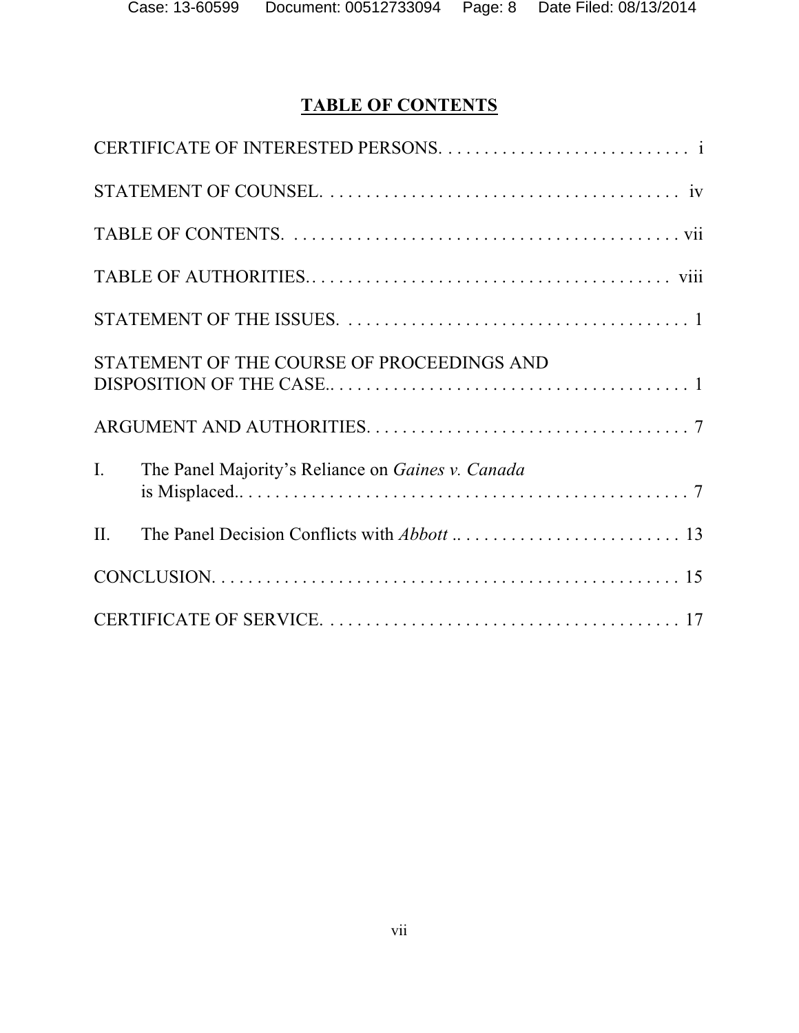# TABLE OF CONTENTS

CERTIFICATE OF INTERESTED PERSONS. . . . . . . . . . . . . . . . . . . . . . . . . . . . i

STATEMENT OF COUNSEL. . . . . . . . . . . . . . . . . . . . . . . . . . . . . . . . . . . . . . . iv

TABLE OF CONTENTS. . . . . . . . . . . . . . . . . . . . . . . . . . . . . . . . . . . . . . . . . . . vii

TABLE OF AUTHORITIES. . . . . . . . . . . . . . . . . . . . . . . . . . . . . . . . . . . . . . . . viii

STATEMENT OF THE ISSUES. . . . . . . . . . . . . . . . . . . . . . . . . . . . . . . . . . . . . 1

STATEMENT OF THE COURSE OF PROCEEDINGS AND DISPOSITION OF THE CASE.. . . . . . . . . . . . . . . . . . . . . . . . . . . . . . . . . . . . . . . 1

ARGUMENT AND AUTHORITIES. . . . . . . . . . . . . . . . . . . . . . . . . . . . . . . . . . . 7

I. The Panel Majority's Reliance on *Gaines v. Canada* is Misplaced.. . . . . . . . . . . . . . . . . . . . . . . . . . . . . . . . . . . . . . . . . . . . . . . . . 7

II. The Panel Decision Conflicts with *Abbott* .. . . . . . . . . . . . . . . . . . . . . . . . . 13

CONCLUSION. . . . . . . . . . . . . . . . . . . . . . . . . . . . . . . . . . . . . . . . . . . . . . . . . . . 15

CERTIFICATE OF SERVICE. . . . . . . . . . . . . . . . . . . . . . . . . . . . . . . . . . . . . . . 17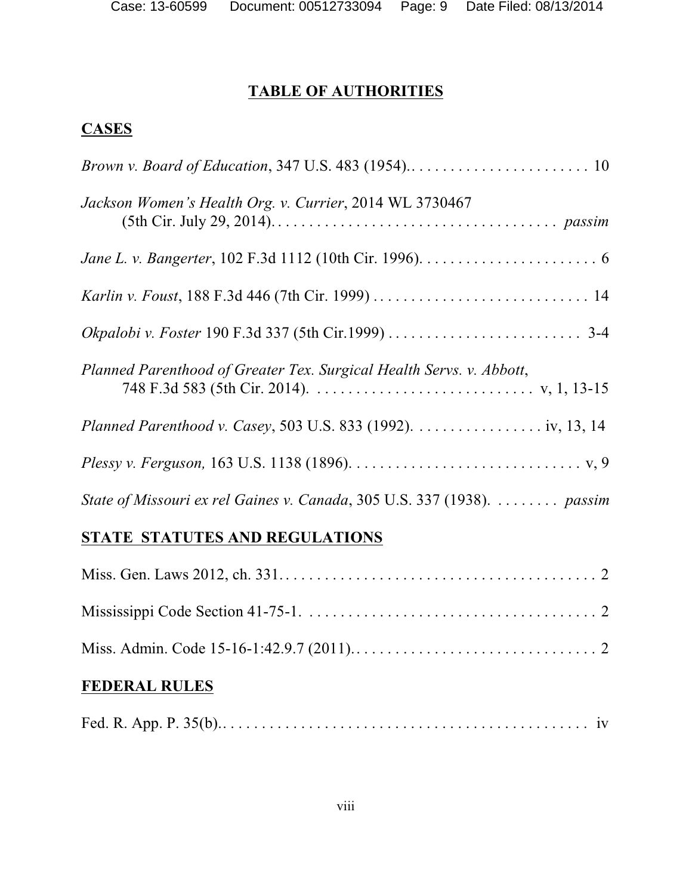# TABLE OF AUTHORITIES

## CASES

*Brown v. Board of Education*, 347 U.S. 483 (1954).. . . . . . . . . . . . . . . . . . . . . . . 10

*Jackson Women's Health Org. v. Currier*, 2014 WL 3730467 (5th Cir. July 29, 2014). . . . . . . . . . . . . . . . . . . . . . . . . . . . . . . . . . . . . *passim*

*Jane L. v. Bangerter*, 102 F.3d 1112 (10th Cir. 1996). . . . . . . . . . . . . . . . . . . . . . . 6

*Karlin v. Foust*, 188 F.3d 446 (7th Cir. 1999) . . . . . . . . . . . . . . . . . . . . . . . . . . . . 14

*Okpalobi v. Foster* 190 F.3d 337 (5th Cir.1999) . . . . . . . . . . . . . . . . . . . . . . . . . 3-4

*Planned Parenthood of Greater Tex. Surgical Health Servs. v. Abbott*, 748 F.3d 583 (5th Cir. 2014). . . . . . . . . . . . . . . . . . . . . . . . . . . . v, 1, 13-15

*Planned Parenthood v. Casey*, 503 U.S. 833 (1992). . . . . . . . . . . . . . . . . iv, 13, 14

*Plessy v. Ferguson,* 163 U.S. 1138 (1896). . . . . . . . . . . . . . . . . . . . . . . . . . . . . . v, 9

*State of Missouri ex rel Gaines v. Canada*, 305 U.S. 337 (1938). . . . . . . . . *passim*

## STATE STATUTES AND REGULATIONS

Miss. Gen. Laws 2012, ch. 331. . . . . . . . . . . . . . . . . . . . . . . . . . . . . . . . . . . . . . . . . 2

Mississippi Code Section 41-75-1. . . . . . . . . . . . . . . . . . . . . . . . . . . . . . . . . . . . . . 2

Miss. Admin. Code 15-16-1:42.9.7 (2011).. . . . . . . . . . . . . . . . . . . . . . . . . . . . . . . . 2

## FEDERAL RULES

Fed. R. App. P. 35(b).. . . . . . . . . . . . . . . . . . . . . . . . . . . . . . . . . . . . . . . . . . . . . . . iv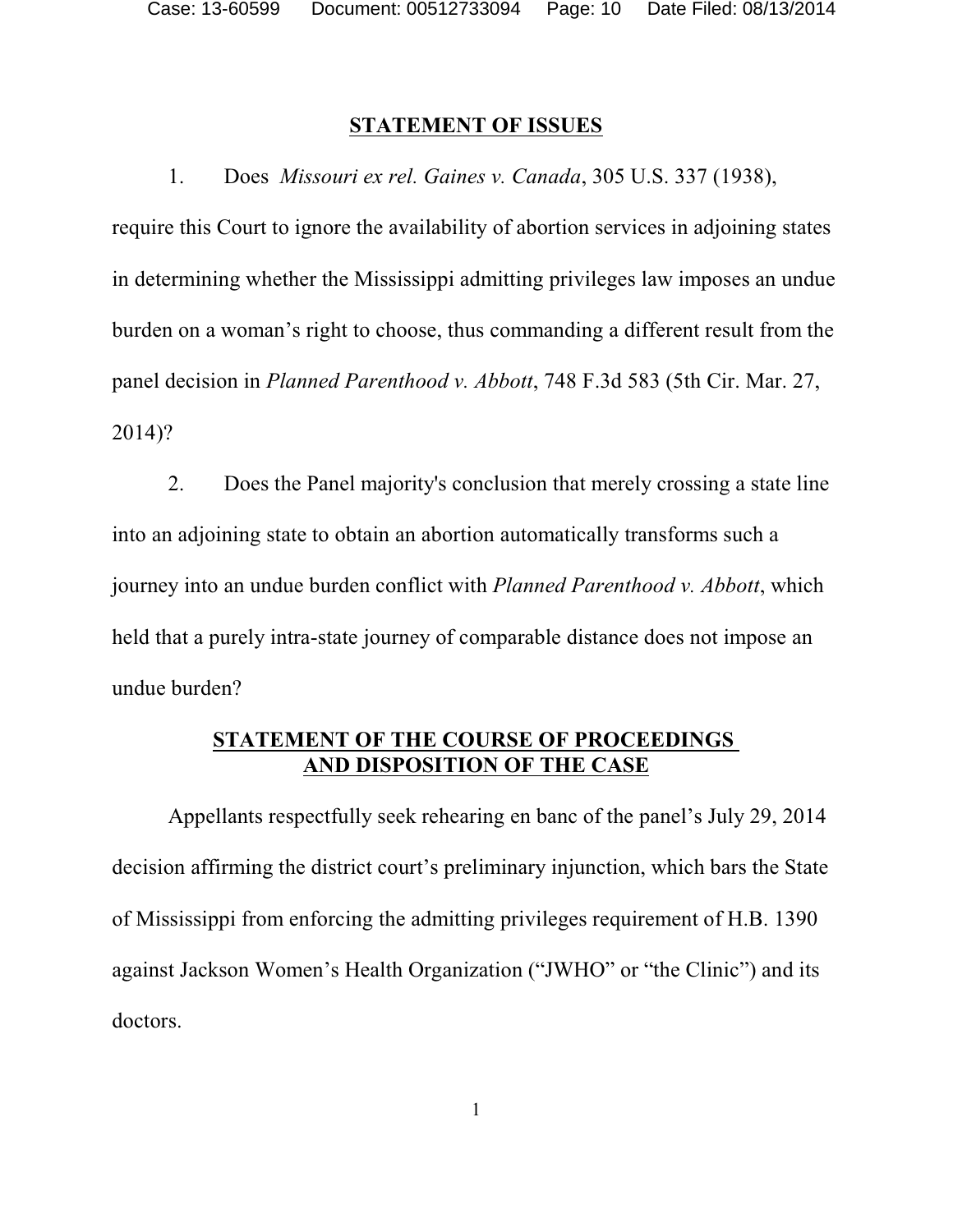## STATEMENT OF ISSUES

1. Does *Missouri ex rel. Gaines v. Canada*, 305 U.S. 337 (1938), require this Court to ignore the availability of abortion services in adjoining states in determining whether the Mississippi admitting privileges law imposes an undue burden on a woman's right to choose, thus commanding a different result from the panel decision in *Planned Parenthood v. Abbott*, 748 F.3d 583 (5th Cir. Mar. 27, 2014)?

2. Does the Panel majority's conclusion that merely crossing a state line into an adjoining state to obtain an abortion automatically transforms such a journey into an undue burden conflict with *Planned Parenthood v. Abbott*, which held that a purely intra-state journey of comparable distance does not impose an undue burden?

## STATEMENT OF THE COURSE OF PROCEEDINGS AND DISPOSITION OF THE CASE

Appellants respectfully seek rehearing en banc of the panel's July 29, 2014 decision affirming the district court's preliminary injunction, which bars the State of Mississippi from enforcing the admitting privileges requirement of H.B. 1390 against Jackson Women's Health Organization ("JWHO" or "the Clinic") and its doctors.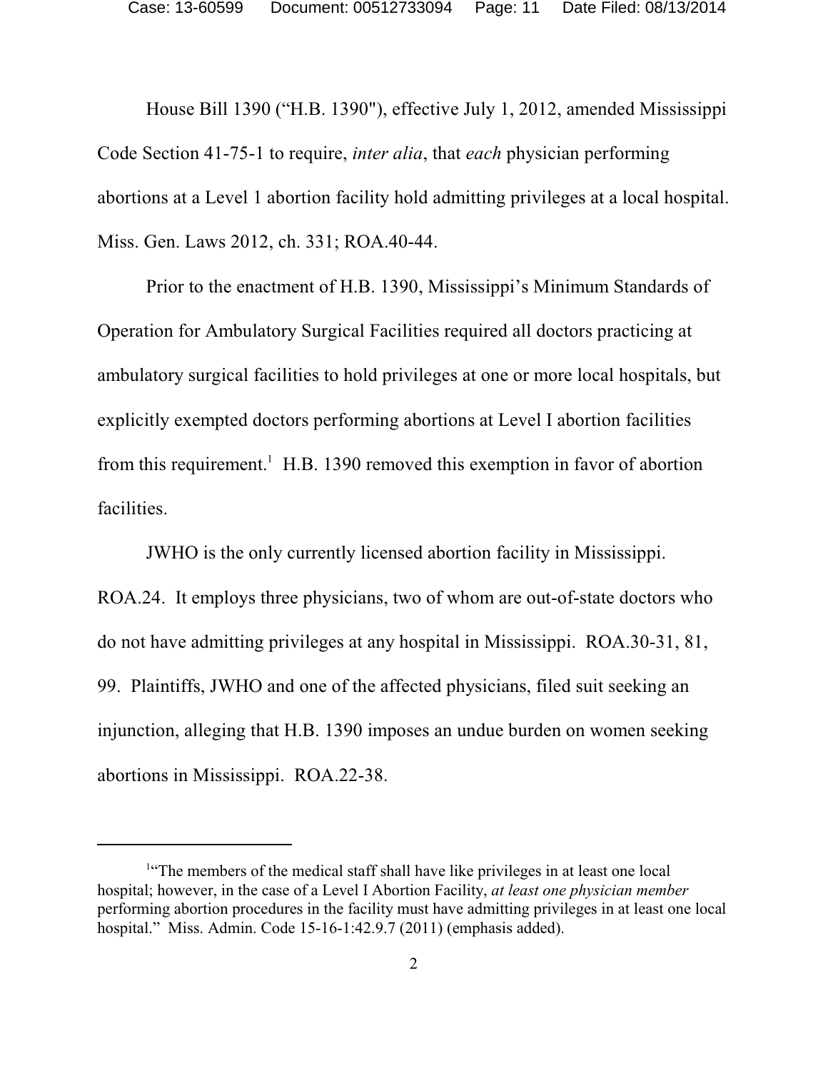House Bill 1390 ("H.B. 1390"), effective July 1, 2012, amended Mississippi Code Section 41-75-1 to require, *inter alia*, that *each* physician performing abortions at a Level 1 abortion facility hold admitting privileges at a local hospital. Miss. Gen. Laws 2012, ch. 331; ROA.40-44.

Prior to the enactment of H.B. 1390, Mississippi's Minimum Standards of Operation for Ambulatory Surgical Facilities required all doctors practicing at ambulatory surgical facilities to hold privileges at one or more local hospitals, but explicitly exempted doctors performing abortions at Level I abortion facilities from this requirement.[1] H.B. 1390 removed this exemption in favor of abortion facilities.

JWHO is the only currently licensed abortion facility in Mississippi. ROA.24. It employs three physicians, two of whom are out-of-state doctors who do not have admitting privileges at any hospital in Mississippi. ROA.30-31, 81, 99. Plaintiffs, JWHO and one of the affected physicians, filed suit seeking an injunction, alleging that H.B. 1390 imposes an undue burden on women seeking abortions in Mississippi. ROA.22-38.

---

[1] "The members of the medical staff shall have like privileges in at least one local hospital; however, in the case of a Level I Abortion Facility, *at least one physician member* performing abortion procedures in the facility must have admitting privileges in at least one local hospital." Miss. Admin. Code 15-16-1:42.9.7 (2011) (emphasis added).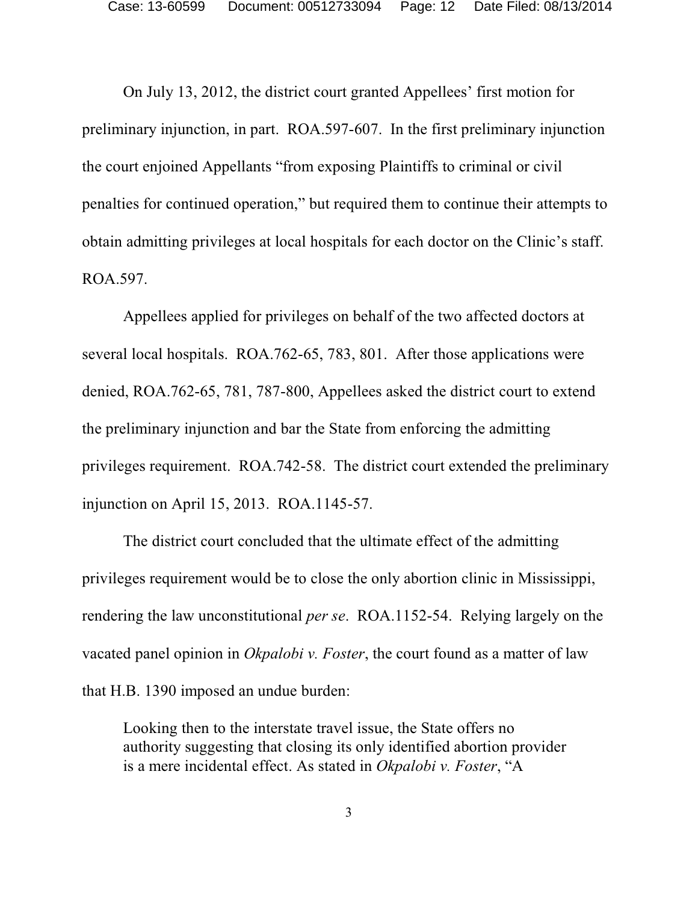On July 13, 2012, the district court granted Appellees' first motion for preliminary injunction, in part. ROA.597-607. In the first preliminary injunction the court enjoined Appellants "from exposing Plaintiffs to criminal or civil penalties for continued operation," but required them to continue their attempts to obtain admitting privileges at local hospitals for each doctor on the Clinic's staff. ROA.597.

Appellees applied for privileges on behalf of the two affected doctors at several local hospitals. ROA.762-65, 783, 801. After those applications were denied, ROA.762-65, 781, 787-800, Appellees asked the district court to extend the preliminary injunction and bar the State from enforcing the admitting privileges requirement. ROA.742-58. The district court extended the preliminary injunction on April 15, 2013. ROA.1145-57.

The district court concluded that the ultimate effect of the admitting privileges requirement would be to close the only abortion clinic in Mississippi, rendering the law unconstitutional *per se*. ROA.1152-54. Relying largely on the vacated panel opinion in *Okpalobi v. Foster*, the court found as a matter of law that H.B. 1390 imposed an undue burden:

> Looking then to the interstate travel issue, the State offers no authority suggesting that closing its only identified abortion provider is a mere incidental effect. As stated in *Okpalobi v. Foster*, "A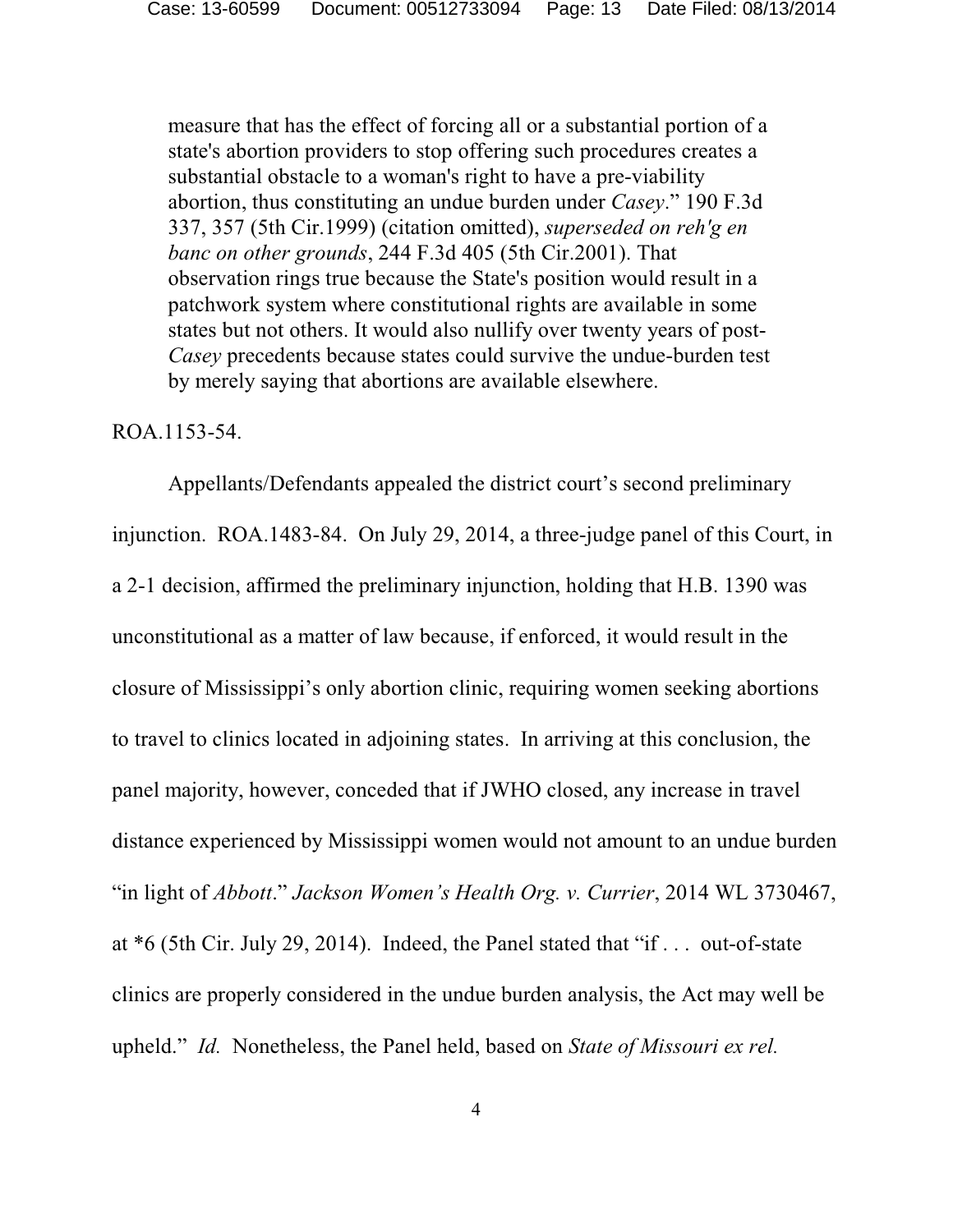> measure that has the effect of forcing all or a substantial portion of a state's abortion providers to stop offering such procedures creates a substantial obstacle to a woman's right to have a pre-viability abortion, thus constituting an undue burden under *Casey*." 190 F.3d 337, 357 (5th Cir.1999) (citation omitted), *superseded on reh'g en banc on other grounds*, 244 F.3d 405 (5th Cir.2001). That observation rings true because the State's position would result in a patchwork system where constitutional rights are available in some states but not others. It would also nullify over twenty years of post-*Casey* precedents because states could survive the undue-burden test by merely saying that abortions are available elsewhere.

ROA.1153-54.

Appellants/Defendants appealed the district court's second preliminary injunction. ROA.1483-84. On July 29, 2014, a three-judge panel of this Court, in a 2-1 decision, affirmed the preliminary injunction, holding that H.B. 1390 was unconstitutional as a matter of law because, if enforced, it would result in the closure of Mississippi's only abortion clinic, requiring women seeking abortions to travel to clinics located in adjoining states. In arriving at this conclusion, the panel majority, however, conceded that if JWHO closed, any increase in travel distance experienced by Mississippi women would not amount to an undue burden "in light of *Abbott*." *Jackson Women's Health Org. v. Currier*, 2014 WL 3730467, at *6 (5th Cir. July 29, 2014). Indeed, the Panel stated that "if . . . out-of-state clinics are properly considered in the undue burden analysis, the Act may well be upheld." *Id.* Nonetheless, the Panel held, based on *State of Missouri ex rel.*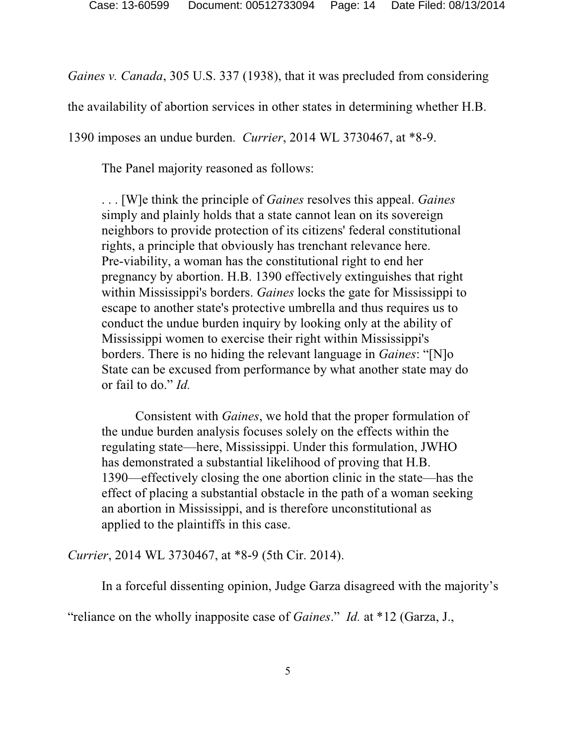*Gaines v. Canada*, 305 U.S. 337 (1938), that it was precluded from considering the availability of abortion services in other states in determining whether H.B. 1390 imposes an undue burden. *Currier*, 2014 WL 3730467, at *8-9.

The Panel majority reasoned as follows:

> . . . [W]e think the principle of *Gaines* resolves this appeal. *Gaines* simply and plainly holds that a state cannot lean on its sovereign neighbors to provide protection of its citizens' federal constitutional rights, a principle that obviously has trenchant relevance here. Pre-viability, a woman has the constitutional right to end her pregnancy by abortion. H.B. 1390 effectively extinguishes that right within Mississippi's borders. *Gaines* locks the gate for Mississippi to escape to another state's protective umbrella and thus requires us to conduct the undue burden inquiry by looking only at the ability of Mississippi women to exercise their right within Mississippi's borders. There is no hiding the relevant language in *Gaines*: "[N]o State can be excused from performance by what another state may do or fail to do." *Id.*
>
> Consistent with *Gaines*, we hold that the proper formulation of the undue burden analysis focuses solely on the effects within the regulating state—here, Mississippi. Under this formulation, JWHO has demonstrated a substantial likelihood of proving that H.B. 1390—effectively closing the one abortion clinic in the state—has the effect of placing a substantial obstacle in the path of a woman seeking an abortion in Mississippi, and is therefore unconstitutional as applied to the plaintiffs in this case.

*Currier*, 2014 WL 3730467, at *8-9 (5th Cir. 2014).

In a forceful dissenting opinion, Judge Garza disagreed with the majority's "reliance on the wholly inapposite case of *Gaines*." *Id.* at *12 (Garza, J.,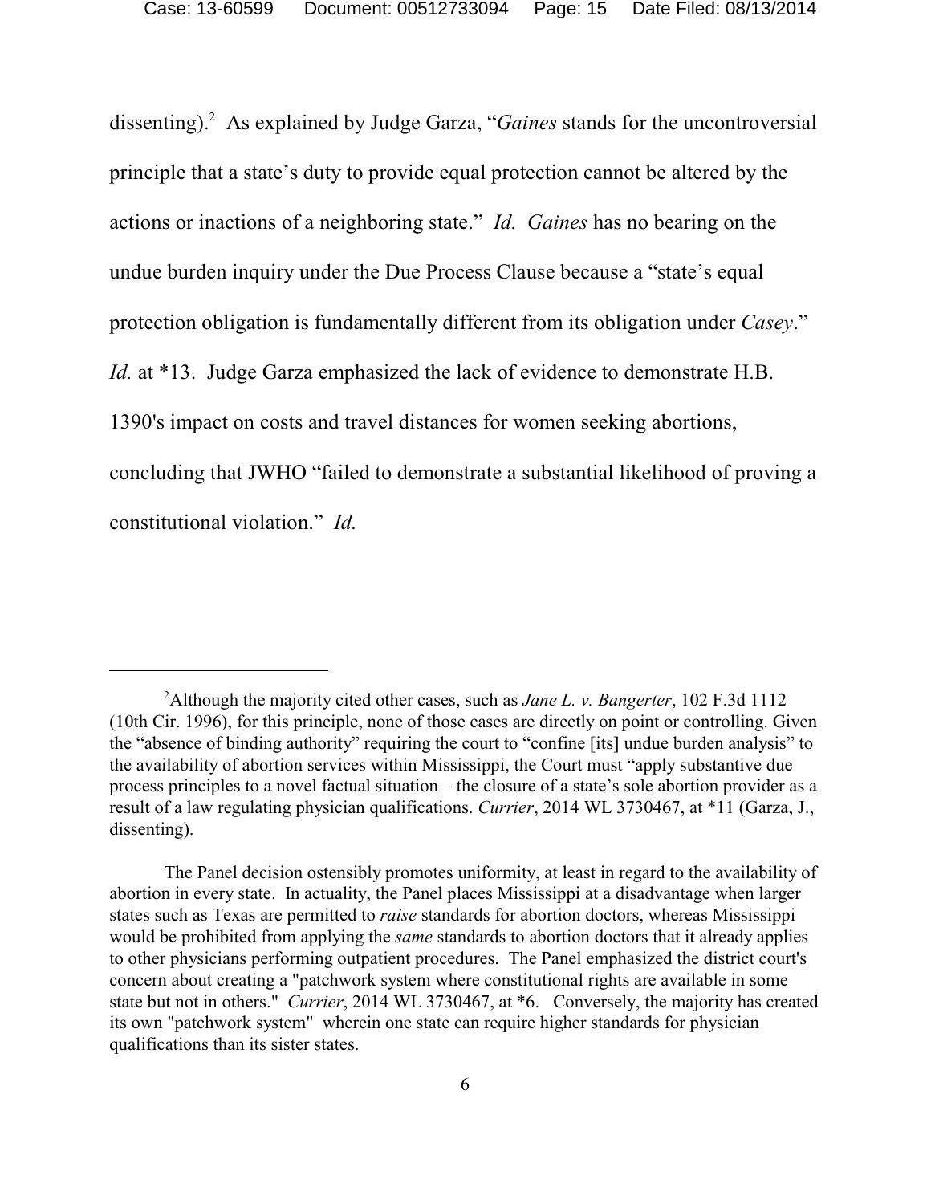dissenting).[2] As explained by Judge Garza, "*Gaines* stands for the uncontroversial principle that a state's duty to provide equal protection cannot be altered by the actions or inactions of a neighboring state." *Id.* *Gaines* has no bearing on the undue burden inquiry under the Due Process Clause because a "state's equal protection obligation is fundamentally different from its obligation under *Casey*." *Id.* at *13. Judge Garza emphasized the lack of evidence to demonstrate H.B. 1390's impact on costs and travel distances for women seeking abortions, concluding that JWHO "failed to demonstrate a substantial likelihood of proving a constitutional violation." *Id.*

---

[2]Although the majority cited other cases, such as *Jane L. v. Bangerter*, 102 F.3d 1112 (10th Cir. 1996), for this principle, none of those cases are directly on point or controlling. Given the "absence of binding authority" requiring the court to "confine [its] undue burden analysis" to the availability of abortion services within Mississippi, the Court must "apply substantive due process principles to a novel factual situation – the closure of a state's sole abortion provider as a result of a law regulating physician qualifications. *Currier*, 2014 WL 3730467, at *11 (Garza, J., dissenting).

The Panel decision ostensibly promotes uniformity, at least in regard to the availability of abortion in every state. In actuality, the Panel places Mississippi at a disadvantage when larger states such as Texas are permitted to *raise* standards for abortion doctors, whereas Mississippi would be prohibited from applying the *same* standards to abortion doctors that it already applies to other physicians performing outpatient procedures. The Panel emphasized the district court's concern about creating a "patchwork system where constitutional rights are available in some state but not in others." *Currier*, 2014 WL 3730467, at *6. Conversely, the majority has created its own "patchwork system" wherein one state can require higher standards for physician qualifications than its sister states.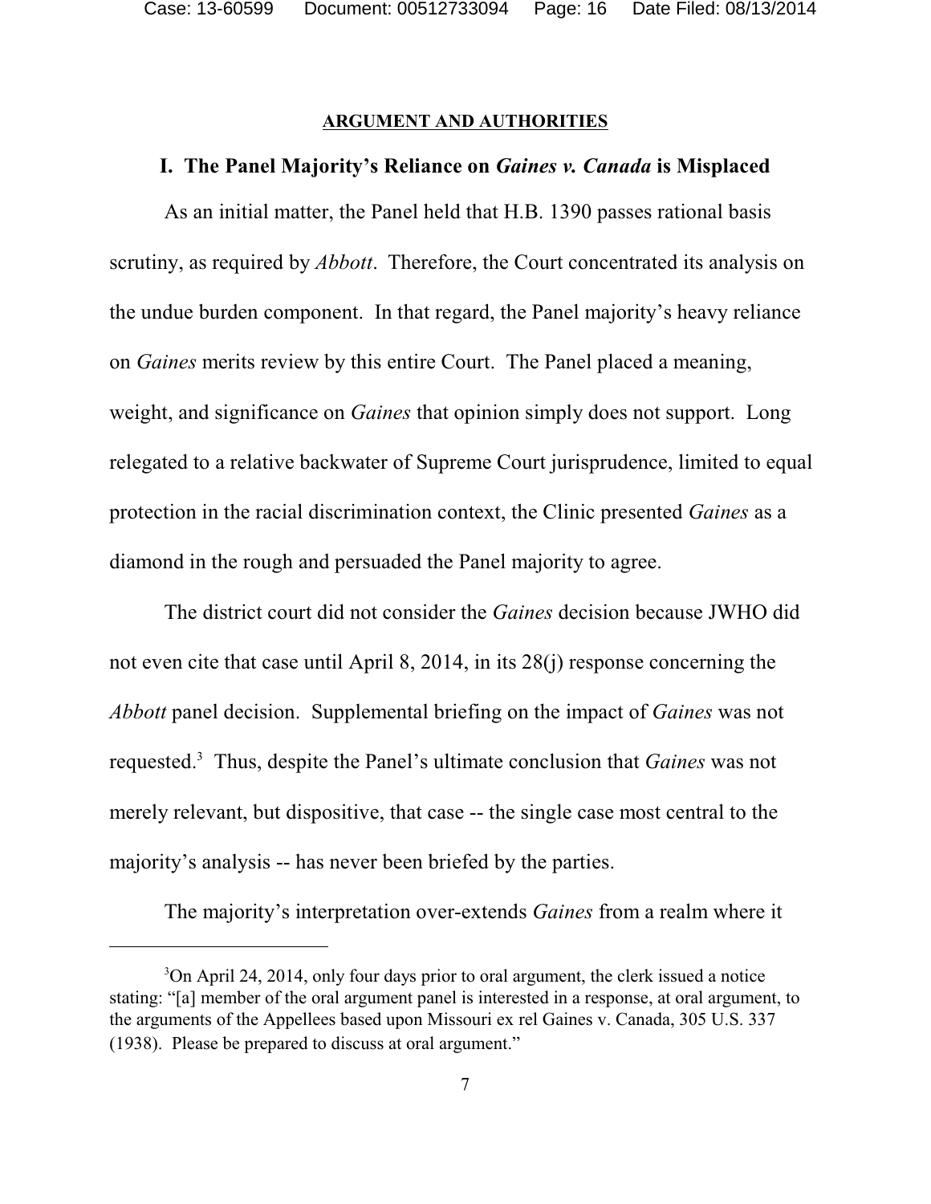## ARGUMENT AND AUTHORITIES

### I. The Panel Majority's Reliance on *Gaines v. Canada* is Misplaced

As an initial matter, the Panel held that H.B. 1390 passes rational basis scrutiny, as required by *Abbott*. Therefore, the Court concentrated its analysis on the undue burden component. In that regard, the Panel majority's heavy reliance on *Gaines* merits review by this entire Court. The Panel placed a meaning, weight, and significance on *Gaines* that opinion simply does not support. Long relegated to a relative backwater of Supreme Court jurisprudence, limited to equal protection in the racial discrimination context, the Clinic presented *Gaines* as a diamond in the rough and persuaded the Panel majority to agree.

The district court did not consider the *Gaines* decision because JWHO did not even cite that case until April 8, 2014, in its 28(j) response concerning the *Abbott* panel decision. Supplemental briefing on the impact of *Gaines* was not requested.[3] Thus, despite the Panel's ultimate conclusion that *Gaines* was not merely relevant, but dispositive, that case -- the single case most central to the majority's analysis -- has never been briefed by the parties.

The majority's interpretation over-extends *Gaines* from a realm where it

---

[3] On April 24, 2014, only four days prior to oral argument, the clerk issued a notice stating: "[a] member of the oral argument panel is interested in a response, at oral argument, to the arguments of the Appellees based upon Missouri ex rel Gaines v. Canada, 305 U.S. 337 (1938). Please be prepared to discuss at oral argument."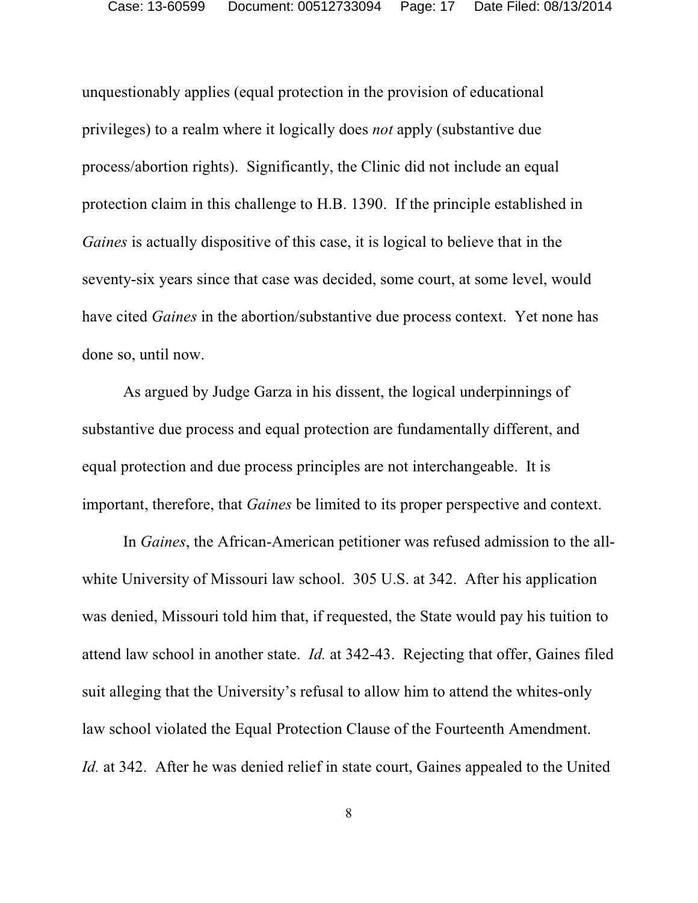unquestionably applies (equal protection in the provision of educational privileges) to a realm where it logically does *not* apply (substantive due process/abortion rights). Significantly, the Clinic did not include an equal protection claim in this challenge to H.B. 1390. If the principle established in *Gaines* is actually dispositive of this case, it is logical to believe that in the seventy-six years since that case was decided, some court, at some level, would have cited *Gaines* in the abortion/substantive due process context. Yet none has done so, until now.

As argued by Judge Garza in his dissent, the logical underpinnings of substantive due process and equal protection are fundamentally different, and equal protection and due process principles are not interchangeable. It is important, therefore, that *Gaines* be limited to its proper perspective and context.

In *Gaines*, the African-American petitioner was refused admission to the all-white University of Missouri law school. 305 U.S. at 342. After his application was denied, Missouri told him that, if requested, the State would pay his tuition to attend law school in another state. *Id.* at 342-43. Rejecting that offer, Gaines filed suit alleging that the University's refusal to allow him to attend the whites-only law school violated the Equal Protection Clause of the Fourteenth Amendment. *Id.* at 342. After he was denied relief in state court, Gaines appealed to the United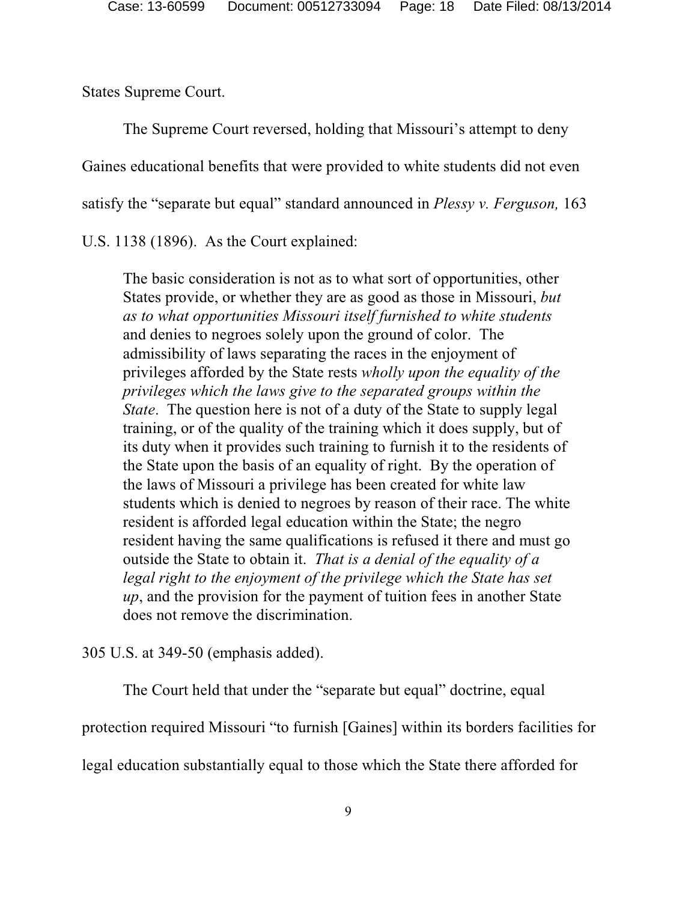States Supreme Court.

The Supreme Court reversed, holding that Missouri's attempt to deny Gaines educational benefits that were provided to white students did not even satisfy the "separate but equal" standard announced in *Plessy v. Ferguson,* 163 U.S. 1138 (1896). As the Court explained:

> The basic consideration is not as to what sort of opportunities, other States provide, or whether they are as good as those in Missouri, *but as to what opportunities Missouri itself furnished to white students* and denies to negroes solely upon the ground of color. The admissibility of laws separating the races in the enjoyment of privileges afforded by the State rests *wholly upon the equality of the privileges which the laws give to the separated groups within the State*. The question here is not of a duty of the State to supply legal training, or of the quality of the training which it does supply, but of its duty when it provides such training to furnish it to the residents of the State upon the basis of an equality of right. By the operation of the laws of Missouri a privilege has been created for white law students which is denied to negroes by reason of their race. The white resident is afforded legal education within the State; the negro resident having the same qualifications is refused it there and must go outside the State to obtain it. *That is a denial of the equality of a legal right to the enjoyment of the privilege which the State has set up*, and the provision for the payment of tuition fees in another State does not remove the discrimination.

305 U.S. at 349-50 (emphasis added).

The Court held that under the "separate but equal" doctrine, equal protection required Missouri "to furnish [Gaines] within its borders facilities for legal education substantially equal to those which the State there afforded for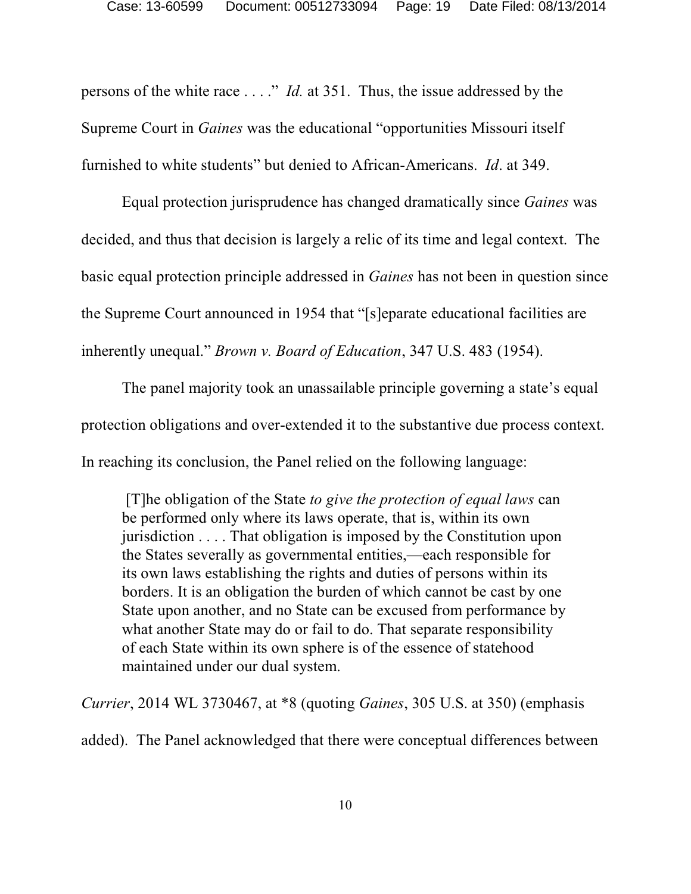persons of the white race . . . ." *Id.* at 351. Thus, the issue addressed by the Supreme Court in *Gaines* was the educational "opportunities Missouri itself furnished to white students" but denied to African-Americans. *Id*. at 349.

Equal protection jurisprudence has changed dramatically since *Gaines* was decided, and thus that decision is largely a relic of its time and legal context. The basic equal protection principle addressed in *Gaines* has not been in question since the Supreme Court announced in 1954 that "[s]eparate educational facilities are inherently unequal." *Brown v. Board of Education*, 347 U.S. 483 (1954).

The panel majority took an unassailable principle governing a state's equal protection obligations and over-extended it to the substantive due process context. In reaching its conclusion, the Panel relied on the following language:

> [T]he obligation of the State *to give the protection of equal laws* can be performed only where its laws operate, that is, within its own jurisdiction . . . . That obligation is imposed by the Constitution upon the States severally as governmental entities,—each responsible for its own laws establishing the rights and duties of persons within its borders. It is an obligation the burden of which cannot be cast by one State upon another, and no State can be excused from performance by what another State may do or fail to do. That separate responsibility of each State within its own sphere is of the essence of statehood maintained under our dual system.

*Currier*, 2014 WL 3730467, at *8 (quoting *Gaines*, 305 U.S. at 350) (emphasis added). The Panel acknowledged that there were conceptual differences between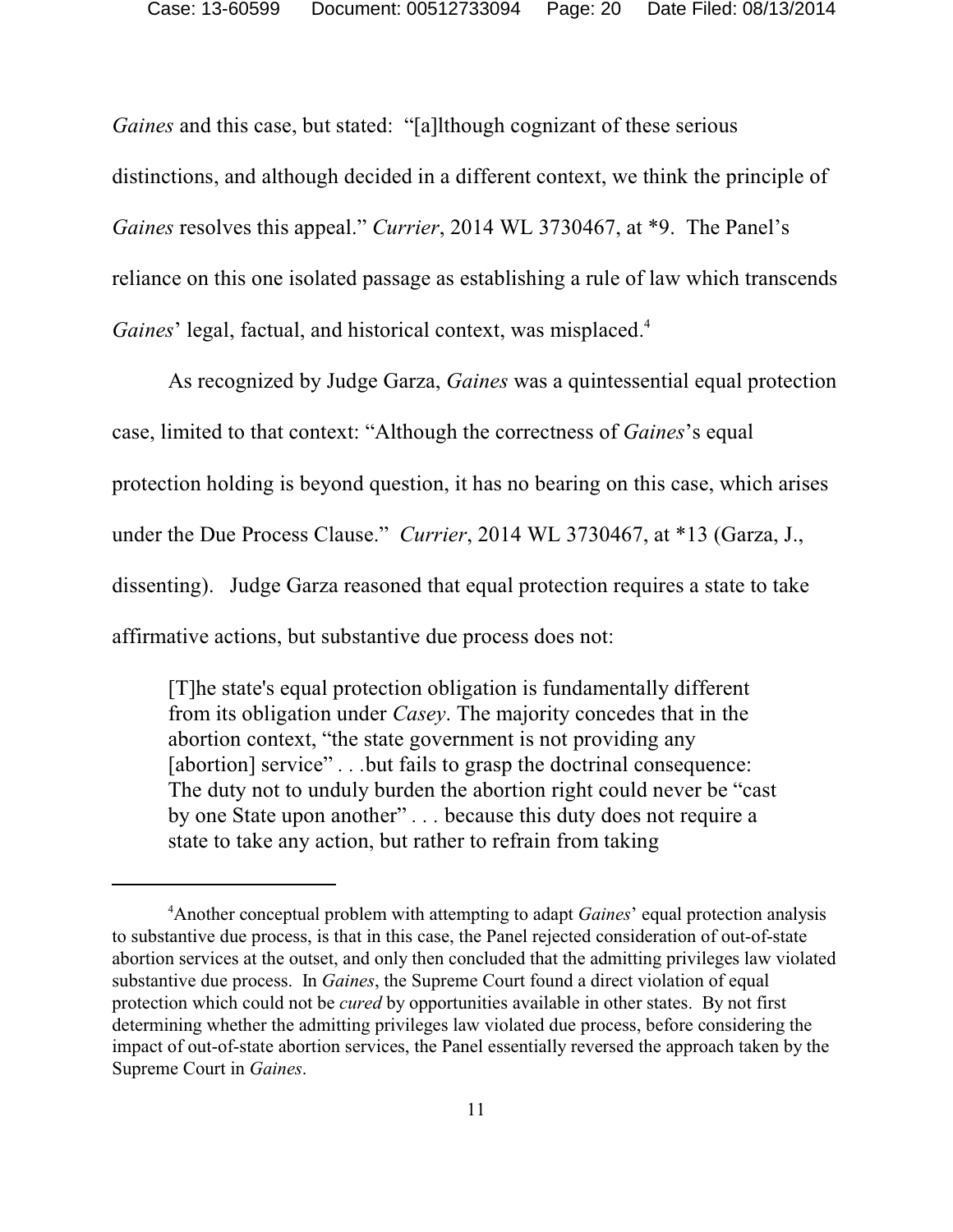*Gaines* and this case, but stated: "[a]lthough cognizant of these serious distinctions, and although decided in a different context, we think the principle of *Gaines* resolves this appeal." *Currier*, 2014 WL 3730467, at *9. The Panel's reliance on this one isolated passage as establishing a rule of law which transcends *Gaines*' legal, factual, and historical context, was misplaced.[4]

As recognized by Judge Garza, *Gaines* was a quintessential equal protection case, limited to that context: "Although the correctness of *Gaines*'s equal protection holding is beyond question, it has no bearing on this case, which arises under the Due Process Clause." *Currier*, 2014 WL 3730467, at *13 (Garza, J., dissenting). Judge Garza reasoned that equal protection requires a state to take affirmative actions, but substantive due process does not:

> [T]he state's equal protection obligation is fundamentally different from its obligation under *Casey*. The majority concedes that in the abortion context, "the state government is not providing any [abortion] service" . . .but fails to grasp the doctrinal consequence: The duty not to unduly burden the abortion right could never be "cast by one State upon another" . . . because this duty does not require a state to take any action, but rather to refrain from taking

---

[4] Another conceptual problem with attempting to adapt *Gaines*' equal protection analysis to substantive due process, is that in this case, the Panel rejected consideration of out-of-state abortion services at the outset, and only then concluded that the admitting privileges law violated substantive due process. In *Gaines*, the Supreme Court found a direct violation of equal protection which could not be *cured* by opportunities available in other states. By not first determining whether the admitting privileges law violated due process, before considering the impact of out-of-state abortion services, the Panel essentially reversed the approach taken by the Supreme Court in *Gaines*.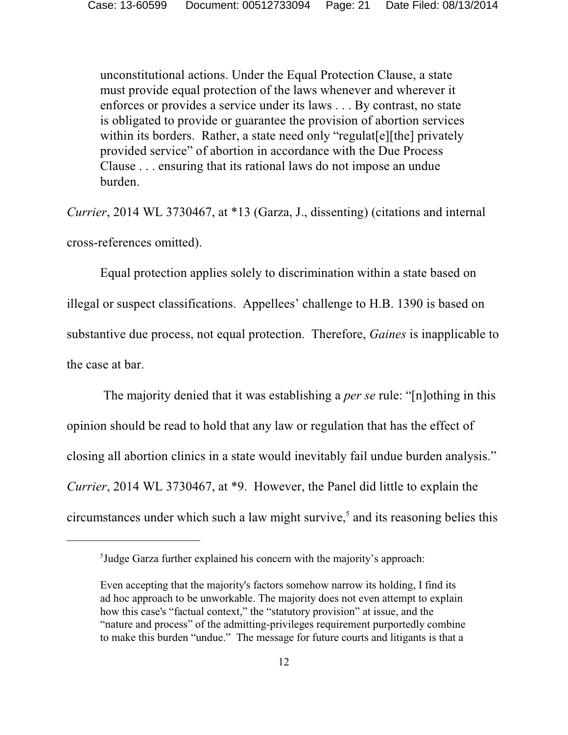> unconstitutional actions. Under the Equal Protection Clause, a state must provide equal protection of the laws whenever and wherever it enforces or provides a service under its laws . . . By contrast, no state is obligated to provide or guarantee the provision of abortion services within its borders. Rather, a state need only "regulat[e][the] privately provided service" of abortion in accordance with the Due Process Clause . . . ensuring that its rational laws do not impose an undue burden.

*Currier*, 2014 WL 3730467, at *13 (Garza, J., dissenting) (citations and internal cross-references omitted).

Equal protection applies solely to discrimination within a state based on illegal or suspect classifications. Appellees' challenge to H.B. 1390 is based on substantive due process, not equal protection. Therefore, *Gaines* is inapplicable to the case at bar.

The majority denied that it was establishing a *per se* rule: "[n]othing in this opinion should be read to hold that any law or regulation that has the effect of closing all abortion clinics in a state would inevitably fail undue burden analysis." *Currier*, 2014 WL 3730467, at *9. However, the Panel did little to explain the circumstances under which such a law might survive,[5] and its reasoning belies this

---

[5]Judge Garza further explained his concern with the majority's approach:

> Even accepting that the majority's factors somehow narrow its holding, I find its ad hoc approach to be unworkable. The majority does not even attempt to explain how this case's "factual context," the "statutory provision" at issue, and the "nature and process" of the admitting-privileges requirement purportedly combine to make this burden "undue." The message for future courts and litigants is that a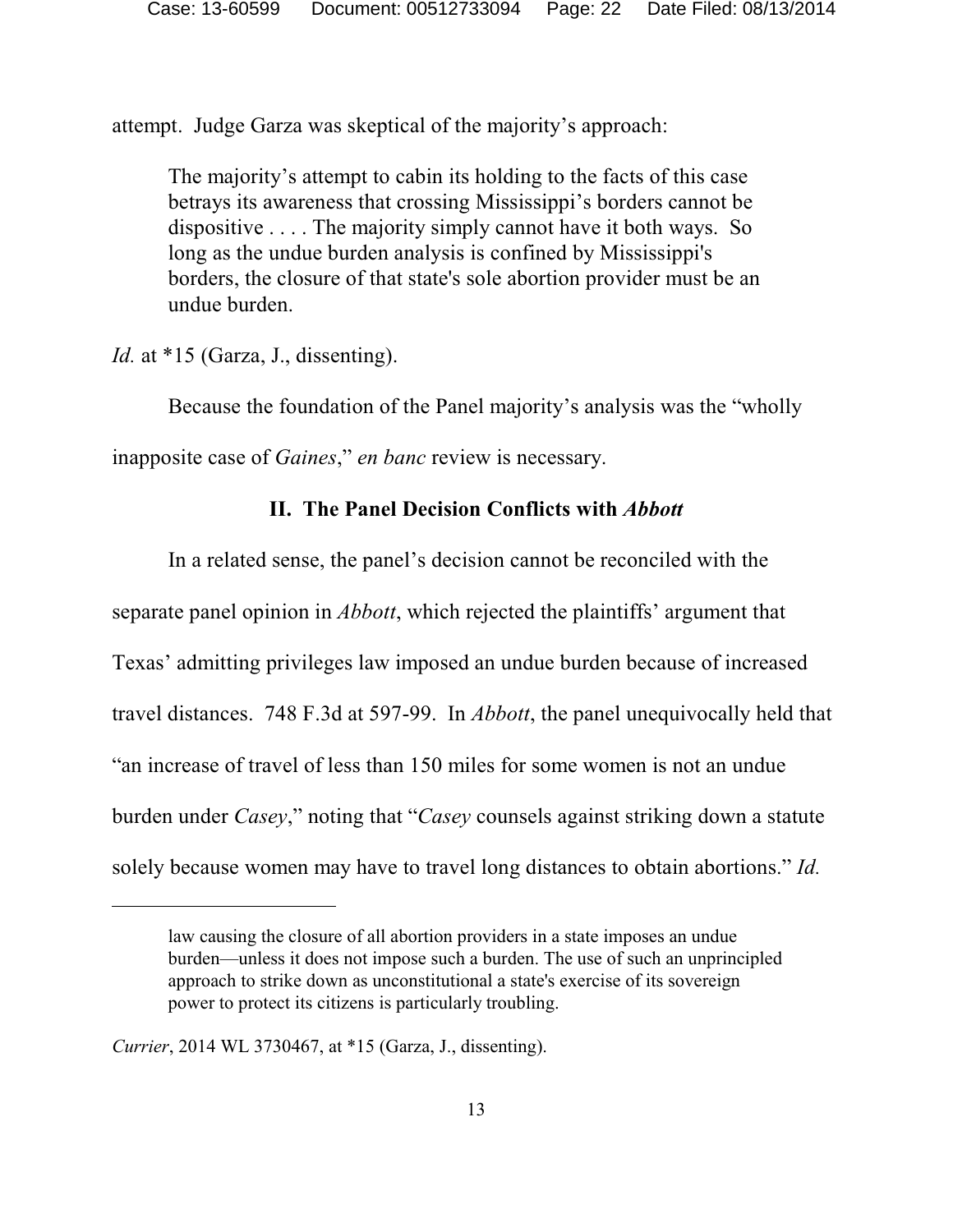attempt. Judge Garza was skeptical of the majority's approach:

> The majority's attempt to cabin its holding to the facts of this case betrays its awareness that crossing Mississippi's borders cannot be dispositive . . . . The majority simply cannot have it both ways. So long as the undue burden analysis is confined by Mississippi's borders, the closure of that state's sole abortion provider must be an undue burden.

*Id.* at *15 (Garza, J., dissenting).

Because the foundation of the Panel majority's analysis was the "wholly inapposite case of *Gaines*," *en banc* review is necessary.

## II. The Panel Decision Conflicts with *Abbott*

In a related sense, the panel's decision cannot be reconciled with the separate panel opinion in *Abbott*, which rejected the plaintiffs' argument that Texas' admitting privileges law imposed an undue burden because of increased travel distances. 748 F.3d at 597-99. In *Abbott*, the panel unequivocally held that "an increase of travel of less than 150 miles for some women is not an undue burden under *Casey*," noting that "*Casey* counsels against striking down a statute solely because women may have to travel long distances to obtain abortions." *Id.*

---

> law causing the closure of all abortion providers in a state imposes an undue burden—unless it does not impose such a burden. The use of such an unprincipled approach to strike down as unconstitutional a state's exercise of its sovereign power to protect its citizens is particularly troubling.

*Currier*, 2014 WL 3730467, at *15 (Garza, J., dissenting).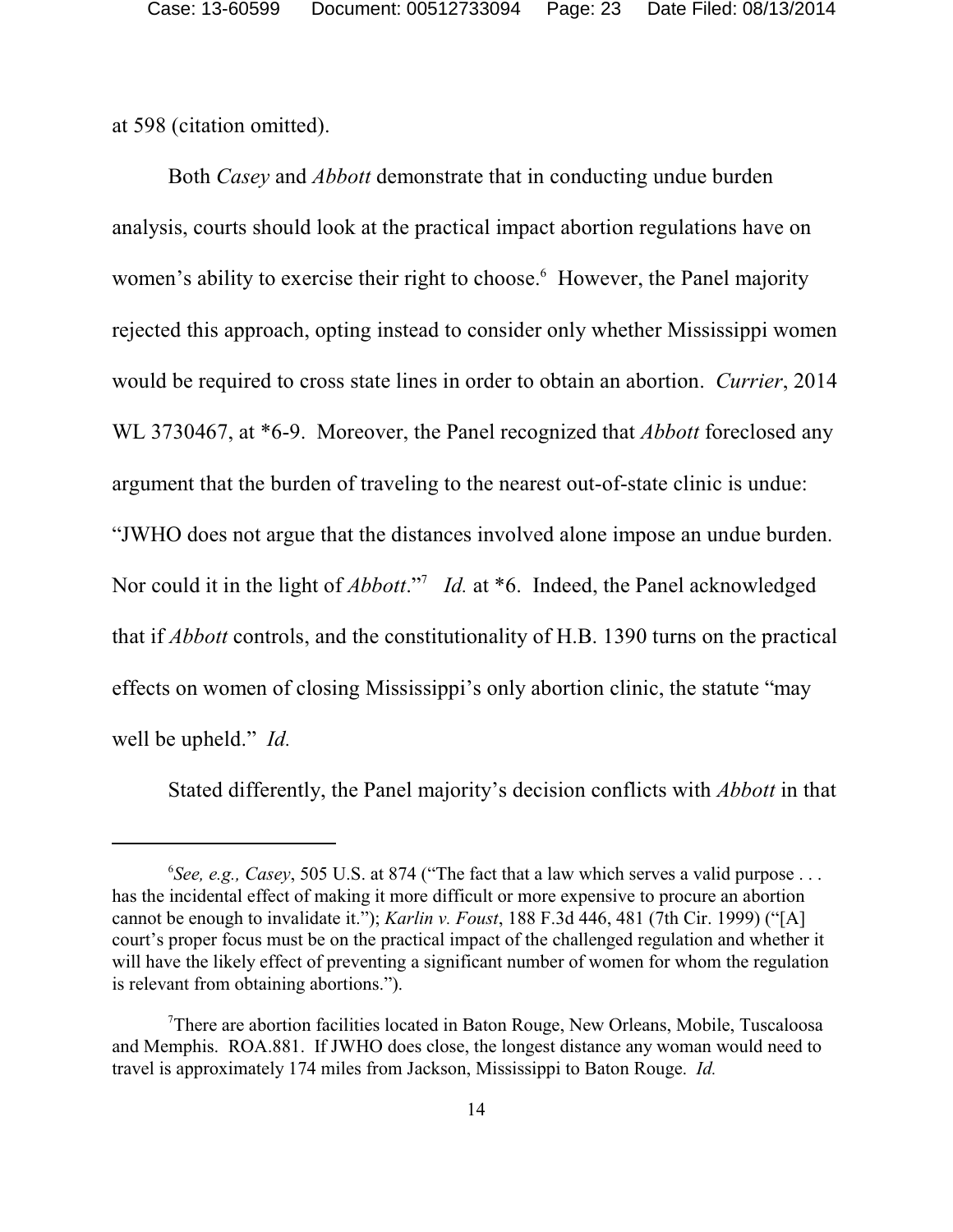at 598 (citation omitted).

Both *Casey* and *Abbott* demonstrate that in conducting undue burden analysis, courts should look at the practical impact abortion regulations have on women's ability to exercise their right to choose.[6] However, the Panel majority rejected this approach, opting instead to consider only whether Mississippi women would be required to cross state lines in order to obtain an abortion. *Currier*, 2014 WL 3730467, at *6-9. Moreover, the Panel recognized that *Abbott* foreclosed any argument that the burden of traveling to the nearest out-of-state clinic is undue: "JWHO does not argue that the distances involved alone impose an undue burden. Nor could it in the light of *Abbott*."[7] *Id.* at *6. Indeed, the Panel acknowledged that if *Abbott* controls, and the constitutionality of H.B. 1390 turns on the practical effects on women of closing Mississippi's only abortion clinic, the statute "may well be upheld." *Id.*

Stated differently, the Panel majority's decision conflicts with *Abbott* in that

---

[6] *See, e.g., Casey*, 505 U.S. at 874 ("The fact that a law which serves a valid purpose . . . has the incidental effect of making it more difficult or more expensive to procure an abortion cannot be enough to invalidate it."); *Karlin v. Foust*, 188 F.3d 446, 481 (7th Cir. 1999) ("[A] court's proper focus must be on the practical impact of the challenged regulation and whether it will have the likely effect of preventing a significant number of women for whom the regulation is relevant from obtaining abortions.").

[7] There are abortion facilities located in Baton Rouge, New Orleans, Mobile, Tuscaloosa and Memphis. ROA.881. If JWHO does close, the longest distance any woman would need to travel is approximately 174 miles from Jackson, Mississippi to Baton Rouge. *Id.*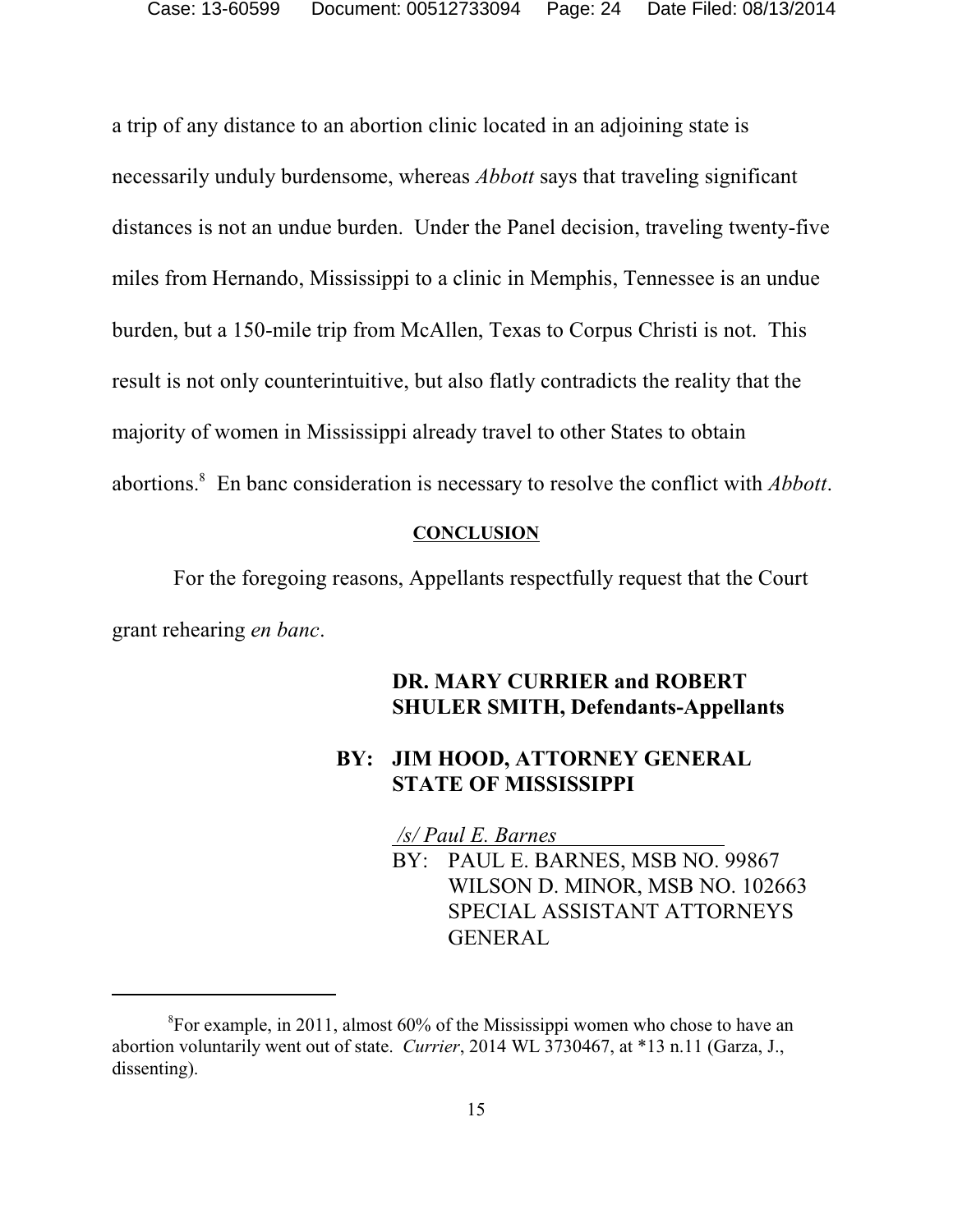a trip of any distance to an abortion clinic located in an adjoining state is necessarily unduly burdensome, whereas *Abbott* says that traveling significant distances is not an undue burden. Under the Panel decision, traveling twenty-five miles from Hernando, Mississippi to a clinic in Memphis, Tennessee is an undue burden, but a 150-mile trip from McAllen, Texas to Corpus Christi is not. This result is not only counterintuitive, but also flatly contradicts the reality that the majority of women in Mississippi already travel to other States to obtain abortions.[8] En banc consideration is necessary to resolve the conflict with *Abbott*.

**CONCLUSION**

For the foregoing reasons, Appellants respectfully request that the Court grant rehearing *en banc*.

**DR. MARY CURRIER and ROBERT SHULER SMITH, Defendants-Appellants**

**BY: JIM HOOD, ATTORNEY GENERAL STATE OF MISSISSIPPI**

*/s/ Paul E. Barnes*
BY: PAUL E. BARNES, MSB NO. 99867
WILSON D. MINOR, MSB NO. 102663
SPECIAL ASSISTANT ATTORNEYS GENERAL

---

[8] For example, in 2011, almost 60% of the Mississippi women who chose to have an abortion voluntarily went out of state. *Currier*, 2014 WL 3730467, at *13 n.11 (Garza, J., dissenting).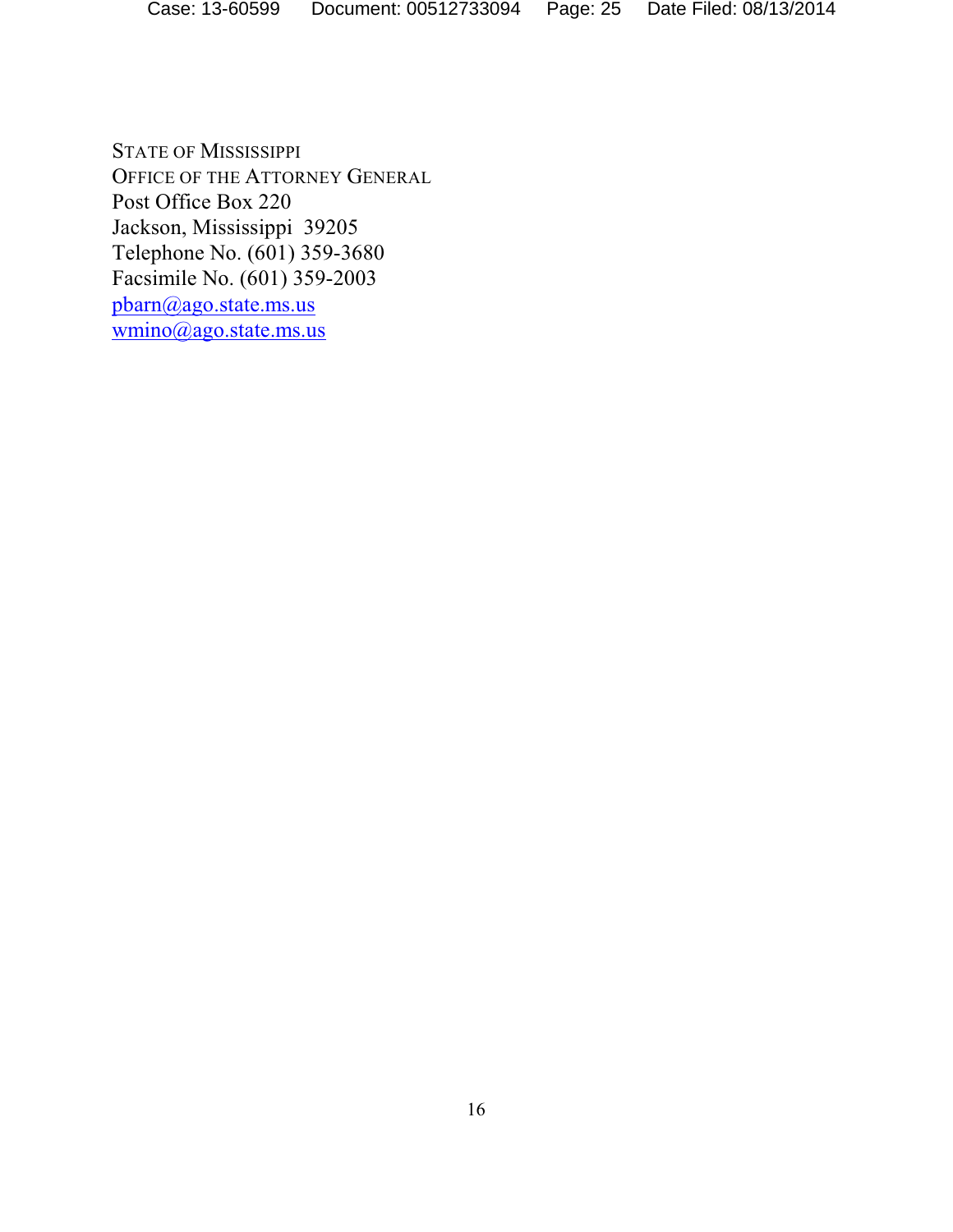STATE OF MISSISSIPPI
OFFICE OF THE ATTORNEY GENERAL
Post Office Box 220
Jackson, Mississippi 39205
Telephone No. (601) 359-3680
Facsimile No. (601) 359-2003
pbarn@ago.state.ms.us
wmino@ago.state.ms.us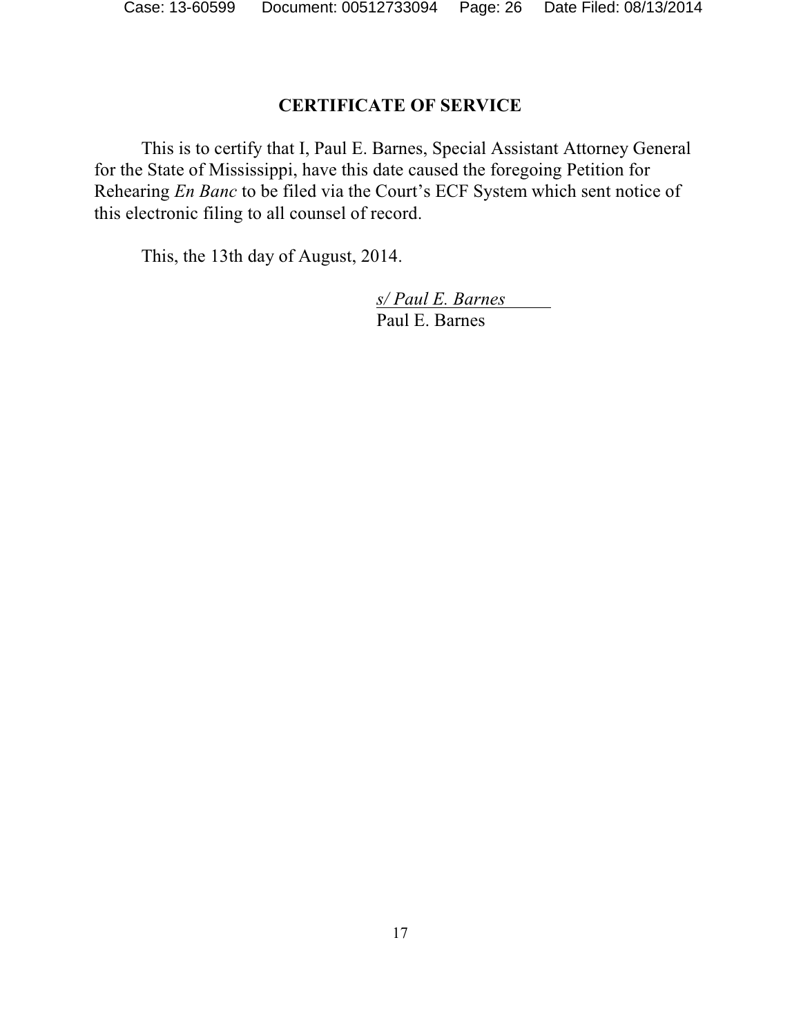## CERTIFICATE OF SERVICE

This is to certify that I, Paul E. Barnes, Special Assistant Attorney General for the State of Mississippi, have this date caused the foregoing Petition for Rehearing *En Banc* to be filed via the Court's ECF System which sent notice of this electronic filing to all counsel of record.

This, the 13th day of August, 2014.

*s/ Paul E. Barnes*
Paul E. Barnes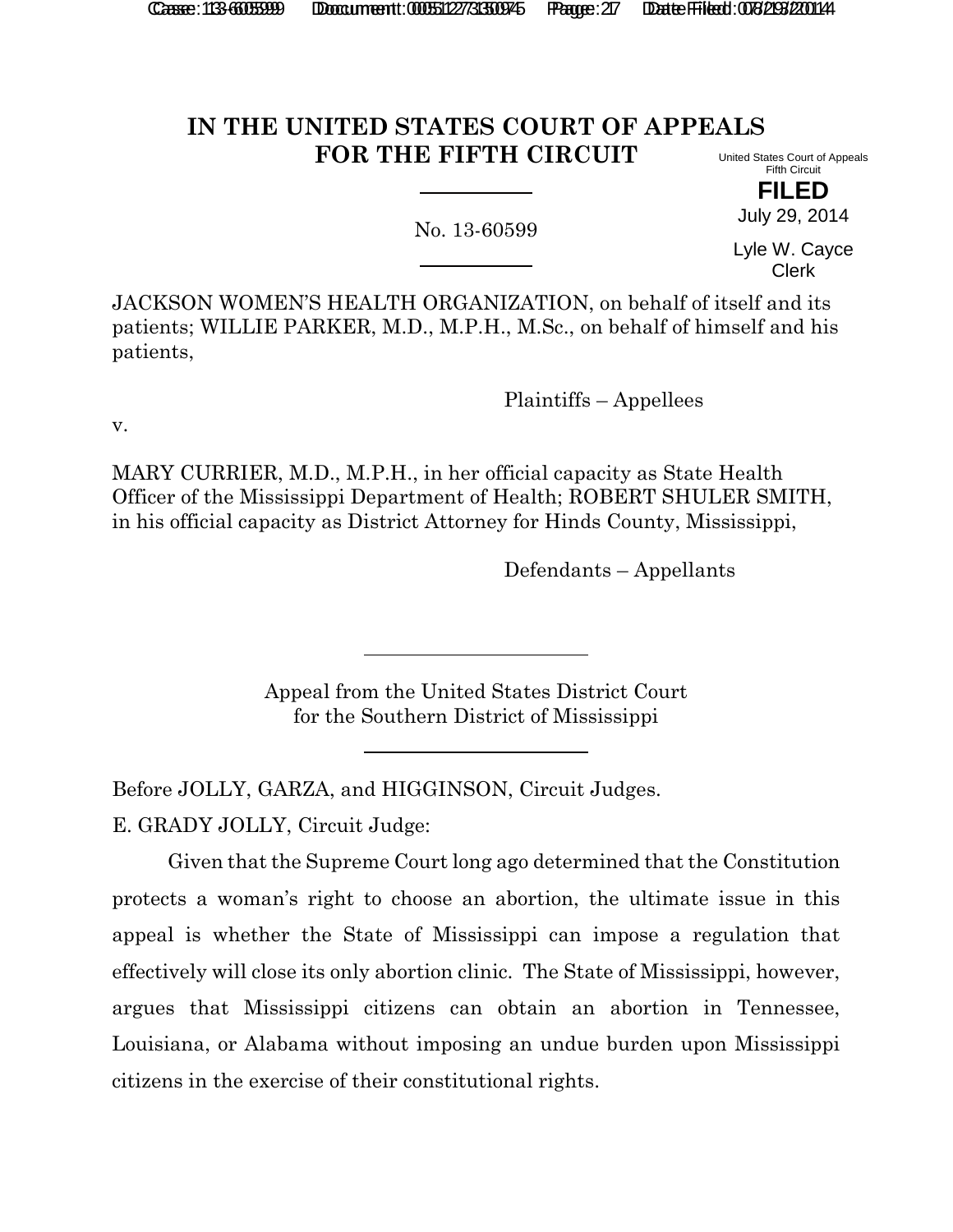# IN THE UNITED STATES COURT OF APPEALS FOR THE FIFTH CIRCUIT

United States Court of Appeals
Fifth Circuit

**FILED**

July 29, 2014

Lyle W. Cayce
Clerk

No. 13-60599

JACKSON WOMEN'S HEALTH ORGANIZATION, on behalf of itself and its patients; WILLIE PARKER, M.D., M.P.H., M.Sc., on behalf of himself and his patients,

Plaintiffs – Appellees

v.

MARY CURRIER, M.D., M.P.H., in her official capacity as State Health Officer of the Mississippi Department of Health; ROBERT SHULER SMITH, in his official capacity as District Attorney for Hinds County, Mississippi,

Defendants – Appellants

Appeal from the United States District Court
for the Southern District of Mississippi

Before JOLLY, GARZA, and HIGGINSON, Circuit Judges.

E. GRADY JOLLY, Circuit Judge:

Given that the Supreme Court long ago determined that the Constitution protects a woman's right to choose an abortion, the ultimate issue in this appeal is whether the State of Mississippi can impose a regulation that effectively will close its only abortion clinic. The State of Mississippi, however, argues that Mississippi citizens can obtain an abortion in Tennessee, Louisiana, or Alabama without imposing an undue burden upon Mississippi citizens in the exercise of their constitutional rights.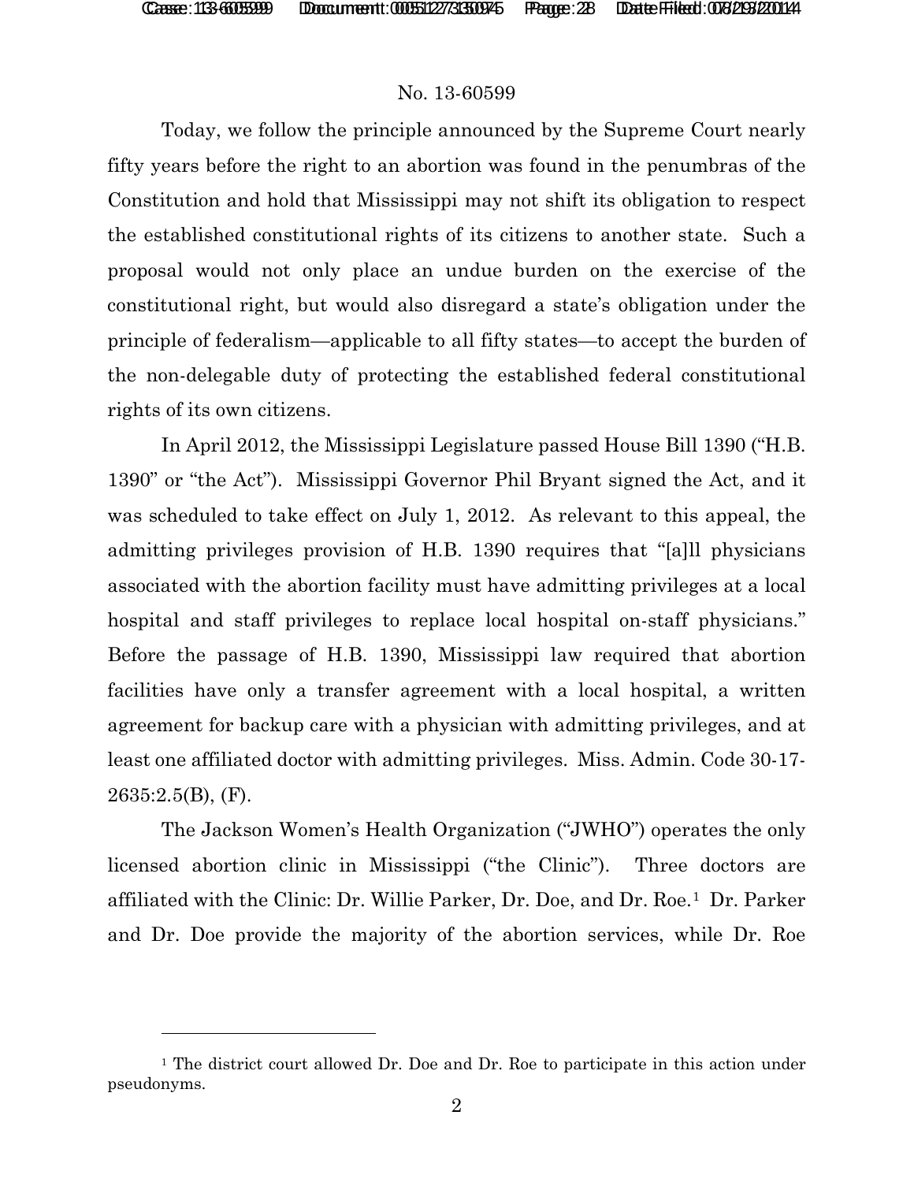Today, we follow the principle announced by the Supreme Court nearly fifty years before the right to an abortion was found in the penumbras of the Constitution and hold that Mississippi may not shift its obligation to respect the established constitutional rights of its citizens to another state. Such a proposal would not only place an undue burden on the exercise of the constitutional right, but would also disregard a state's obligation under the principle of federalism—applicable to all fifty states—to accept the burden of the non-delegable duty of protecting the established federal constitutional rights of its own citizens.

In April 2012, the Mississippi Legislature passed House Bill 1390 ("H.B. 1390" or "the Act"). Mississippi Governor Phil Bryant signed the Act, and it was scheduled to take effect on July 1, 2012. As relevant to this appeal, the admitting privileges provision of H.B. 1390 requires that "[a]ll physicians associated with the abortion facility must have admitting privileges at a local hospital and staff privileges to replace local hospital on-staff physicians." Before the passage of H.B. 1390, Mississippi law required that abortion facilities have only a transfer agreement with a local hospital, a written agreement for backup care with a physician with admitting privileges, and at least one affiliated doctor with admitting privileges. Miss. Admin. Code 30-17-2635:2.5(B), (F).

The Jackson Women's Health Organization ("JWHO") operates the only licensed abortion clinic in Mississippi ("the Clinic"). Three doctors are affiliated with the Clinic: Dr. Willie Parker, Dr. Doe, and Dr. Roe.[1] Dr. Parker and Dr. Doe provide the majority of the abortion services, while Dr. Roe

[1] The district court allowed Dr. Doe and Dr. Roe to participate in this action under pseudonyms.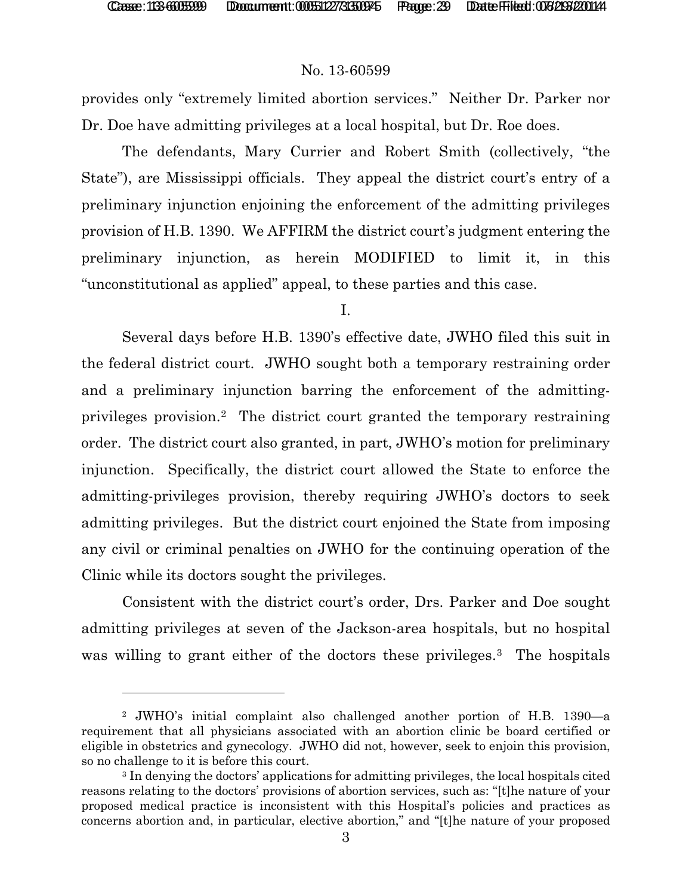provides only "extremely limited abortion services." Neither Dr. Parker nor Dr. Doe have admitting privileges at a local hospital, but Dr. Roe does.

The defendants, Mary Currier and Robert Smith (collectively, "the State"), are Mississippi officials. They appeal the district court's entry of a preliminary injunction enjoining the enforcement of the admitting privileges provision of H.B. 1390. We AFFIRM the district court's judgment entering the preliminary injunction, as herein MODIFIED to limit it, in this "unconstitutional as applied" appeal, to these parties and this case.

I.

Several days before H.B. 1390's effective date, JWHO filed this suit in the federal district court. JWHO sought both a temporary restraining order and a preliminary injunction barring the enforcement of the admitting-privileges provision.[2] The district court granted the temporary restraining order. The district court also granted, in part, JWHO's motion for preliminary injunction. Specifically, the district court allowed the State to enforce the admitting-privileges provision, thereby requiring JWHO's doctors to seek admitting privileges. But the district court enjoined the State from imposing any civil or criminal penalties on JWHO for the continuing operation of the Clinic while its doctors sought the privileges.

Consistent with the district court's order, Drs. Parker and Doe sought admitting privileges at seven of the Jackson-area hospitals, but no hospital was willing to grant either of the doctors these privileges.[3] The hospitals

[2] JWHO's initial complaint also challenged another portion of H.B. 1390—a requirement that all physicians associated with an abortion clinic be board certified or eligible in obstetrics and gynecology. JWHO did not, however, seek to enjoin this provision, so no challenge to it is before this court.

[3] In denying the doctors' applications for admitting privileges, the local hospitals cited reasons relating to the doctors' provisions of abortion services, such as: "[t]he nature of your proposed medical practice is inconsistent with this Hospital's policies and practices as concerns abortion and, in particular, elective abortion," and "[t]he nature of your proposed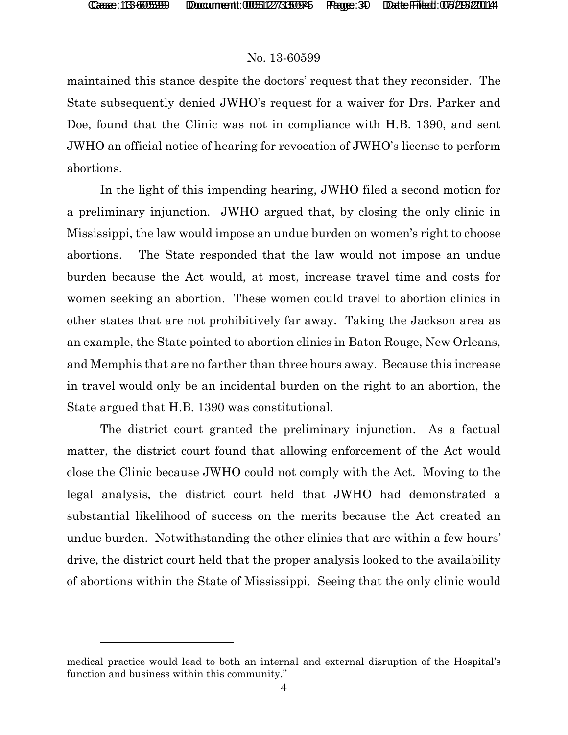maintained this stance despite the doctors' request that they reconsider. The State subsequently denied JWHO's request for a waiver for Drs. Parker and Doe, found that the Clinic was not in compliance with H.B. 1390, and sent JWHO an official notice of hearing for revocation of JWHO's license to perform abortions.

In the light of this impending hearing, JWHO filed a second motion for a preliminary injunction. JWHO argued that, by closing the only clinic in Mississippi, the law would impose an undue burden on women's right to choose abortions. The State responded that the law would not impose an undue burden because the Act would, at most, increase travel time and costs for women seeking an abortion. These women could travel to abortion clinics in other states that are not prohibitively far away. Taking the Jackson area as an example, the State pointed to abortion clinics in Baton Rouge, New Orleans, and Memphis that are no farther than three hours away. Because this increase in travel would only be an incidental burden on the right to an abortion, the State argued that H.B. 1390 was constitutional.

The district court granted the preliminary injunction. As a factual matter, the district court found that allowing enforcement of the Act would close the Clinic because JWHO could not comply with the Act. Moving to the legal analysis, the district court held that JWHO had demonstrated a substantial likelihood of success on the merits because the Act created an undue burden. Notwithstanding the other clinics that are within a few hours' drive, the district court held that the proper analysis looked to the availability of abortions within the State of Mississippi. Seeing that the only clinic would

---

medical practice would lead to both an internal and external disruption of the Hospital's function and business within this community."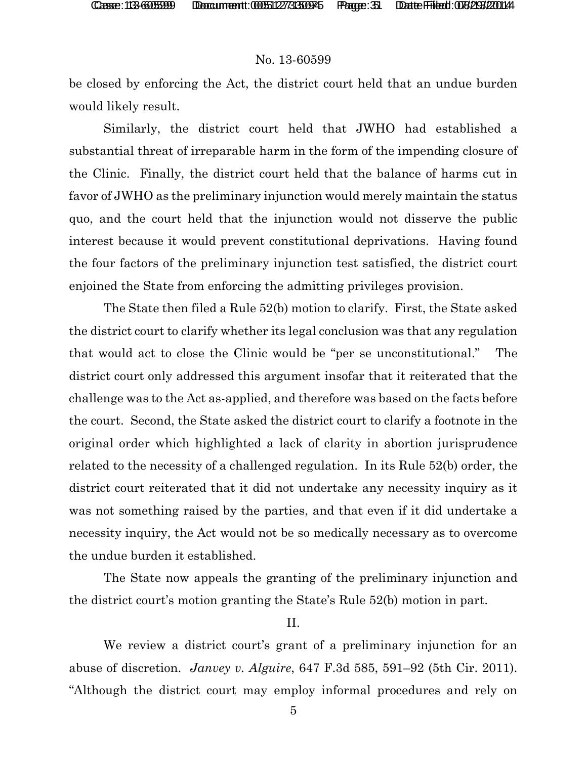be closed by enforcing the Act, the district court held that an undue burden would likely result.

Similarly, the district court held that JWHO had established a substantial threat of irreparable harm in the form of the impending closure of the Clinic. Finally, the district court held that the balance of harms cut in favor of JWHO as the preliminary injunction would merely maintain the status quo, and the court held that the injunction would not disserve the public interest because it would prevent constitutional deprivations. Having found the four factors of the preliminary injunction test satisfied, the district court enjoined the State from enforcing the admitting privileges provision.

The State then filed a Rule 52(b) motion to clarify. First, the State asked the district court to clarify whether its legal conclusion was that any regulation that would act to close the Clinic would be "per se unconstitutional." The district court only addressed this argument insofar that it reiterated that the challenge was to the Act as-applied, and therefore was based on the facts before the court. Second, the State asked the district court to clarify a footnote in the original order which highlighted a lack of clarity in abortion jurisprudence related to the necessity of a challenged regulation. In its Rule 52(b) order, the district court reiterated that it did not undertake any necessity inquiry as it was not something raised by the parties, and that even if it did undertake a necessity inquiry, the Act would not be so medically necessary as to overcome the undue burden it established.

The State now appeals the granting of the preliminary injunction and the district court's motion granting the State's Rule 52(b) motion in part.

## II.

We review a district court's grant of a preliminary injunction for an abuse of discretion. *Janvey v. Alguire*, 647 F.3d 585, 591–92 (5th Cir. 2011). "Although the district court may employ informal procedures and rely on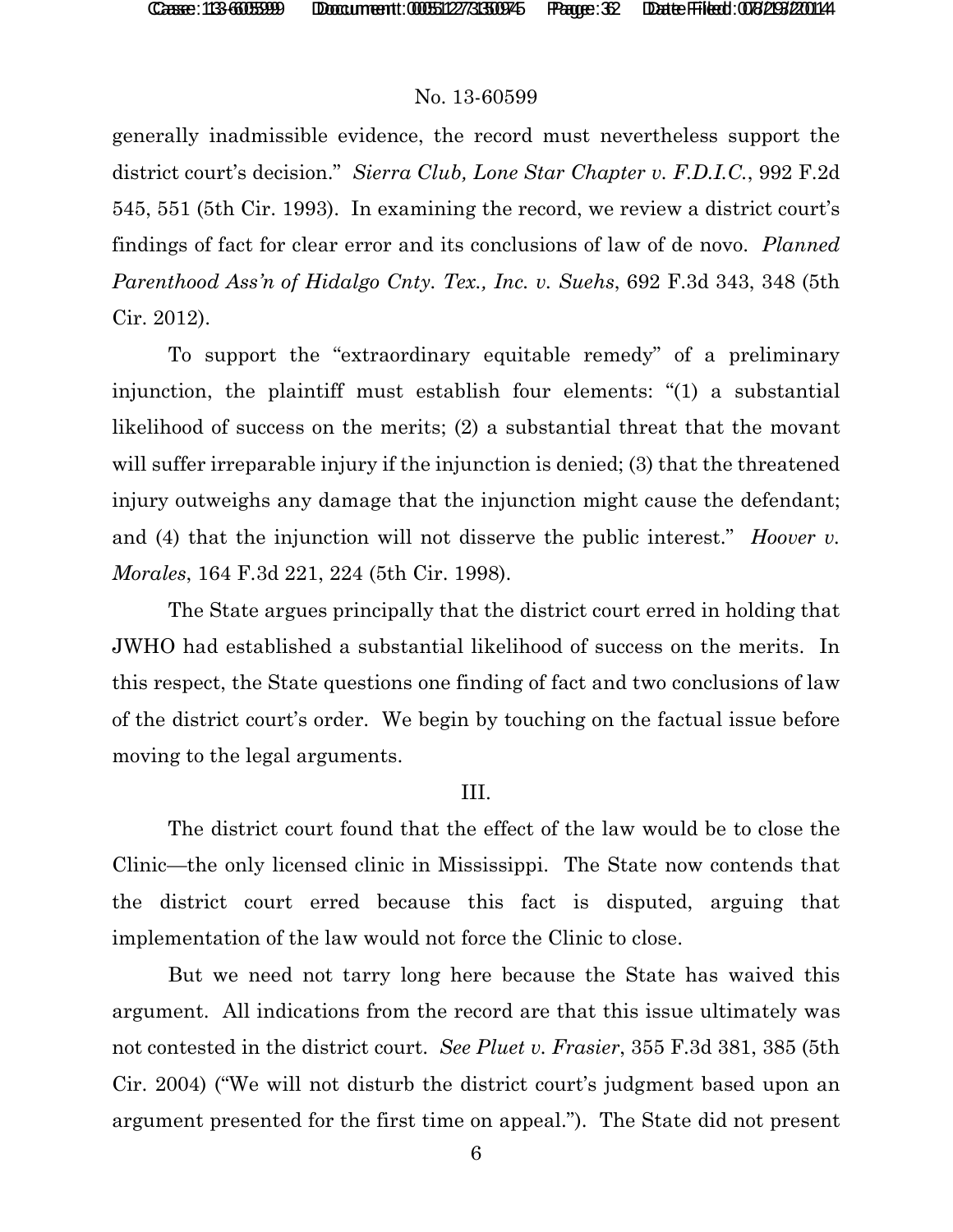generally inadmissible evidence, the record must nevertheless support the district court's decision." *Sierra Club, Lone Star Chapter v. F.D.I.C.*, 992 F.2d 545, 551 (5th Cir. 1993). In examining the record, we review a district court's findings of fact for clear error and its conclusions of law of de novo. *Planned Parenthood Ass'n of Hidalgo Cnty. Tex., Inc. v. Suehs*, 692 F.3d 343, 348 (5th Cir. 2012).

To support the "extraordinary equitable remedy" of a preliminary injunction, the plaintiff must establish four elements: "(1) a substantial likelihood of success on the merits; (2) a substantial threat that the movant will suffer irreparable injury if the injunction is denied; (3) that the threatened injury outweighs any damage that the injunction might cause the defendant; and (4) that the injunction will not disserve the public interest." *Hoover v. Morales*, 164 F.3d 221, 224 (5th Cir. 1998).

The State argues principally that the district court erred in holding that JWHO had established a substantial likelihood of success on the merits. In this respect, the State questions one finding of fact and two conclusions of law of the district court's order. We begin by touching on the factual issue before moving to the legal arguments.

## III.

The district court found that the effect of the law would be to close the Clinic—the only licensed clinic in Mississippi. The State now contends that the district court erred because this fact is disputed, arguing that implementation of the law would not force the Clinic to close.

But we need not tarry long here because the State has waived this argument. All indications from the record are that this issue ultimately was not contested in the district court. *See Pluet v. Frasier*, 355 F.3d 381, 385 (5th Cir. 2004) ("We will not disturb the district court's judgment based upon an argument presented for the first time on appeal."). The State did not present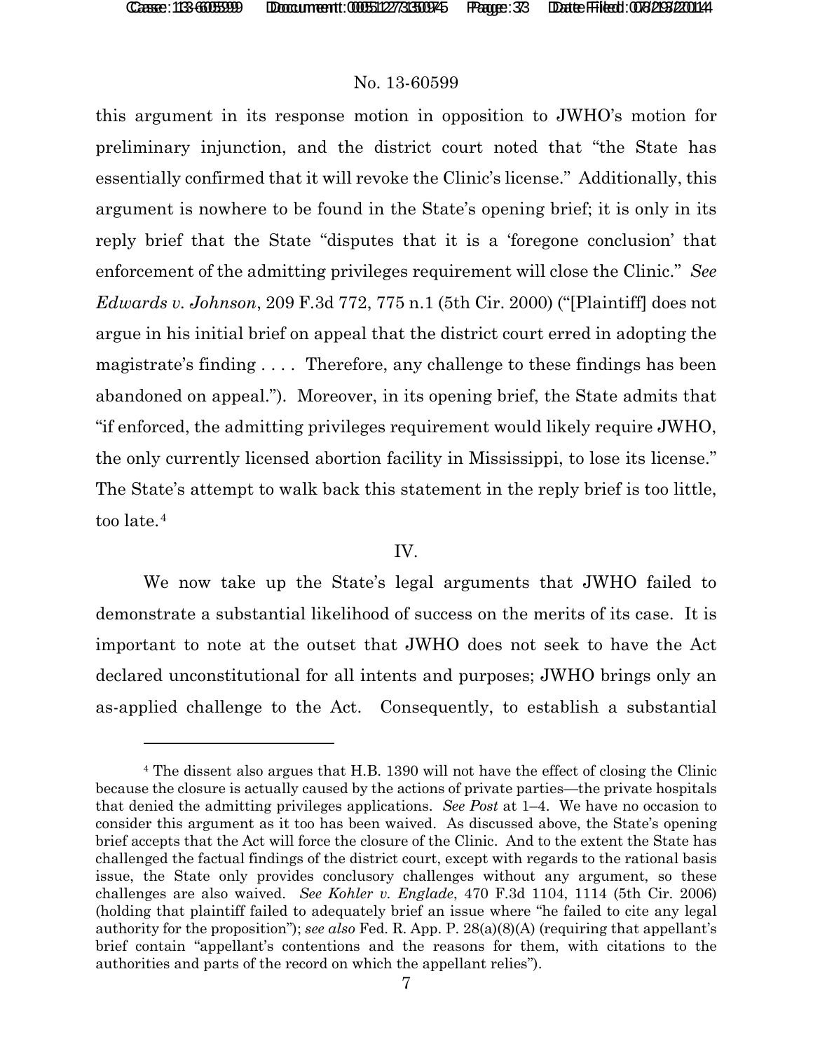this argument in its response motion in opposition to JWHO's motion for preliminary injunction, and the district court noted that "the State has essentially confirmed that it will revoke the Clinic's license." Additionally, this argument is nowhere to be found in the State's opening brief; it is only in its reply brief that the State "disputes that it is a 'foregone conclusion' that enforcement of the admitting privileges requirement will close the Clinic." *See Edwards v. Johnson*, 209 F.3d 772, 775 n.1 (5th Cir. 2000) ("[Plaintiff] does not argue in his initial brief on appeal that the district court erred in adopting the magistrate's finding . . . . Therefore, any challenge to these findings has been abandoned on appeal."). Moreover, in its opening brief, the State admits that "if enforced, the admitting privileges requirement would likely require JWHO, the only currently licensed abortion facility in Mississippi, to lose its license." The State's attempt to walk back this statement in the reply brief is too little, too late.[4]

## IV.

We now take up the State's legal arguments that JWHO failed to demonstrate a substantial likelihood of success on the merits of its case. It is important to note at the outset that JWHO does not seek to have the Act declared unconstitutional for all intents and purposes; JWHO brings only an as-applied challenge to the Act. Consequently, to establish a substantial

---

[4] The dissent also argues that H.B. 1390 will not have the effect of closing the Clinic because the closure is actually caused by the actions of private parties—the private hospitals that denied the admitting privileges applications. *See Post* at 1–4. We have no occasion to consider this argument as it too has been waived. As discussed above, the State's opening brief accepts that the Act will force the closure of the Clinic. And to the extent the State has challenged the factual findings of the district court, except with regards to the rational basis issue, the State only provides conclusory challenges without any argument, so these challenges are also waived. *See Kohler v. Englade*, 470 F.3d 1104, 1114 (5th Cir. 2006) (holding that plaintiff failed to adequately brief an issue where "he failed to cite any legal authority for the proposition"); *see also* Fed. R. App. P. 28(a)(8)(A) (requiring that appellant's brief contain "appellant's contentions and the reasons for them, with citations to the authorities and parts of the record on which the appellant relies").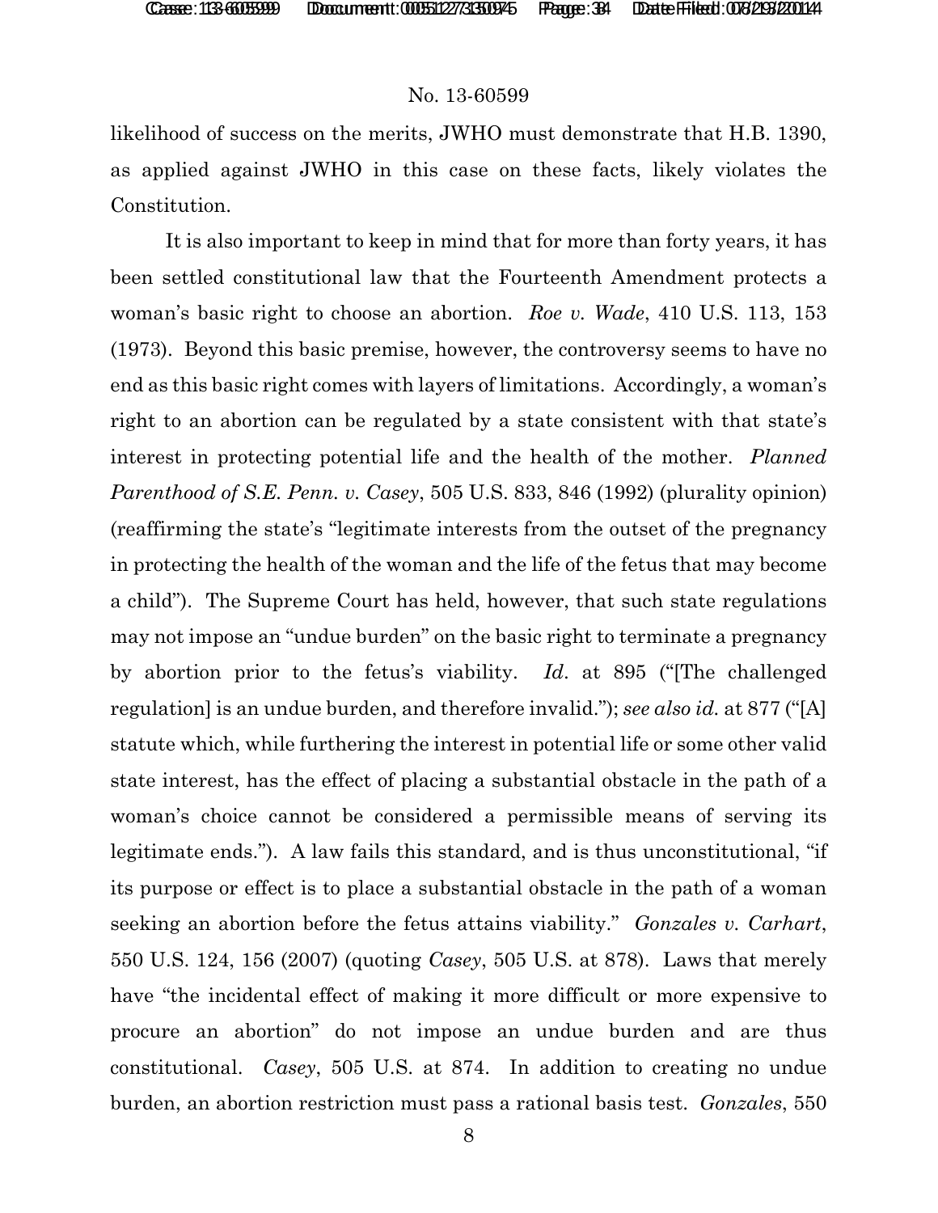likelihood of success on the merits, JWHO must demonstrate that H.B. 1390, as applied against JWHO in this case on these facts, likely violates the Constitution.

It is also important to keep in mind that for more than forty years, it has been settled constitutional law that the Fourteenth Amendment protects a woman's basic right to choose an abortion. *Roe v. Wade*, 410 U.S. 113, 153 (1973). Beyond this basic premise, however, the controversy seems to have no end as this basic right comes with layers of limitations. Accordingly, a woman's right to an abortion can be regulated by a state consistent with that state's interest in protecting potential life and the health of the mother. *Planned Parenthood of S.E. Penn. v. Casey*, 505 U.S. 833, 846 (1992) (plurality opinion) (reaffirming the state's "legitimate interests from the outset of the pregnancy in protecting the health of the woman and the life of the fetus that may become a child"). The Supreme Court has held, however, that such state regulations may not impose an "undue burden" on the basic right to terminate a pregnancy by abortion prior to the fetus's viability. *Id.* at 895 ("[The challenged regulation] is an undue burden, and therefore invalid."); *see also id.* at 877 ("[A] statute which, while furthering the interest in potential life or some other valid state interest, has the effect of placing a substantial obstacle in the path of a woman's choice cannot be considered a permissible means of serving its legitimate ends."). A law fails this standard, and is thus unconstitutional, "if its purpose or effect is to place a substantial obstacle in the path of a woman seeking an abortion before the fetus attains viability." *Gonzales v. Carhart*, 550 U.S. 124, 156 (2007) (quoting *Casey*, 505 U.S. at 878). Laws that merely have "the incidental effect of making it more difficult or more expensive to procure an abortion" do not impose an undue burden and are thus constitutional. *Casey*, 505 U.S. at 874. In addition to creating no undue burden, an abortion restriction must pass a rational basis test. *Gonzales*, 550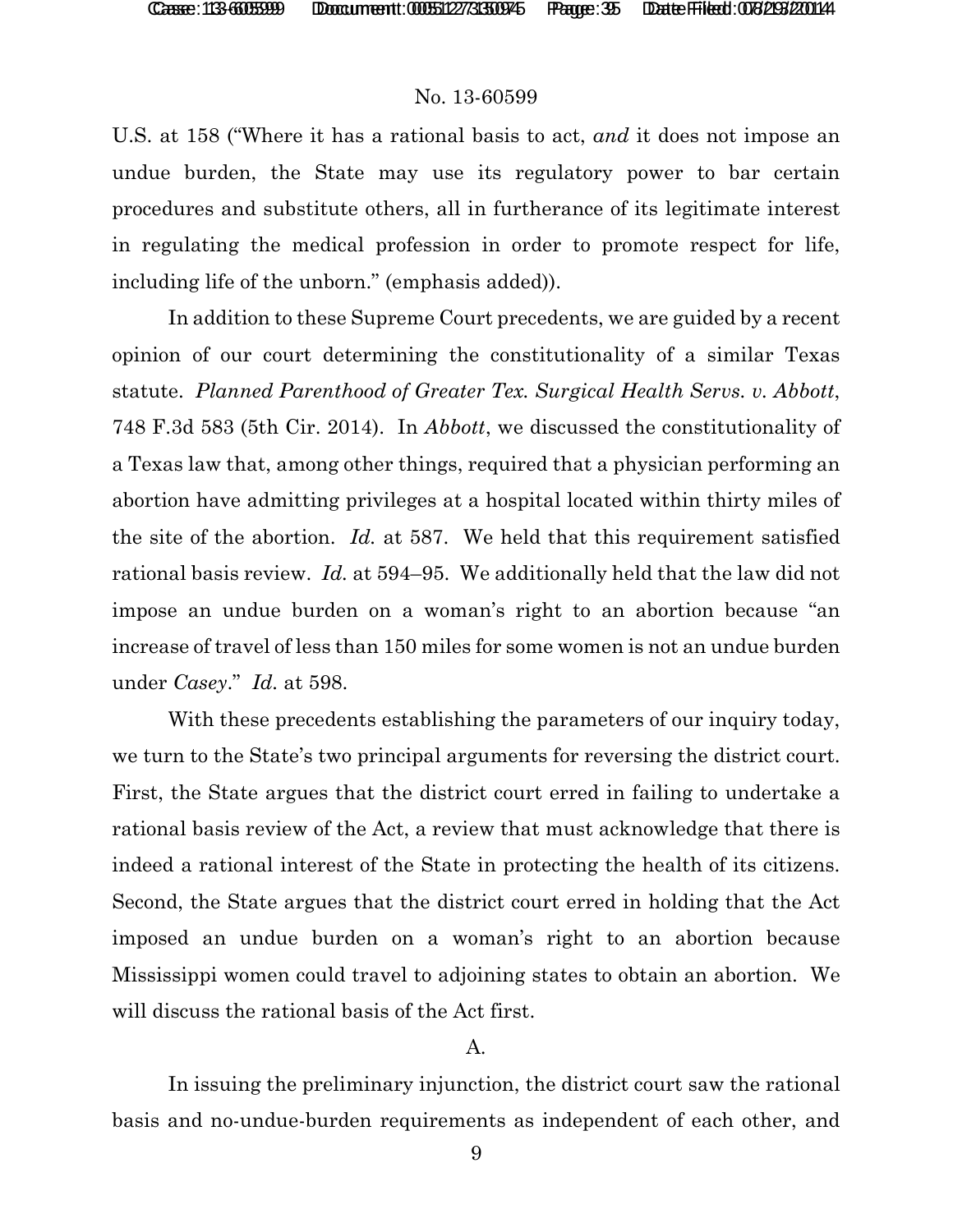U.S. at 158 ("Where it has a rational basis to act, *and* it does not impose an undue burden, the State may use its regulatory power to bar certain procedures and substitute others, all in furtherance of its legitimate interest in regulating the medical profession in order to promote respect for life, including life of the unborn." (emphasis added)).

In addition to these Supreme Court precedents, we are guided by a recent opinion of our court determining the constitutionality of a similar Texas statute. *Planned Parenthood of Greater Tex. Surgical Health Servs. v. Abbott*, 748 F.3d 583 (5th Cir. 2014). In *Abbott*, we discussed the constitutionality of a Texas law that, among other things, required that a physician performing an abortion have admitting privileges at a hospital located within thirty miles of the site of the abortion. *Id.* at 587. We held that this requirement satisfied rational basis review. *Id.* at 594–95. We additionally held that the law did not impose an undue burden on a woman's right to an abortion because "an increase of travel of less than 150 miles for some women is not an undue burden under *Casey*." *Id.* at 598.

With these precedents establishing the parameters of our inquiry today, we turn to the State's two principal arguments for reversing the district court. First, the State argues that the district court erred in failing to undertake a rational basis review of the Act, a review that must acknowledge that there is indeed a rational interest of the State in protecting the health of its citizens. Second, the State argues that the district court erred in holding that the Act imposed an undue burden on a woman's right to an abortion because Mississippi women could travel to adjoining states to obtain an abortion. We will discuss the rational basis of the Act first.

A.

In issuing the preliminary injunction, the district court saw the rational basis and no-undue-burden requirements as independent of each other, and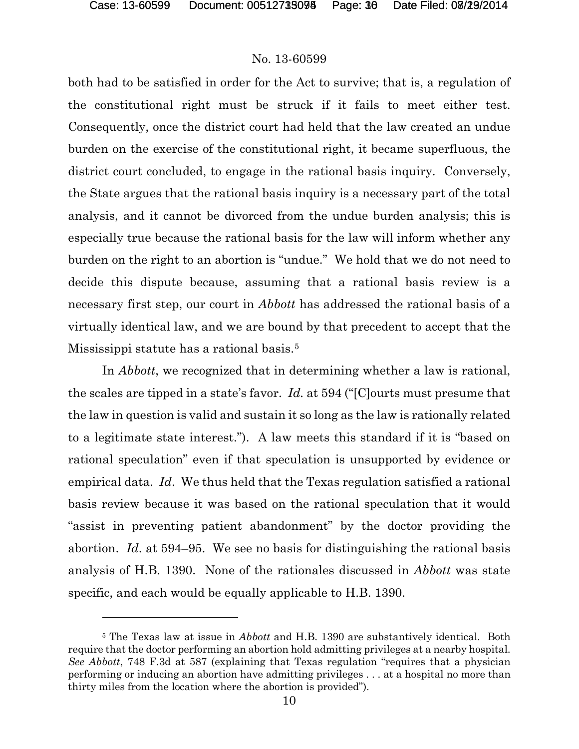both had to be satisfied in order for the Act to survive; that is, a regulation of the constitutional right must be struck if it fails to meet either test. Consequently, once the district court had held that the law created an undue burden on the exercise of the constitutional right, it became superfluous, the district court concluded, to engage in the rational basis inquiry. Conversely, the State argues that the rational basis inquiry is a necessary part of the total analysis, and it cannot be divorced from the undue burden analysis; this is especially true because the rational basis for the law will inform whether any burden on the right to an abortion is "undue." We hold that we do not need to decide this dispute because, assuming that a rational basis review is a necessary first step, our court in *Abbott* has addressed the rational basis of a virtually identical law, and we are bound by that precedent to accept that the Mississippi statute has a rational basis.[5]

In *Abbott*, we recognized that in determining whether a law is rational, the scales are tipped in a state's favor. *Id.* at 594 ("[C]ourts must presume that the law in question is valid and sustain it so long as the law is rationally related to a legitimate state interest."). A law meets this standard if it is "based on rational speculation" even if that speculation is unsupported by evidence or empirical data. *Id*. We thus held that the Texas regulation satisfied a rational basis review because it was based on the rational speculation that it would "assist in preventing patient abandonment" by the doctor providing the abortion. *Id*. at 594–95. We see no basis for distinguishing the rational basis analysis of H.B. 1390. None of the rationales discussed in *Abbott* was state specific, and each would be equally applicable to H.B. 1390.

---

[5] The Texas law at issue in *Abbott* and H.B. 1390 are substantively identical. Both require that the doctor performing an abortion hold admitting privileges at a nearby hospital. *See Abbott*, 748 F.3d at 587 (explaining that Texas regulation "requires that a physician performing or inducing an abortion have admitting privileges . . . at a hospital no more than thirty miles from the location where the abortion is provided").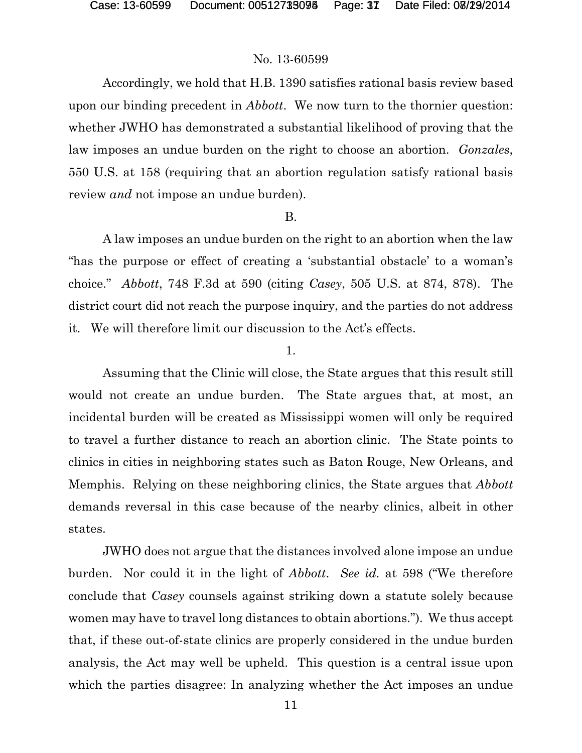Accordingly, we hold that H.B. 1390 satisfies rational basis review based upon our binding precedent in *Abbott*. We now turn to the thornier question: whether JWHO has demonstrated a substantial likelihood of proving that the law imposes an undue burden on the right to choose an abortion. *Gonzales*, 550 U.S. at 158 (requiring that an abortion regulation satisfy rational basis review *and* not impose an undue burden).

B.

A law imposes an undue burden on the right to an abortion when the law "has the purpose or effect of creating a 'substantial obstacle' to a woman's choice." *Abbott*, 748 F.3d at 590 (citing *Casey*, 505 U.S. at 874, 878). The district court did not reach the purpose inquiry, and the parties do not address it. We will therefore limit our discussion to the Act's effects.

1.

Assuming that the Clinic will close, the State argues that this result still would not create an undue burden. The State argues that, at most, an incidental burden will be created as Mississippi women will only be required to travel a further distance to reach an abortion clinic. The State points to clinics in cities in neighboring states such as Baton Rouge, New Orleans, and Memphis. Relying on these neighboring clinics, the State argues that *Abbott* demands reversal in this case because of the nearby clinics, albeit in other states.

JWHO does not argue that the distances involved alone impose an undue burden. Nor could it in the light of *Abbott*. *See id.* at 598 ("We therefore conclude that *Casey* counsels against striking down a statute solely because women may have to travel long distances to obtain abortions."). We thus accept that, if these out-of-state clinics are properly considered in the undue burden analysis, the Act may well be upheld. This question is a central issue upon which the parties disagree: In analyzing whether the Act imposes an undue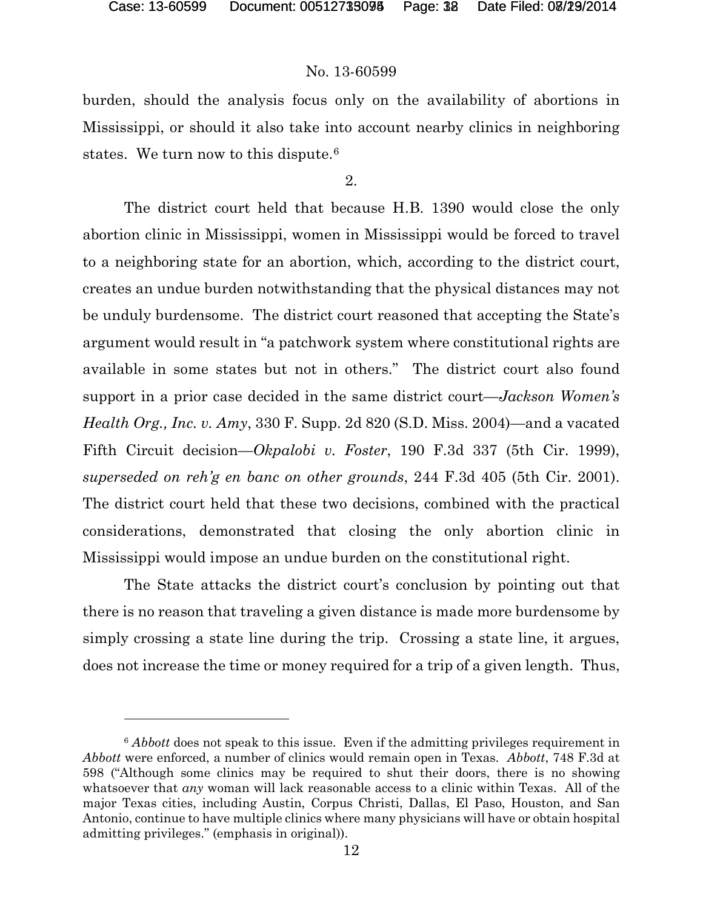burden, should the analysis focus only on the availability of abortions in Mississippi, or should it also take into account nearby clinics in neighboring states. We turn now to this dispute.[6]

2.

The district court held that because H.B. 1390 would close the only abortion clinic in Mississippi, women in Mississippi would be forced to travel to a neighboring state for an abortion, which, according to the district court, creates an undue burden notwithstanding that the physical distances may not be unduly burdensome. The district court reasoned that accepting the State's argument would result in "a patchwork system where constitutional rights are available in some states but not in others." The district court also found support in a prior case decided in the same district court—*Jackson Women's Health Org., Inc. v. Amy*, 330 F. Supp. 2d 820 (S.D. Miss. 2004)—and a vacated Fifth Circuit decision—*Okpalobi v. Foster*, 190 F.3d 337 (5th Cir. 1999), *superseded on reh'g en banc on other grounds*, 244 F.3d 405 (5th Cir. 2001). The district court held that these two decisions, combined with the practical considerations, demonstrated that closing the only abortion clinic in Mississippi would impose an undue burden on the constitutional right.

The State attacks the district court's conclusion by pointing out that there is no reason that traveling a given distance is made more burdensome by simply crossing a state line during the trip. Crossing a state line, it argues, does not increase the time or money required for a trip of a given length. Thus,

---

[6] *Abbott* does not speak to this issue. Even if the admitting privileges requirement in *Abbott* were enforced, a number of clinics would remain open in Texas. *Abbott*, 748 F.3d at 598 ("Although some clinics may be required to shut their doors, there is no showing whatsoever that *any* woman will lack reasonable access to a clinic within Texas. All of the major Texas cities, including Austin, Corpus Christi, Dallas, El Paso, Houston, and San Antonio, continue to have multiple clinics where many physicians will have or obtain hospital admitting privileges." (emphasis in original)).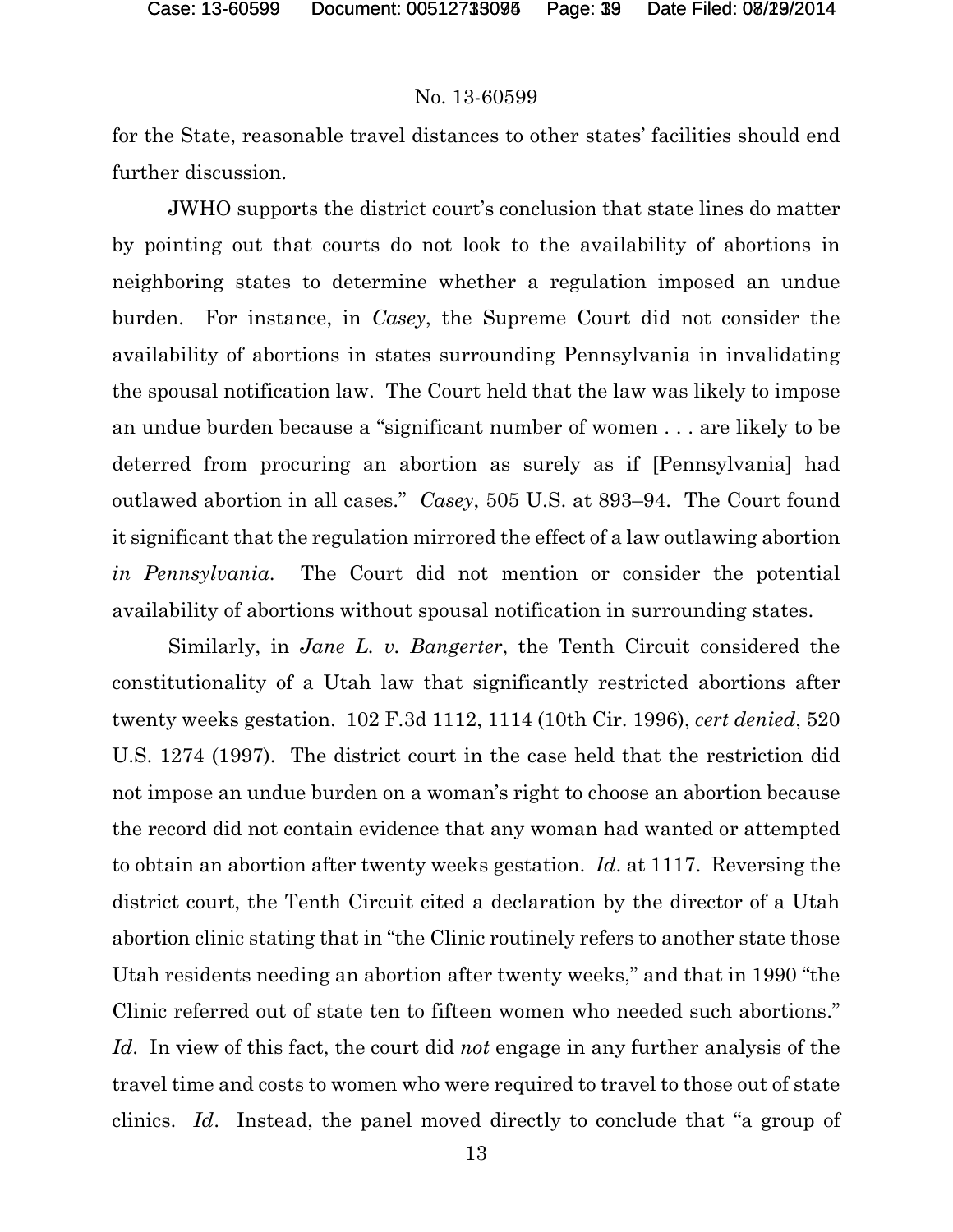for the State, reasonable travel distances to other states' facilities should end further discussion.

JWHO supports the district court's conclusion that state lines do matter by pointing out that courts do not look to the availability of abortions in neighboring states to determine whether a regulation imposed an undue burden. For instance, in *Casey*, the Supreme Court did not consider the availability of abortions in states surrounding Pennsylvania in invalidating the spousal notification law. The Court held that the law was likely to impose an undue burden because a "significant number of women . . . are likely to be deterred from procuring an abortion as surely as if [Pennsylvania] had outlawed abortion in all cases." *Casey*, 505 U.S. at 893–94. The Court found it significant that the regulation mirrored the effect of a law outlawing abortion *in Pennsylvania*. The Court did not mention or consider the potential availability of abortions without spousal notification in surrounding states.

Similarly, in *Jane L. v. Bangerter*, the Tenth Circuit considered the constitutionality of a Utah law that significantly restricted abortions after twenty weeks gestation. 102 F.3d 1112, 1114 (10th Cir. 1996), *cert denied*, 520 U.S. 1274 (1997). The district court in the case held that the restriction did not impose an undue burden on a woman's right to choose an abortion because the record did not contain evidence that any woman had wanted or attempted to obtain an abortion after twenty weeks gestation. *Id*. at 1117. Reversing the district court, the Tenth Circuit cited a declaration by the director of a Utah abortion clinic stating that in "the Clinic routinely refers to another state those Utah residents needing an abortion after twenty weeks," and that in 1990 "the Clinic referred out of state ten to fifteen women who needed such abortions." *Id*. In view of this fact, the court did *not* engage in any further analysis of the travel time and costs to women who were required to travel to those out of state clinics. *Id*. Instead, the panel moved directly to conclude that "a group of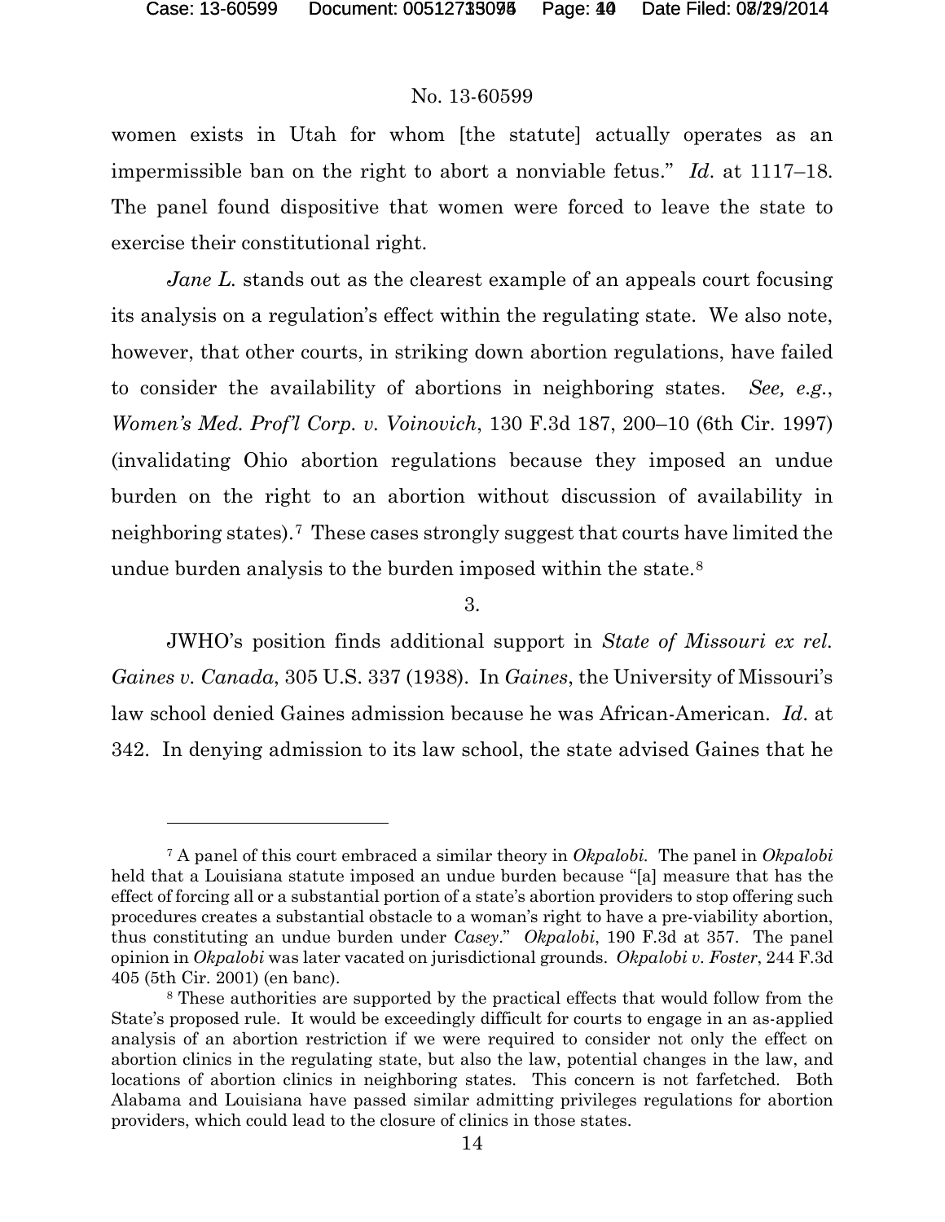women exists in Utah for whom [the statute] actually operates as an impermissible ban on the right to abort a nonviable fetus." *Id*. at 1117–18. The panel found dispositive that women were forced to leave the state to exercise their constitutional right.

*Jane L.* stands out as the clearest example of an appeals court focusing its analysis on a regulation's effect within the regulating state. We also note, however, that other courts, in striking down abortion regulations, have failed to consider the availability of abortions in neighboring states. *See, e.g.*, *Women's Med. Prof'l Corp. v. Voinovich*, 130 F.3d 187, 200–10 (6th Cir. 1997) (invalidating Ohio abortion regulations because they imposed an undue burden on the right to an abortion without discussion of availability in neighboring states).[7] These cases strongly suggest that courts have limited the undue burden analysis to the burden imposed within the state.[8]

3.

JWHO's position finds additional support in *State of Missouri ex rel. Gaines v. Canada*, 305 U.S. 337 (1938). In *Gaines*, the University of Missouri's law school denied Gaines admission because he was African-American. *Id*. at 342. In denying admission to its law school, the state advised Gaines that he

[7] A panel of this court embraced a similar theory in *Okpalobi*. The panel in *Okpalobi* held that a Louisiana statute imposed an undue burden because "[a] measure that has the effect of forcing all or a substantial portion of a state's abortion providers to stop offering such procedures creates a substantial obstacle to a woman's right to have a pre-viability abortion, thus constituting an undue burden under *Casey*." *Okpalobi*, 190 F.3d at 357. The panel opinion in *Okpalobi* was later vacated on jurisdictional grounds. *Okpalobi v. Foster*, 244 F.3d 405 (5th Cir. 2001) (en banc).

[8] These authorities are supported by the practical effects that would follow from the State's proposed rule. It would be exceedingly difficult for courts to engage in an as-applied analysis of an abortion restriction if we were required to consider not only the effect on abortion clinics in the regulating state, but also the law, potential changes in the law, and locations of abortion clinics in neighboring states. This concern is not farfetched. Both Alabama and Louisiana have passed similar admitting privileges regulations for abortion providers, which could lead to the closure of clinics in those states.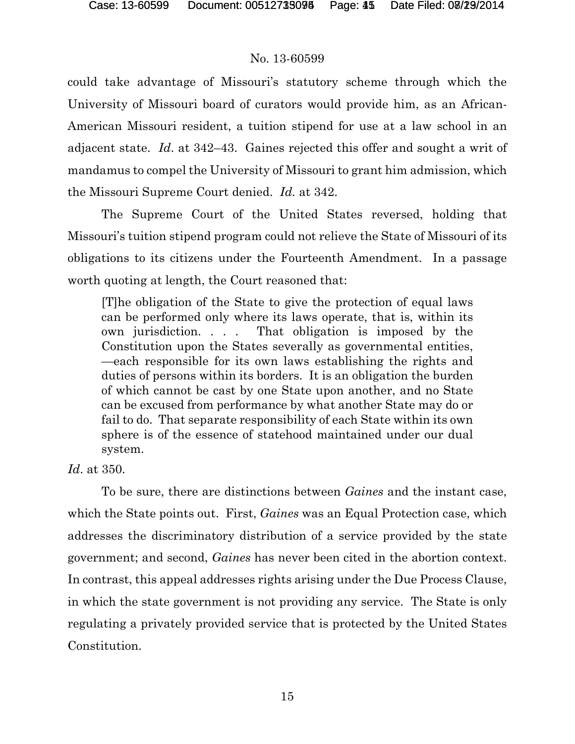could take advantage of Missouri's statutory scheme through which the University of Missouri board of curators would provide him, as an African-American Missouri resident, a tuition stipend for use at a law school in an adjacent state. *Id*. at 342–43. Gaines rejected this offer and sought a writ of mandamus to compel the University of Missouri to grant him admission, which the Missouri Supreme Court denied. *Id.* at 342.

The Supreme Court of the United States reversed, holding that Missouri's tuition stipend program could not relieve the State of Missouri of its obligations to its citizens under the Fourteenth Amendment. In a passage worth quoting at length, the Court reasoned that:

> [T]he obligation of the State to give the protection of equal laws can be performed only where its laws operate, that is, within its own jurisdiction. . . . That obligation is imposed by the Constitution upon the States severally as governmental entities, —each responsible for its own laws establishing the rights and duties of persons within its borders. It is an obligation the burden of which cannot be cast by one State upon another, and no State can be excused from performance by what another State may do or fail to do. That separate responsibility of each State within its own sphere is of the essence of statehood maintained under our dual system.

*Id*. at 350.

To be sure, there are distinctions between *Gaines* and the instant case, which the State points out. First, *Gaines* was an Equal Protection case, which addresses the discriminatory distribution of a service provided by the state government; and second, *Gaines* has never been cited in the abortion context. In contrast, this appeal addresses rights arising under the Due Process Clause, in which the state government is not providing any service. The State is only regulating a privately provided service that is protected by the United States Constitution.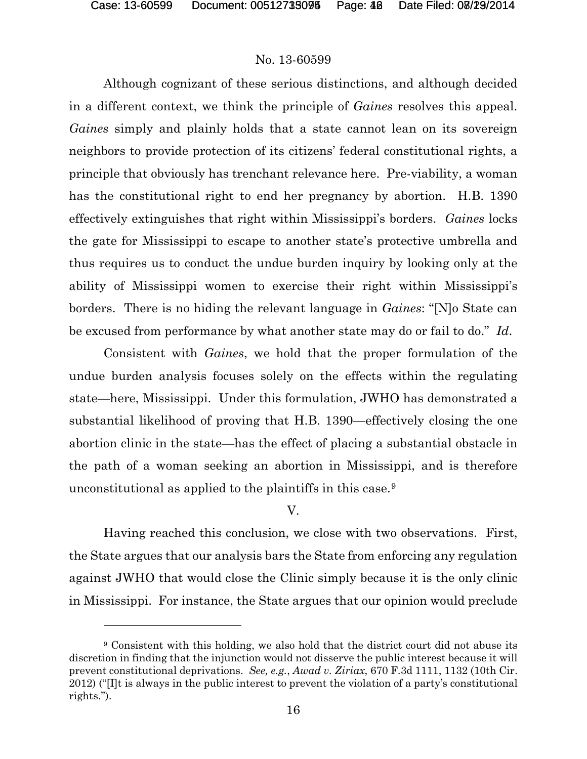Although cognizant of these serious distinctions, and although decided in a different context, we think the principle of *Gaines* resolves this appeal. *Gaines* simply and plainly holds that a state cannot lean on its sovereign neighbors to provide protection of its citizens' federal constitutional rights, a principle that obviously has trenchant relevance here. Pre-viability, a woman has the constitutional right to end her pregnancy by abortion. H.B. 1390 effectively extinguishes that right within Mississippi's borders. *Gaines* locks the gate for Mississippi to escape to another state's protective umbrella and thus requires us to conduct the undue burden inquiry by looking only at the ability of Mississippi women to exercise their right within Mississippi's borders. There is no hiding the relevant language in *Gaines*: "[N]o State can be excused from performance by what another state may do or fail to do." *Id*.

Consistent with *Gaines*, we hold that the proper formulation of the undue burden analysis focuses solely on the effects within the regulating state—here, Mississippi. Under this formulation, JWHO has demonstrated a substantial likelihood of proving that H.B. 1390—effectively closing the one abortion clinic in the state—has the effect of placing a substantial obstacle in the path of a woman seeking an abortion in Mississippi, and is therefore unconstitutional as applied to the plaintiffs in this case.[9]

## V.

Having reached this conclusion, we close with two observations. First, the State argues that our analysis bars the State from enforcing any regulation against JWHO that would close the Clinic simply because it is the only clinic in Mississippi. For instance, the State argues that our opinion would preclude

[9] Consistent with this holding, we also hold that the district court did not abuse its discretion in finding that the injunction would not disserve the public interest because it will prevent constitutional deprivations. *See, e.g.*, *Awad v. Ziriax*, 670 F.3d 1111, 1132 (10th Cir. 2012) ("[I]t is always in the public interest to prevent the violation of a party's constitutional rights.").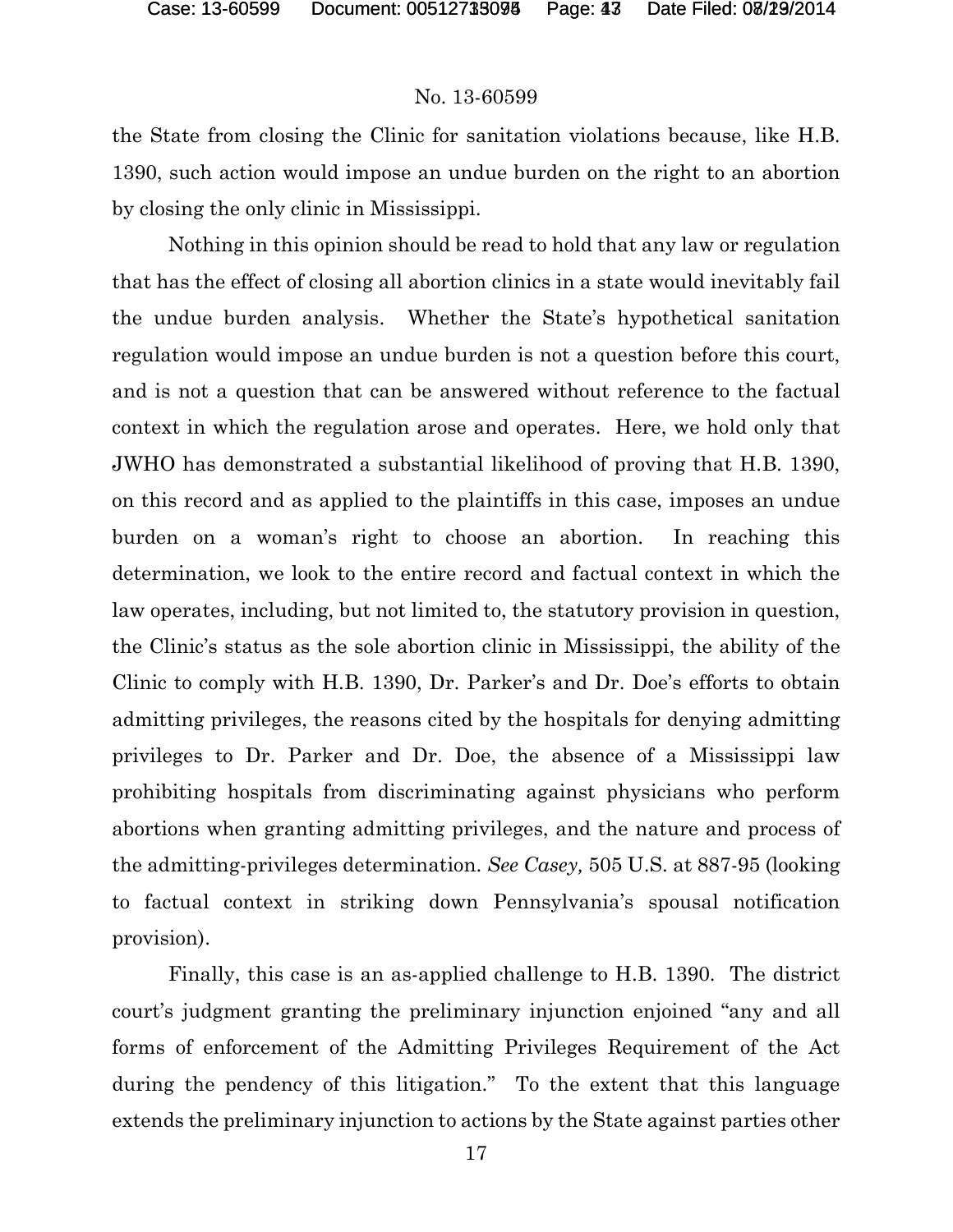the State from closing the Clinic for sanitation violations because, like H.B. 1390, such action would impose an undue burden on the right to an abortion by closing the only clinic in Mississippi.

Nothing in this opinion should be read to hold that any law or regulation that has the effect of closing all abortion clinics in a state would inevitably fail the undue burden analysis. Whether the State's hypothetical sanitation regulation would impose an undue burden is not a question before this court, and is not a question that can be answered without reference to the factual context in which the regulation arose and operates. Here, we hold only that JWHO has demonstrated a substantial likelihood of proving that H.B. 1390, on this record and as applied to the plaintiffs in this case, imposes an undue burden on a woman's right to choose an abortion. In reaching this determination, we look to the entire record and factual context in which the law operates, including, but not limited to, the statutory provision in question, the Clinic's status as the sole abortion clinic in Mississippi, the ability of the Clinic to comply with H.B. 1390, Dr. Parker's and Dr. Doe's efforts to obtain admitting privileges, the reasons cited by the hospitals for denying admitting privileges to Dr. Parker and Dr. Doe, the absence of a Mississippi law prohibiting hospitals from discriminating against physicians who perform abortions when granting admitting privileges, and the nature and process of the admitting-privileges determination. *See Casey,* 505 U.S. at 887-95 (looking to factual context in striking down Pennsylvania's spousal notification provision).

Finally, this case is an as-applied challenge to H.B. 1390. The district court's judgment granting the preliminary injunction enjoined "any and all forms of enforcement of the Admitting Privileges Requirement of the Act during the pendency of this litigation." To the extent that this language extends the preliminary injunction to actions by the State against parties other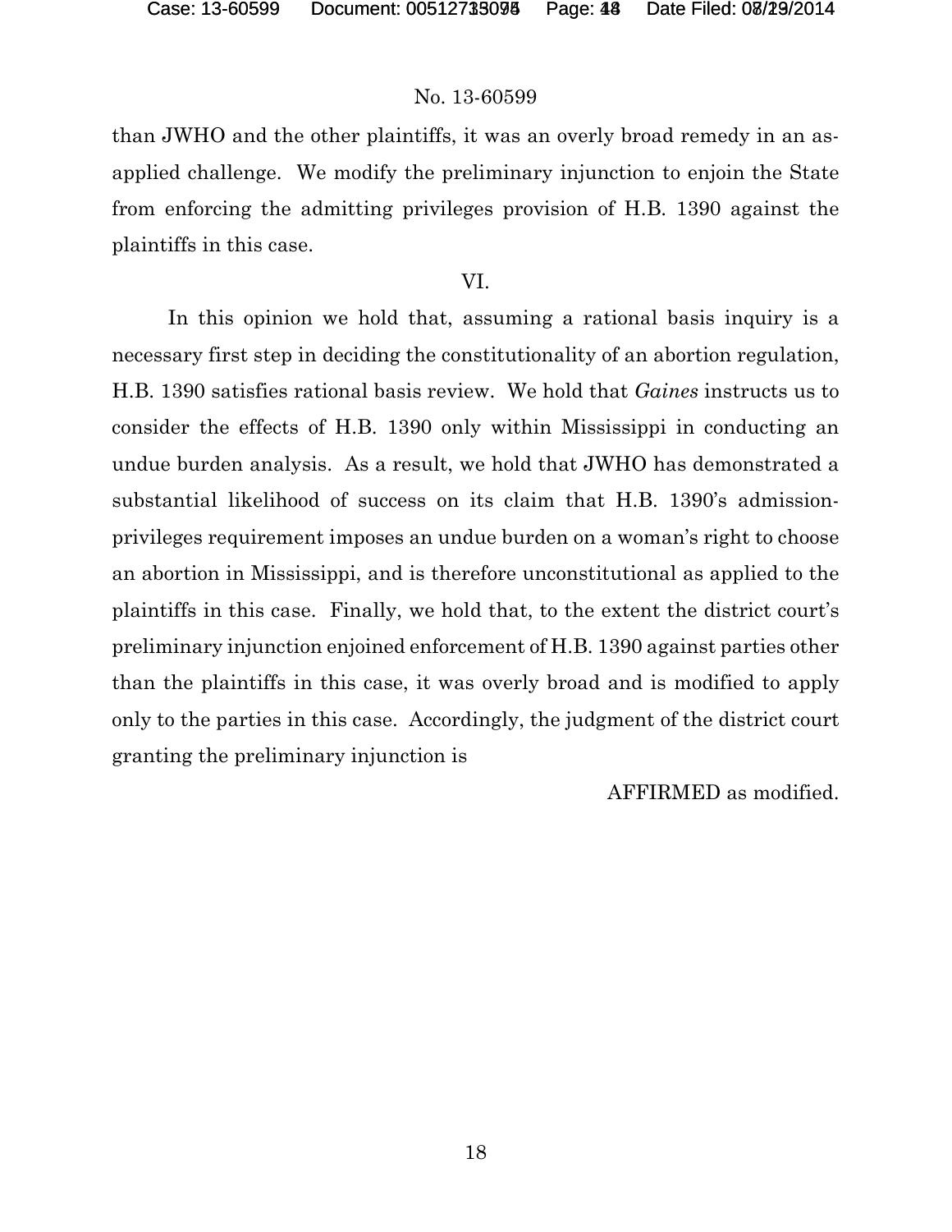than JWHO and the other plaintiffs, it was an overly broad remedy in an as-applied challenge. We modify the preliminary injunction to enjoin the State from enforcing the admitting privileges provision of H.B. 1390 against the plaintiffs in this case.

## VI.

In this opinion we hold that, assuming a rational basis inquiry is a necessary first step in deciding the constitutionality of an abortion regulation, H.B. 1390 satisfies rational basis review. We hold that *Gaines* instructs us to consider the effects of H.B. 1390 only within Mississippi in conducting an undue burden analysis. As a result, we hold that JWHO has demonstrated a substantial likelihood of success on its claim that H.B. 1390's admission-privileges requirement imposes an undue burden on a woman's right to choose an abortion in Mississippi, and is therefore unconstitutional as applied to the plaintiffs in this case. Finally, we hold that, to the extent the district court's preliminary injunction enjoined enforcement of H.B. 1390 against parties other than the plaintiffs in this case, it was overly broad and is modified to apply only to the parties in this case. Accordingly, the judgment of the district court granting the preliminary injunction is

AFFIRMED as modified.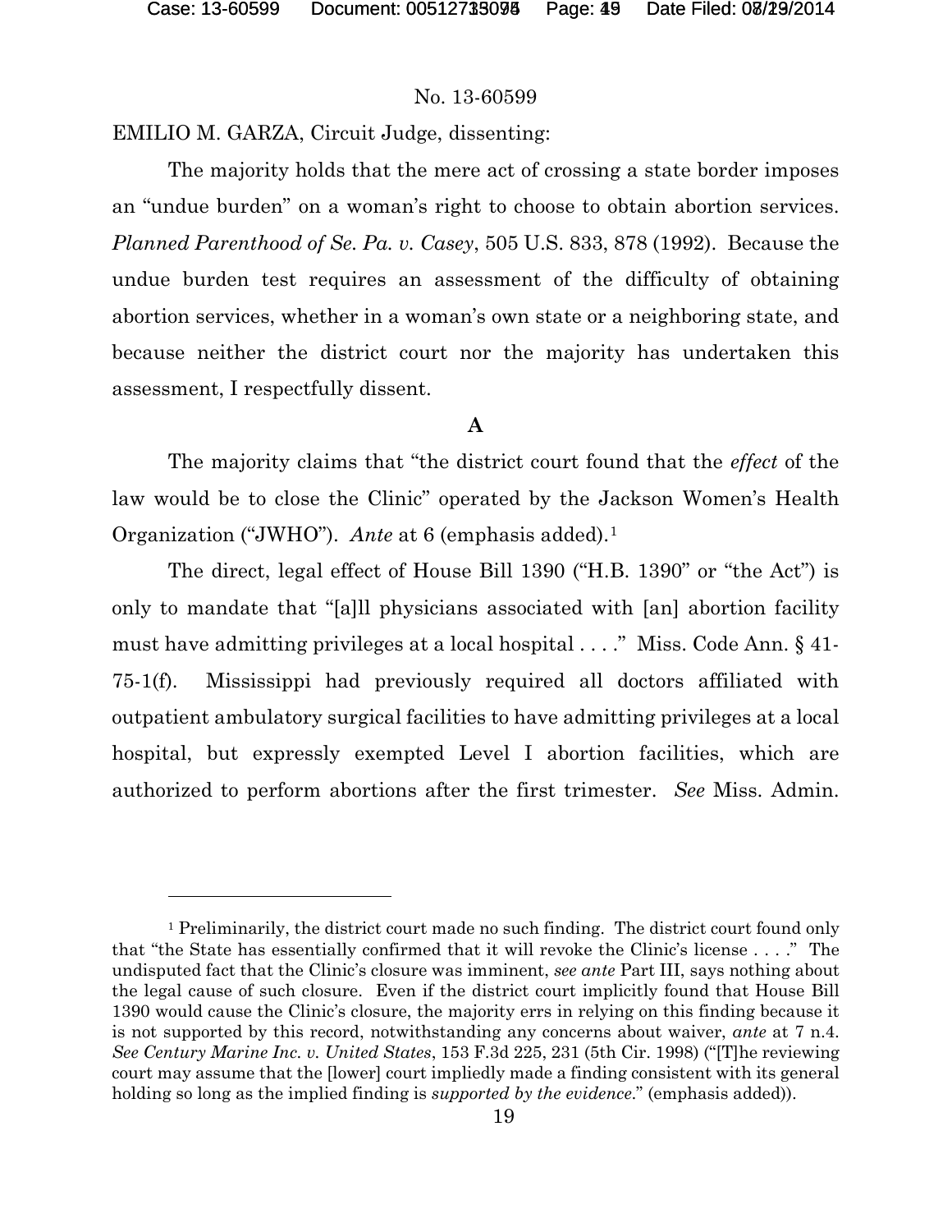No. 13-60599

EMILIO M. GARZA, Circuit Judge, dissenting:

The majority holds that the mere act of crossing a state border imposes an "undue burden" on a woman's right to choose to obtain abortion services. *Planned Parenthood of Se. Pa. v. Casey*, 505 U.S. 833, 878 (1992). Because the undue burden test requires an assessment of the difficulty of obtaining abortion services, whether in a woman's own state or a neighboring state, and because neither the district court nor the majority has undertaken this assessment, I respectfully dissent.

**A**

The majority claims that "the district court found that the *effect* of the law would be to close the Clinic" operated by the Jackson Women's Health Organization ("JWHO"). *Ante* at 6 (emphasis added).[1]

The direct, legal effect of House Bill 1390 ("H.B. 1390" or "the Act") is only to mandate that "[a]ll physicians associated with [an] abortion facility must have admitting privileges at a local hospital . . . ." Miss. Code Ann. § 41-75-1(f). Mississippi had previously required all doctors affiliated with outpatient ambulatory surgical facilities to have admitting privileges at a local hospital, but expressly exempted Level I abortion facilities, which are authorized to perform abortions after the first trimester. *See* Miss. Admin.

---

[1] Preliminarily, the district court made no such finding. The district court found only that "the State has essentially confirmed that it will revoke the Clinic's license . . . ." The undisputed fact that the Clinic's closure was imminent, *see ante* Part III, says nothing about the legal cause of such closure. Even if the district court implicitly found that House Bill 1390 would cause the Clinic's closure, the majority errs in relying on this finding because it is not supported by this record, notwithstanding any concerns about waiver, *ante* at 7 n.4. *See Century Marine Inc. v. United States*, 153 F.3d 225, 231 (5th Cir. 1998) ("[T]he reviewing court may assume that the [lower] court impliedly made a finding consistent with its general holding so long as the implied finding is *supported by the evidence*." (emphasis added)).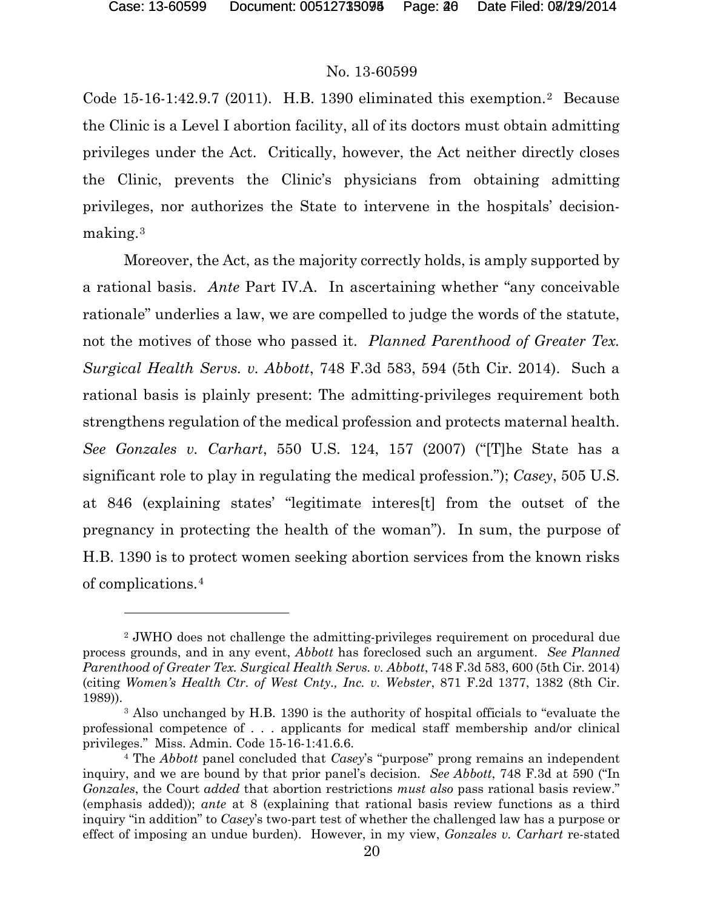Code 15-16-1:42.9.7 (2011). H.B. 1390 eliminated this exemption.[2] Because the Clinic is a Level I abortion facility, all of its doctors must obtain admitting privileges under the Act. Critically, however, the Act neither directly closes the Clinic, prevents the Clinic's physicians from obtaining admitting privileges, nor authorizes the State to intervene in the hospitals' decision-making.[3]

Moreover, the Act, as the majority correctly holds, is amply supported by a rational basis. *Ante* Part IV.A. In ascertaining whether "any conceivable rationale" underlies a law, we are compelled to judge the words of the statute, not the motives of those who passed it. *Planned Parenthood of Greater Tex. Surgical Health Servs. v. Abbott*, 748 F.3d 583, 594 (5th Cir. 2014). Such a rational basis is plainly present: The admitting-privileges requirement both strengthens regulation of the medical profession and protects maternal health. *See Gonzales v. Carhart*, 550 U.S. 124, 157 (2007) ("[T]he State has a significant role to play in regulating the medical profession."); *Casey*, 505 U.S. at 846 (explaining states' "legitimate interes[t] from the outset of the pregnancy in protecting the health of the woman"). In sum, the purpose of H.B. 1390 is to protect women seeking abortion services from the known risks of complications.[4]

---

[2] JWHO does not challenge the admitting-privileges requirement on procedural due process grounds, and in any event, *Abbott* has foreclosed such an argument. *See Planned Parenthood of Greater Tex. Surgical Health Servs. v. Abbott*, 748 F.3d 583, 600 (5th Cir. 2014) (citing *Women's Health Ctr. of West Cnty., Inc. v. Webster*, 871 F.2d 1377, 1382 (8th Cir. 1989)).

[3] Also unchanged by H.B. 1390 is the authority of hospital officials to "evaluate the professional competence of . . . applicants for medical staff membership and/or clinical privileges." Miss. Admin. Code 15-16-1:41.6.6.

[4] The *Abbott* panel concluded that *Casey*'s "purpose" prong remains an independent inquiry, and we are bound by that prior panel's decision. *See Abbott*, 748 F.3d at 590 ("In *Gonzales*, the Court *added* that abortion restrictions *must also* pass rational basis review." (emphasis added)); *ante* at 8 (explaining that rational basis review functions as a third inquiry "in addition" to *Casey*'s two-part test of whether the challenged law has a purpose or effect of imposing an undue burden). However, in my view, *Gonzales v. Carhart* re-stated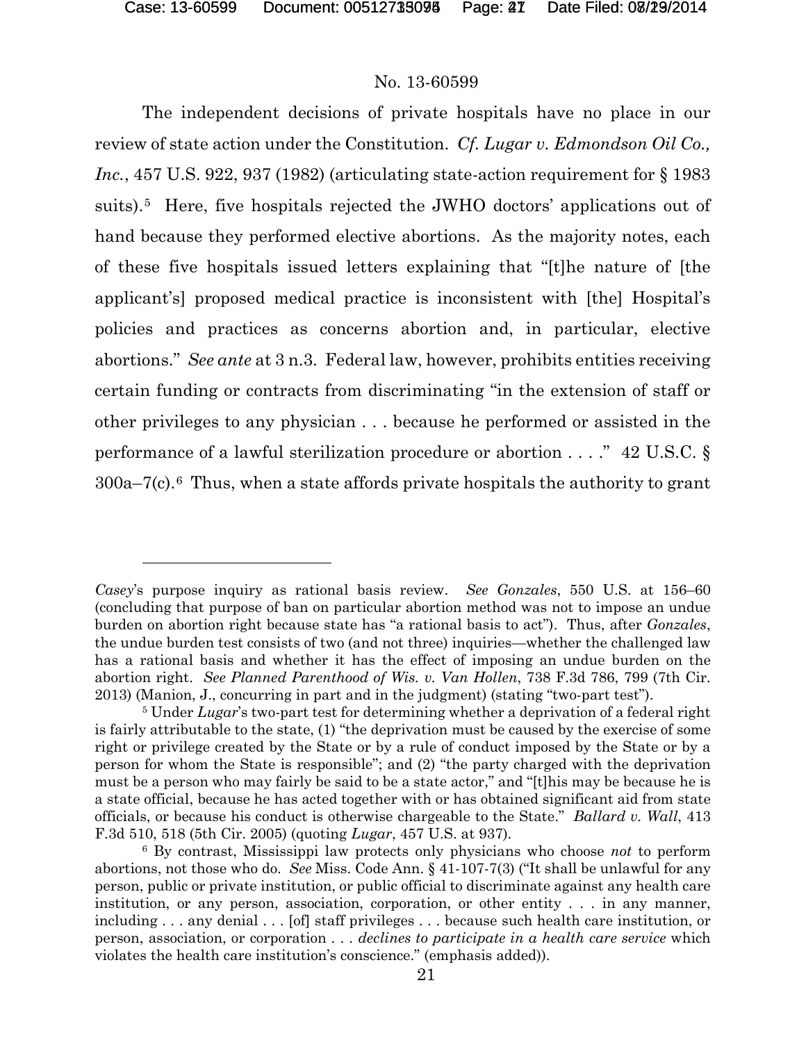The independent decisions of private hospitals have no place in our review of state action under the Constitution. *Cf. Lugar v. Edmondson Oil Co., Inc.*, 457 U.S. 922, 937 (1982) (articulating state-action requirement for § 1983 suits).[5] Here, five hospitals rejected the JWHO doctors' applications out of hand because they performed elective abortions. As the majority notes, each of these five hospitals issued letters explaining that "[t]he nature of [the applicant's] proposed medical practice is inconsistent with [the] Hospital's policies and practices as concerns abortion and, in particular, elective abortions." *See ante* at 3 n.3. Federal law, however, prohibits entities receiving certain funding or contracts from discriminating "in the extension of staff or other privileges to any physician . . . because he performed or assisted in the performance of a lawful sterilization procedure or abortion . . . ." 42 U.S.C. § 300a–7(c).[6] Thus, when a state affords private hospitals the authority to grant

---

*Casey*'s purpose inquiry as rational basis review. *See Gonzales*, 550 U.S. at 156–60 (concluding that purpose of ban on particular abortion method was not to impose an undue burden on abortion right because state has "a rational basis to act"). Thus, after *Gonzales*, the undue burden test consists of two (and not three) inquiries—whether the challenged law has a rational basis and whether it has the effect of imposing an undue burden on the abortion right. *See Planned Parenthood of Wis. v. Van Hollen*, 738 F.3d 786, 799 (7th Cir. 2013) (Manion, J., concurring in part and in the judgment) (stating "two-part test").

[5] Under *Lugar*'s two-part test for determining whether a deprivation of a federal right is fairly attributable to the state, (1) "the deprivation must be caused by the exercise of some right or privilege created by the State or by a rule of conduct imposed by the State or by a person for whom the State is responsible"; and (2) "the party charged with the deprivation must be a person who may fairly be said to be a state actor," and "[t]his may be because he is a state official, because he has acted together with or has obtained significant aid from state officials, or because his conduct is otherwise chargeable to the State." *Ballard v. Wall*, 413 F.3d 510, 518 (5th Cir. 2005) (quoting *Lugar*, 457 U.S. at 937).

[6] By contrast, Mississippi law protects only physicians who choose *not* to perform abortions, not those who do. *See* Miss. Code Ann. § 41-107-7(3) ("It shall be unlawful for any person, public or private institution, or public official to discriminate against any health care institution, or any person, association, corporation, or other entity . . . in any manner, including . . . any denial . . . [of] staff privileges . . . because such health care institution, or person, association, or corporation . . . *declines to participate in a health care service* which violates the health care institution's conscience." (emphasis added)).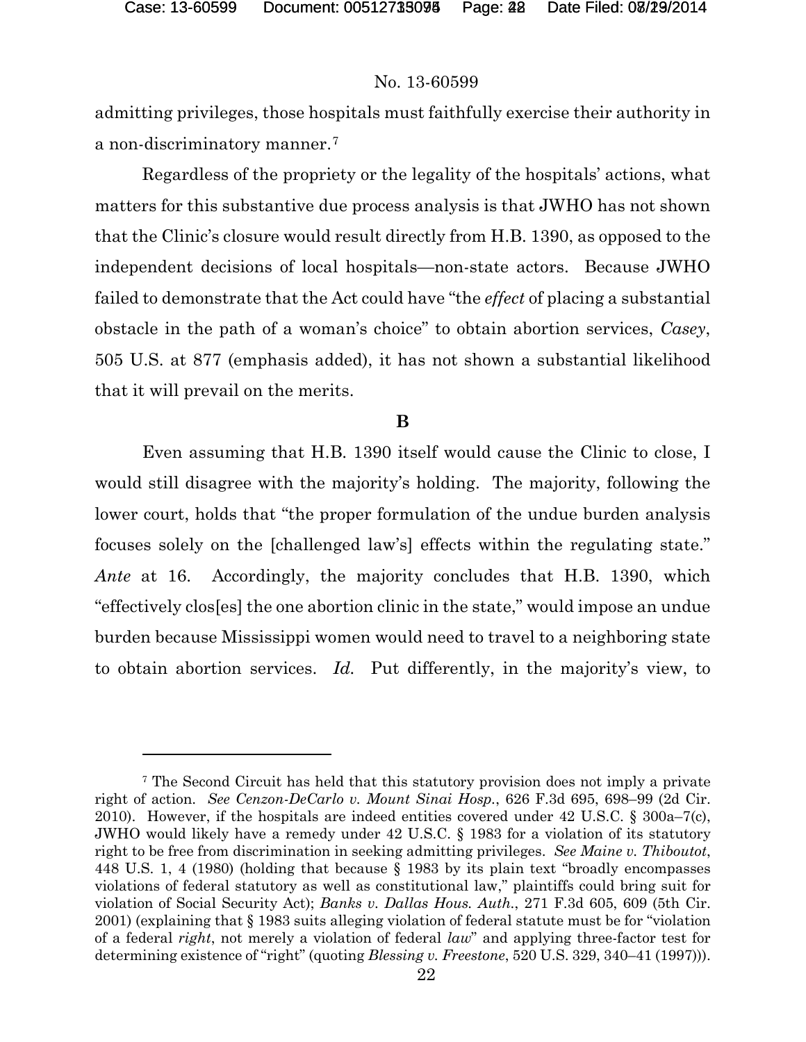admitting privileges, those hospitals must faithfully exercise their authority in a non-discriminatory manner.[7]

Regardless of the propriety or the legality of the hospitals' actions, what matters for this substantive due process analysis is that JWHO has not shown that the Clinic's closure would result directly from H.B. 1390, as opposed to the independent decisions of local hospitals—non-state actors. Because JWHO failed to demonstrate that the Act could have "the *effect* of placing a substantial obstacle in the path of a woman's choice" to obtain abortion services, *Casey*, 505 U.S. at 877 (emphasis added), it has not shown a substantial likelihood that it will prevail on the merits.

**B**

Even assuming that H.B. 1390 itself would cause the Clinic to close, I would still disagree with the majority's holding. The majority, following the lower court, holds that "the proper formulation of the undue burden analysis focuses solely on the [challenged law's] effects within the regulating state." *Ante* at 16. Accordingly, the majority concludes that H.B. 1390, which "effectively clos[es] the one abortion clinic in the state," would impose an undue burden because Mississippi women would need to travel to a neighboring state to obtain abortion services. *Id.* Put differently, in the majority's view, to

---

[7] The Second Circuit has held that this statutory provision does not imply a private right of action. *See Cenzon-DeCarlo v. Mount Sinai Hosp.*, 626 F.3d 695, 698–99 (2d Cir. 2010). However, if the hospitals are indeed entities covered under 42 U.S.C. § 300a–7(c), JWHO would likely have a remedy under 42 U.S.C. § 1983 for a violation of its statutory right to be free from discrimination in seeking admitting privileges. *See Maine v. Thiboutot*, 448 U.S. 1, 4 (1980) (holding that because § 1983 by its plain text "broadly encompasses violations of federal statutory as well as constitutional law," plaintiffs could bring suit for violation of Social Security Act); *Banks v. Dallas Hous. Auth.*, 271 F.3d 605, 609 (5th Cir. 2001) (explaining that § 1983 suits alleging violation of federal statute must be for "violation of a federal *right*, not merely a violation of federal *law*" and applying three-factor test for determining existence of "right" (quoting *Blessing v. Freestone*, 520 U.S. 329, 340–41 (1997))).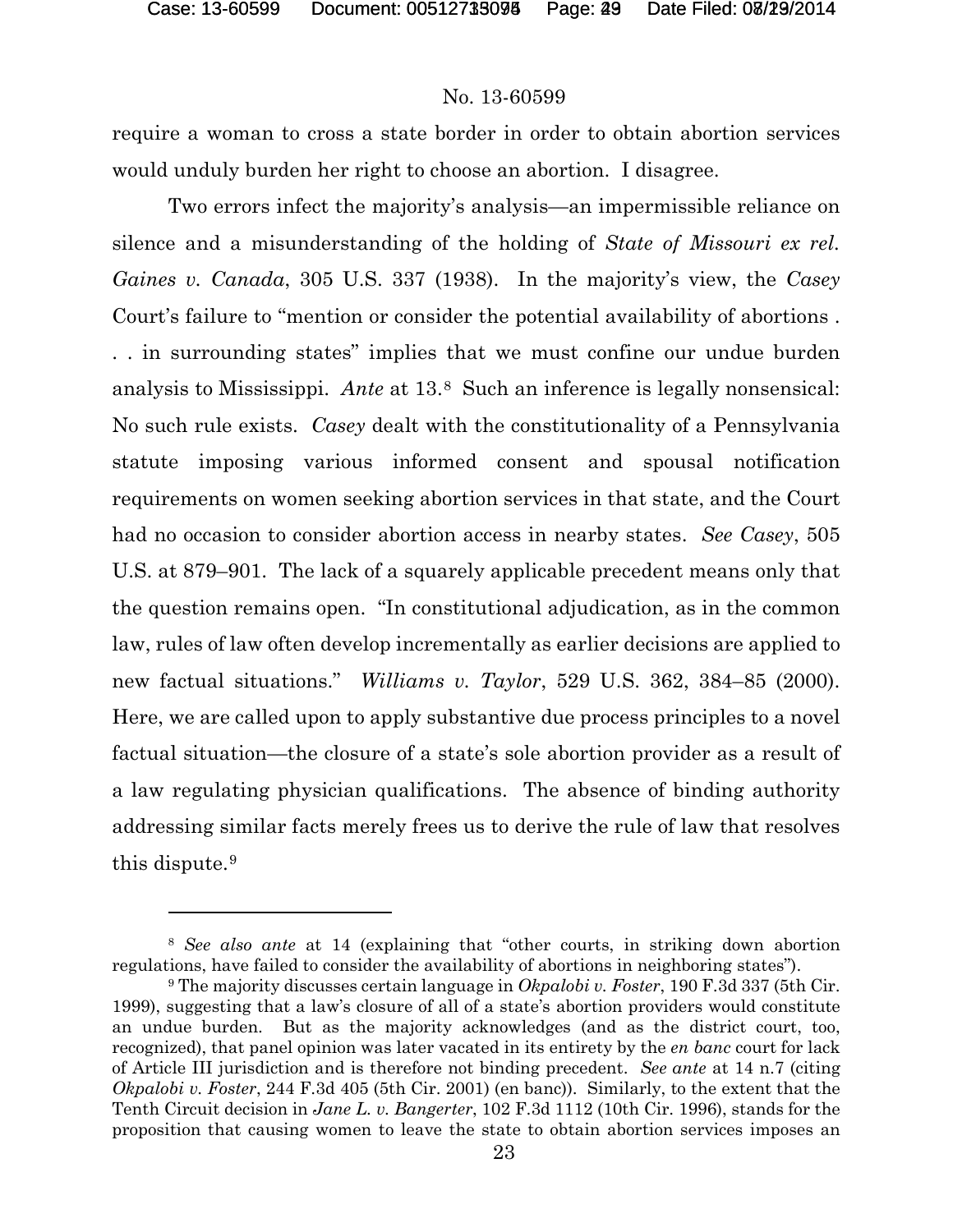require a woman to cross a state border in order to obtain abortion services would unduly burden her right to choose an abortion. I disagree.

Two errors infect the majority's analysis—an impermissible reliance on silence and a misunderstanding of the holding of *State of Missouri ex rel. Gaines v. Canada*, 305 U.S. 337 (1938). In the majority's view, the *Casey* Court's failure to "mention or consider the potential availability of abortions . . . in surrounding states" implies that we must confine our undue burden analysis to Mississippi. *Ante* at 13.[8] Such an inference is legally nonsensical: No such rule exists. *Casey* dealt with the constitutionality of a Pennsylvania statute imposing various informed consent and spousal notification requirements on women seeking abortion services in that state, and the Court had no occasion to consider abortion access in nearby states. *See Casey*, 505 U.S. at 879–901. The lack of a squarely applicable precedent means only that the question remains open. "In constitutional adjudication, as in the common law, rules of law often develop incrementally as earlier decisions are applied to new factual situations." *Williams v. Taylor*, 529 U.S. 362, 384–85 (2000). Here, we are called upon to apply substantive due process principles to a novel factual situation—the closure of a state's sole abortion provider as a result of a law regulating physician qualifications. The absence of binding authority addressing similar facts merely frees us to derive the rule of law that resolves this dispute.[9]

[8] *See also ante* at 14 (explaining that "other courts, in striking down abortion regulations, have failed to consider the availability of abortions in neighboring states").

[9] The majority discusses certain language in *Okpalobi v. Foster*, 190 F.3d 337 (5th Cir. 1999), suggesting that a law's closure of all of a state's abortion providers would constitute an undue burden. But as the majority acknowledges (and as the district court, too, recognized), that panel opinion was later vacated in its entirety by the *en banc* court for lack of Article III jurisdiction and is therefore not binding precedent. *See ante* at 14 n.7 (citing *Okpalobi v. Foster*, 244 F.3d 405 (5th Cir. 2001) (en banc)). Similarly, to the extent that the Tenth Circuit decision in *Jane L. v. Bangerter*, 102 F.3d 1112 (10th Cir. 1996), stands for the proposition that causing women to leave the state to obtain abortion services imposes an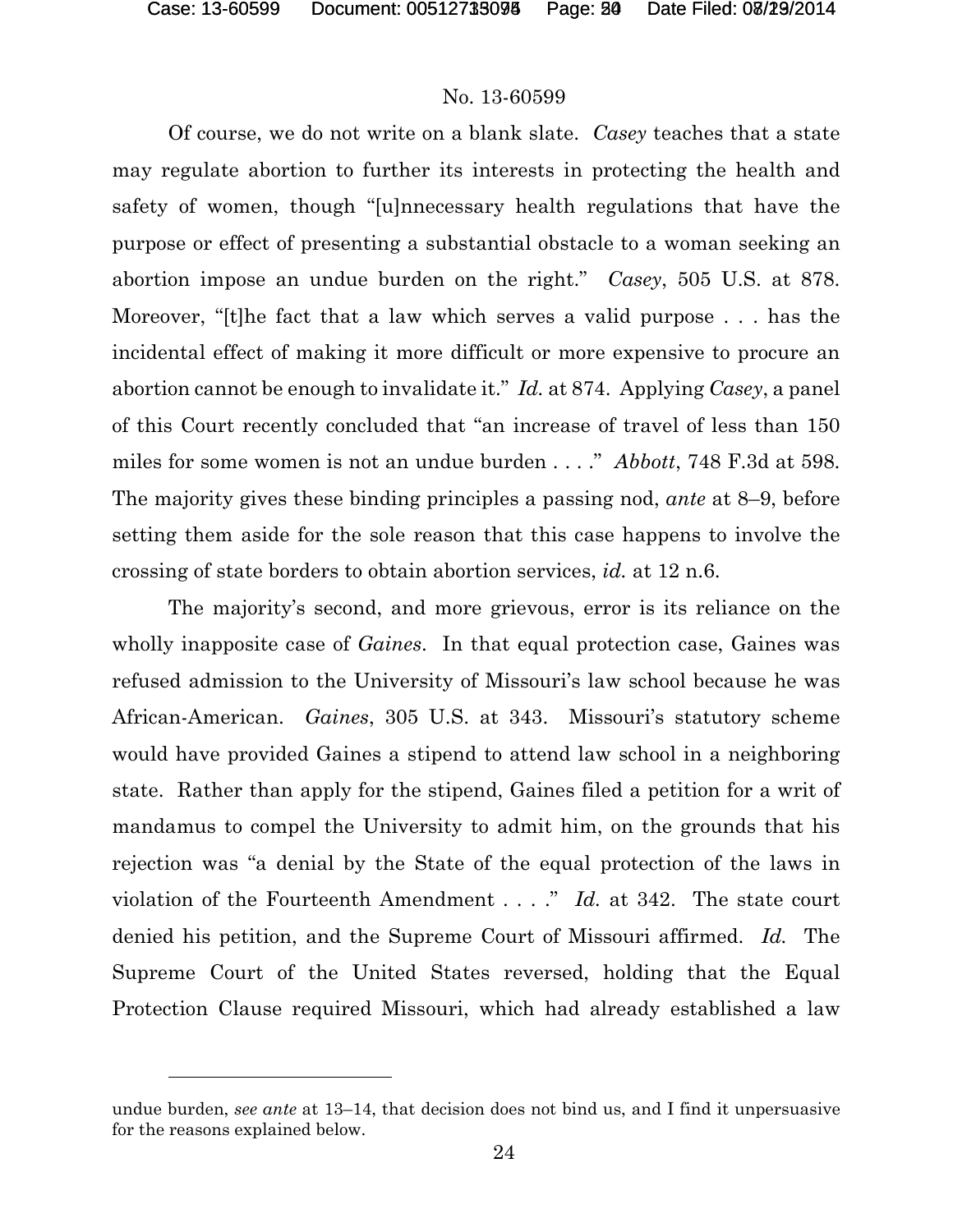Of course, we do not write on a blank slate. *Casey* teaches that a state may regulate abortion to further its interests in protecting the health and safety of women, though "[u]nnecessary health regulations that have the purpose or effect of presenting a substantial obstacle to a woman seeking an abortion impose an undue burden on the right." *Casey*, 505 U.S. at 878. Moreover, "[t]he fact that a law which serves a valid purpose . . . has the incidental effect of making it more difficult or more expensive to procure an abortion cannot be enough to invalidate it." *Id.* at 874. Applying *Casey*, a panel of this Court recently concluded that "an increase of travel of less than 150 miles for some women is not an undue burden . . . ." *Abbott*, 748 F.3d at 598. The majority gives these binding principles a passing nod, *ante* at 8–9, before setting them aside for the sole reason that this case happens to involve the crossing of state borders to obtain abortion services, *id.* at 12 n.6.

The majority's second, and more grievous, error is its reliance on the wholly inapposite case of *Gaines*. In that equal protection case, Gaines was refused admission to the University of Missouri's law school because he was African-American. *Gaines*, 305 U.S. at 343. Missouri's statutory scheme would have provided Gaines a stipend to attend law school in a neighboring state. Rather than apply for the stipend, Gaines filed a petition for a writ of mandamus to compel the University to admit him, on the grounds that his rejection was "a denial by the State of the equal protection of the laws in violation of the Fourteenth Amendment . . . ." *Id.* at 342. The state court denied his petition, and the Supreme Court of Missouri affirmed. *Id.* The Supreme Court of the United States reversed, holding that the Equal Protection Clause required Missouri, which had already established a law

undue burden, *see ante* at 13–14, that decision does not bind us, and I find it unpersuasive for the reasons explained below.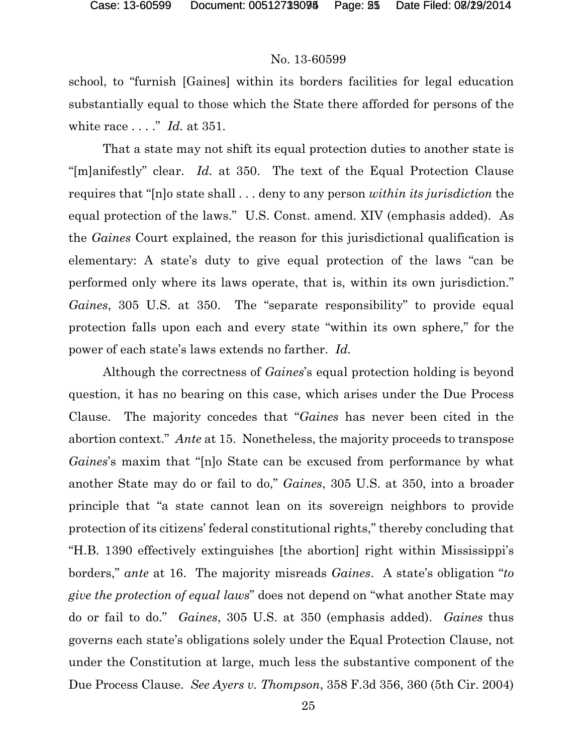school, to "furnish [Gaines] within its borders facilities for legal education substantially equal to those which the State there afforded for persons of the white race . . . ." *Id.* at 351.

That a state may not shift its equal protection duties to another state is "[m]anifestly" clear. *Id.* at 350. The text of the Equal Protection Clause requires that "[n]o state shall . . . deny to any person *within its jurisdiction* the equal protection of the laws." U.S. Const. amend. XIV (emphasis added). As the *Gaines* Court explained, the reason for this jurisdictional qualification is elementary: A state's duty to give equal protection of the laws "can be performed only where its laws operate, that is, within its own jurisdiction." *Gaines*, 305 U.S. at 350. The "separate responsibility" to provide equal protection falls upon each and every state "within its own sphere," for the power of each state's laws extends no farther. *Id.*

Although the correctness of *Gaines*'s equal protection holding is beyond question, it has no bearing on this case, which arises under the Due Process Clause. The majority concedes that "*Gaines* has never been cited in the abortion context." *Ante* at 15. Nonetheless, the majority proceeds to transpose *Gaines*'s maxim that "[n]o State can be excused from performance by what another State may do or fail to do," *Gaines*, 305 U.S. at 350, into a broader principle that "a state cannot lean on its sovereign neighbors to provide protection of its citizens' federal constitutional rights," thereby concluding that "H.B. 1390 effectively extinguishes [the abortion] right within Mississippi's borders," *ante* at 16. The majority misreads *Gaines*. A state's obligation "*to give the protection of equal laws*" does not depend on "what another State may do or fail to do." *Gaines*, 305 U.S. at 350 (emphasis added). *Gaines* thus governs each state's obligations solely under the Equal Protection Clause, not under the Constitution at large, much less the substantive component of the Due Process Clause. *See Ayers v. Thompson*, 358 F.3d 356, 360 (5th Cir. 2004)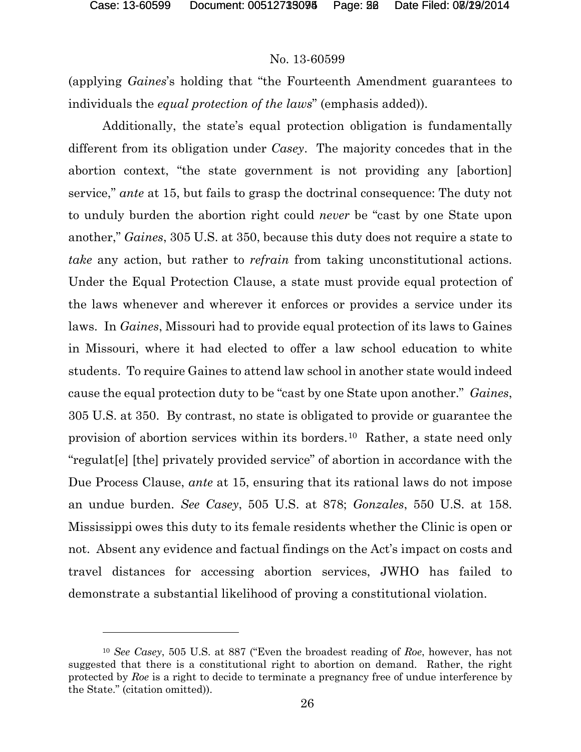(applying *Gaines*'s holding that "the Fourteenth Amendment guarantees to individuals the *equal protection of the laws*" (emphasis added)).

Additionally, the state's equal protection obligation is fundamentally different from its obligation under *Casey*. The majority concedes that in the abortion context, "the state government is not providing any [abortion] service," *ante* at 15, but fails to grasp the doctrinal consequence: The duty not to unduly burden the abortion right could *never* be "cast by one State upon another," *Gaines*, 305 U.S. at 350, because this duty does not require a state to *take* any action, but rather to *refrain* from taking unconstitutional actions. Under the Equal Protection Clause, a state must provide equal protection of the laws whenever and wherever it enforces or provides a service under its laws. In *Gaines*, Missouri had to provide equal protection of its laws to Gaines in Missouri, where it had elected to offer a law school education to white students. To require Gaines to attend law school in another state would indeed cause the equal protection duty to be "cast by one State upon another." *Gaines*, 305 U.S. at 350. By contrast, no state is obligated to provide or guarantee the provision of abortion services within its borders.[10] Rather, a state need only "regulat[e] [the] privately provided service" of abortion in accordance with the Due Process Clause, *ante* at 15, ensuring that its rational laws do not impose an undue burden. *See Casey*, 505 U.S. at 878; *Gonzales*, 550 U.S. at 158. Mississippi owes this duty to its female residents whether the Clinic is open or not. Absent any evidence and factual findings on the Act's impact on costs and travel distances for accessing abortion services, JWHO has failed to demonstrate a substantial likelihood of proving a constitutional violation.

---

[10] *See Casey*, 505 U.S. at 887 ("Even the broadest reading of *Roe*, however, has not suggested that there is a constitutional right to abortion on demand. Rather, the right protected by *Roe* is a right to decide to terminate a pregnancy free of undue interference by the State." (citation omitted)).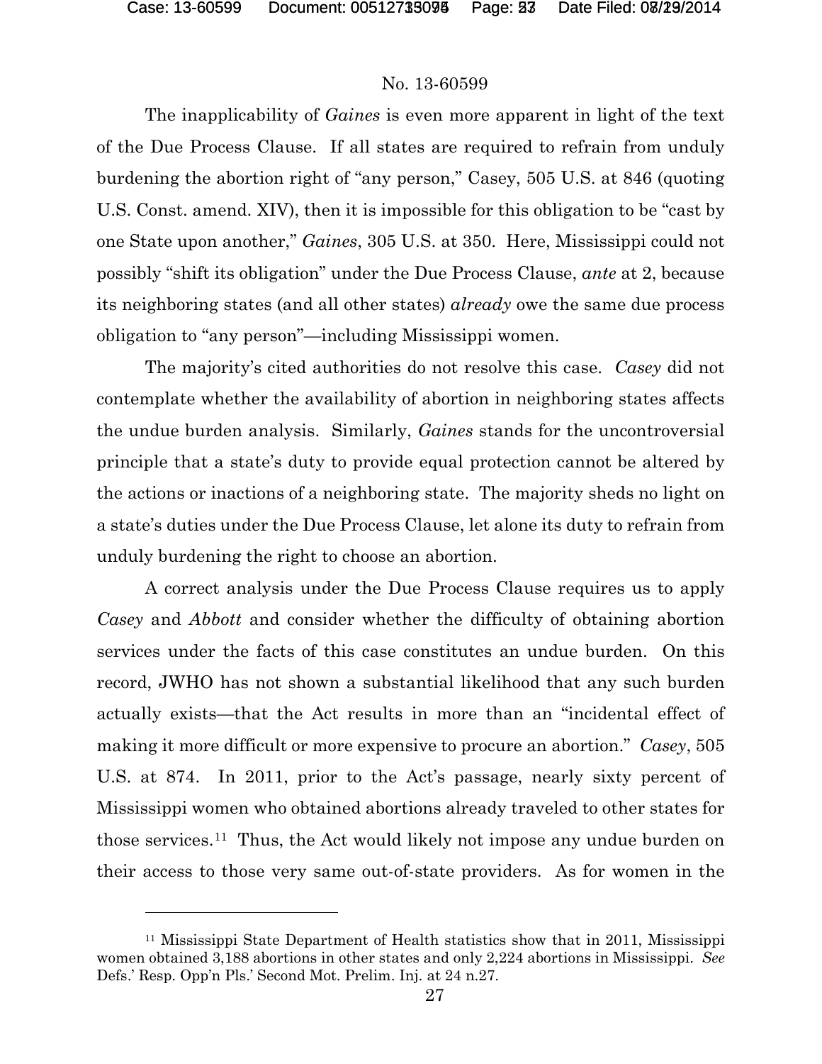The inapplicability of *Gaines* is even more apparent in light of the text of the Due Process Clause. If all states are required to refrain from unduly burdening the abortion right of "any person," Casey, 505 U.S. at 846 (quoting U.S. Const. amend. XIV), then it is impossible for this obligation to be "cast by one State upon another," *Gaines*, 305 U.S. at 350. Here, Mississippi could not possibly "shift its obligation" under the Due Process Clause, *ante* at 2, because its neighboring states (and all other states) *already* owe the same due process obligation to "any person"—including Mississippi women.

The majority's cited authorities do not resolve this case. *Casey* did not contemplate whether the availability of abortion in neighboring states affects the undue burden analysis. Similarly, *Gaines* stands for the uncontroversial principle that a state's duty to provide equal protection cannot be altered by the actions or inactions of a neighboring state. The majority sheds no light on a state's duties under the Due Process Clause, let alone its duty to refrain from unduly burdening the right to choose an abortion.

A correct analysis under the Due Process Clause requires us to apply *Casey* and *Abbott* and consider whether the difficulty of obtaining abortion services under the facts of this case constitutes an undue burden. On this record, JWHO has not shown a substantial likelihood that any such burden actually exists—that the Act results in more than an "incidental effect of making it more difficult or more expensive to procure an abortion." *Casey*, 505 U.S. at 874. In 2011, prior to the Act's passage, nearly sixty percent of Mississippi women who obtained abortions already traveled to other states for those services.[11] Thus, the Act would likely not impose any undue burden on their access to those very same out-of-state providers. As for women in the

[11] Mississippi State Department of Health statistics show that in 2011, Mississippi women obtained 3,188 abortions in other states and only 2,224 abortions in Mississippi. *See* Defs.' Resp. Opp'n Pls.' Second Mot. Prelim. Inj. at 24 n.27.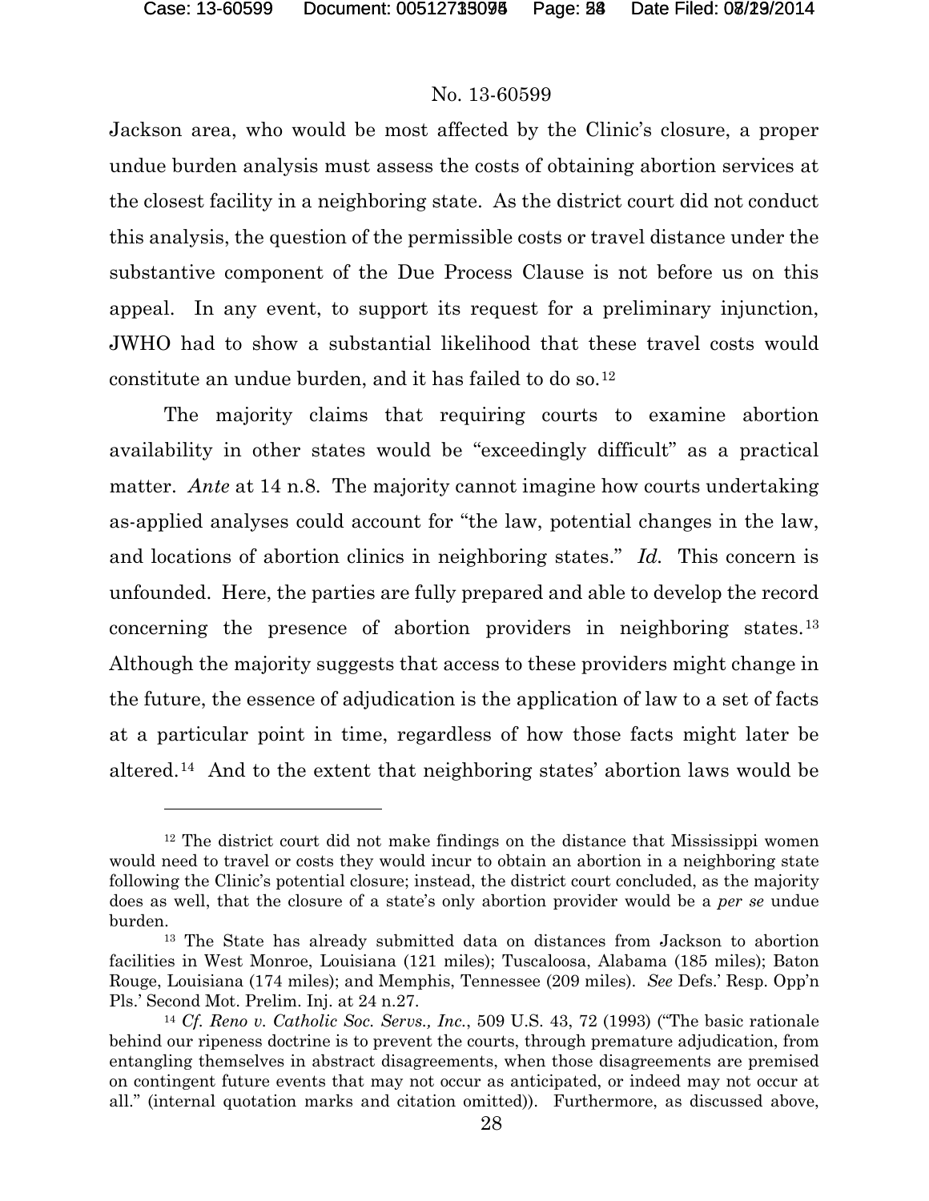Jackson area, who would be most affected by the Clinic's closure, a proper undue burden analysis must assess the costs of obtaining abortion services at the closest facility in a neighboring state. As the district court did not conduct this analysis, the question of the permissible costs or travel distance under the substantive component of the Due Process Clause is not before us on this appeal. In any event, to support its request for a preliminary injunction, JWHO had to show a substantial likelihood that these travel costs would constitute an undue burden, and it has failed to do so.[12]

The majority claims that requiring courts to examine abortion availability in other states would be "exceedingly difficult" as a practical matter. *Ante* at 14 n.8. The majority cannot imagine how courts undertaking as-applied analyses could account for "the law, potential changes in the law, and locations of abortion clinics in neighboring states." *Id.* This concern is unfounded. Here, the parties are fully prepared and able to develop the record concerning the presence of abortion providers in neighboring states.[13] Although the majority suggests that access to these providers might change in the future, the essence of adjudication is the application of law to a set of facts at a particular point in time, regardless of how those facts might later be altered.[14] And to the extent that neighboring states' abortion laws would be

---

[12] The district court did not make findings on the distance that Mississippi women would need to travel or costs they would incur to obtain an abortion in a neighboring state following the Clinic's potential closure; instead, the district court concluded, as the majority does as well, that the closure of a state's only abortion provider would be a *per se* undue burden.

[13] The State has already submitted data on distances from Jackson to abortion facilities in West Monroe, Louisiana (121 miles); Tuscaloosa, Alabama (185 miles); Baton Rouge, Louisiana (174 miles); and Memphis, Tennessee (209 miles). *See* Defs.' Resp. Opp'n Pls.' Second Mot. Prelim. Inj. at 24 n.27.

[14] *Cf. Reno v. Catholic Soc. Servs., Inc.*, 509 U.S. 43, 72 (1993) ("The basic rationale behind our ripeness doctrine is to prevent the courts, through premature adjudication, from entangling themselves in abstract disagreements, when those disagreements are premised on contingent future events that may not occur as anticipated, or indeed may not occur at all." (internal quotation marks and citation omitted)). Furthermore, as discussed above,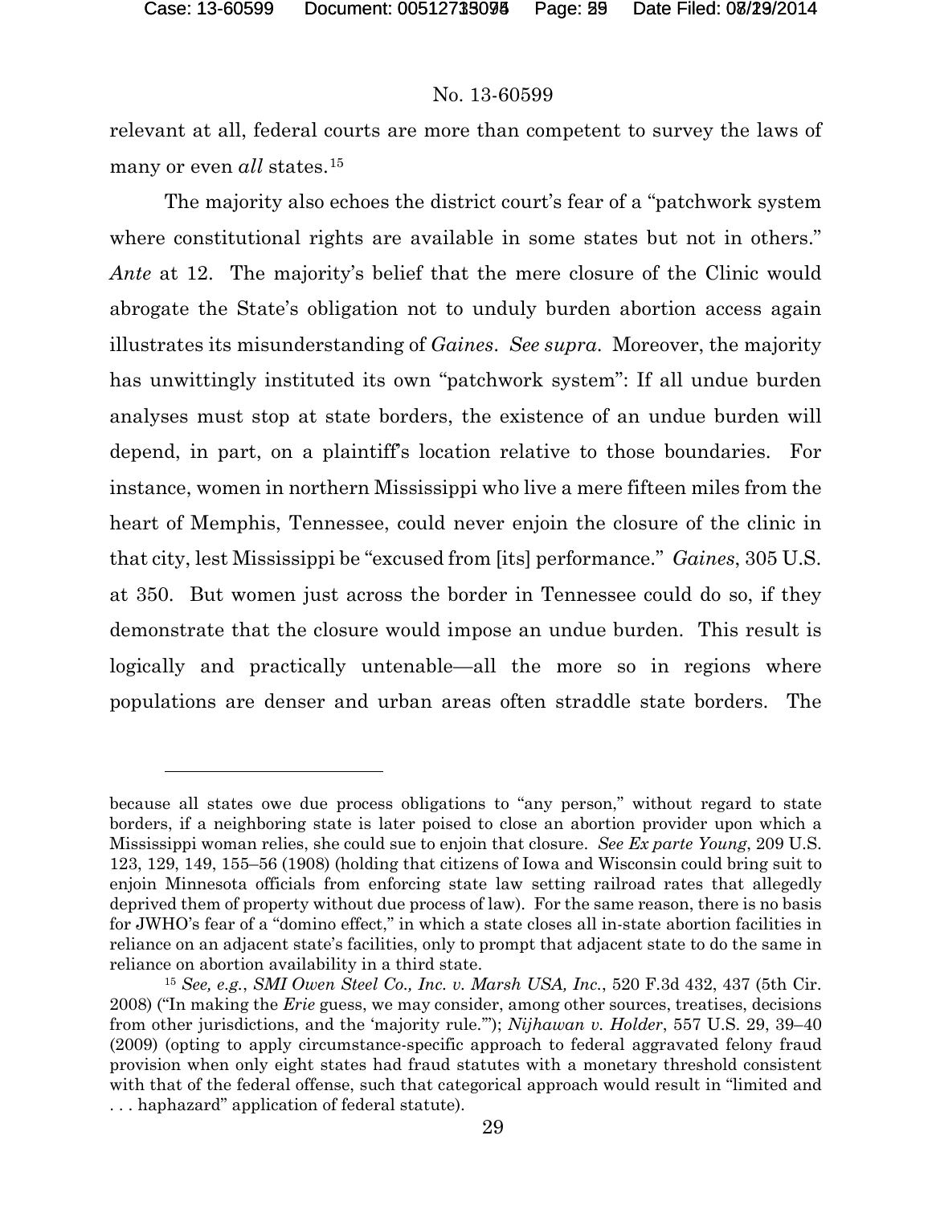relevant at all, federal courts are more than competent to survey the laws of many or even *all* states.[15]

The majority also echoes the district court's fear of a "patchwork system where constitutional rights are available in some states but not in others." *Ante* at 12. The majority's belief that the mere closure of the Clinic would abrogate the State's obligation not to unduly burden abortion access again illustrates its misunderstanding of *Gaines*. *See supra*. Moreover, the majority has unwittingly instituted its own "patchwork system": If all undue burden analyses must stop at state borders, the existence of an undue burden will depend, in part, on a plaintiff's location relative to those boundaries. For instance, women in northern Mississippi who live a mere fifteen miles from the heart of Memphis, Tennessee, could never enjoin the closure of the clinic in that city, lest Mississippi be "excused from [its] performance." *Gaines*, 305 U.S. at 350. But women just across the border in Tennessee could do so, if they demonstrate that the closure would impose an undue burden. This result is logically and practically untenable—all the more so in regions where populations are denser and urban areas often straddle state borders. The

---

because all states owe due process obligations to "any person," without regard to state borders, if a neighboring state is later poised to close an abortion provider upon which a Mississippi woman relies, she could sue to enjoin that closure. *See Ex parte Young*, 209 U.S. 123, 129, 149, 155–56 (1908) (holding that citizens of Iowa and Wisconsin could bring suit to enjoin Minnesota officials from enforcing state law setting railroad rates that allegedly deprived them of property without due process of law). For the same reason, there is no basis for JWHO's fear of a "domino effect," in which a state closes all in-state abortion facilities in reliance on an adjacent state's facilities, only to prompt that adjacent state to do the same in reliance on abortion availability in a third state.

[15] *See, e.g.*, *SMI Owen Steel Co., Inc. v. Marsh USA, Inc.*, 520 F.3d 432, 437 (5th Cir. 2008) ("In making the *Erie* guess, we may consider, among other sources, treatises, decisions from other jurisdictions, and the 'majority rule.'"); *Nijhawan v. Holder*, 557 U.S. 29, 39–40 (2009) (opting to apply circumstance-specific approach to federal aggravated felony fraud provision when only eight states had fraud statutes with a monetary threshold consistent with that of the federal offense, such that categorical approach would result in "limited and . . . haphazard" application of federal statute).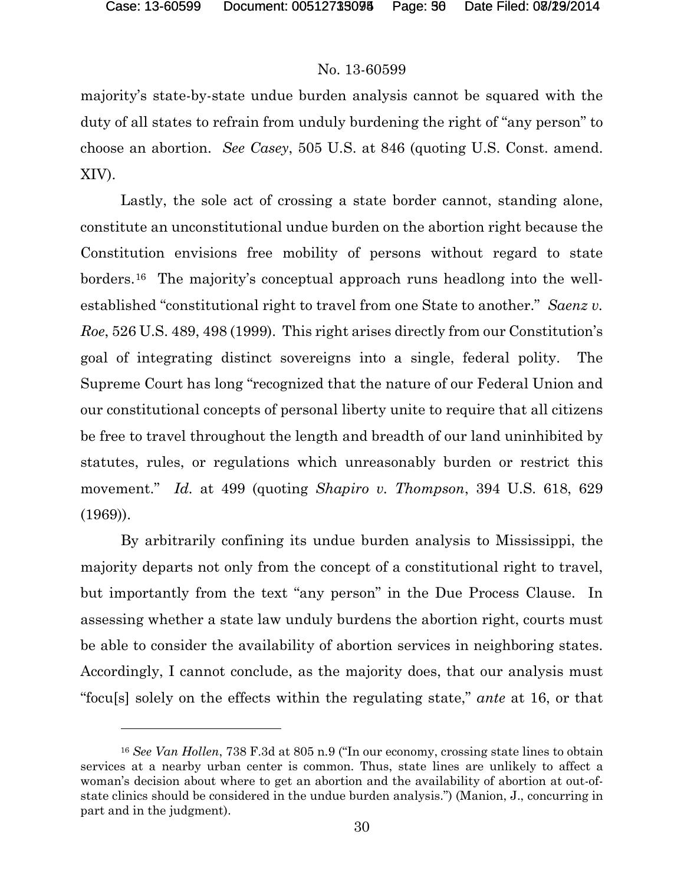majority's state-by-state undue burden analysis cannot be squared with the duty of all states to refrain from unduly burdening the right of "any person" to choose an abortion. *See Casey*, 505 U.S. at 846 (quoting U.S. Const. amend. XIV).

Lastly, the sole act of crossing a state border cannot, standing alone, constitute an unconstitutional undue burden on the abortion right because the Constitution envisions free mobility of persons without regard to state borders.[16] The majority's conceptual approach runs headlong into the well-established "constitutional right to travel from one State to another." *Saenz v. Roe*, 526 U.S. 489, 498 (1999). This right arises directly from our Constitution's goal of integrating distinct sovereigns into a single, federal polity. The Supreme Court has long "recognized that the nature of our Federal Union and our constitutional concepts of personal liberty unite to require that all citizens be free to travel throughout the length and breadth of our land uninhibited by statutes, rules, or regulations which unreasonably burden or restrict this movement." *Id.* at 499 (quoting *Shapiro v. Thompson*, 394 U.S. 618, 629 (1969)).

By arbitrarily confining its undue burden analysis to Mississippi, the majority departs not only from the concept of a constitutional right to travel, but importantly from the text "any person" in the Due Process Clause. In assessing whether a state law unduly burdens the abortion right, courts must be able to consider the availability of abortion services in neighboring states. Accordingly, I cannot conclude, as the majority does, that our analysis must "focu[s] solely on the effects within the regulating state," *ante* at 16, or that

---

[16] *See Van Hollen*, 738 F.3d at 805 n.9 ("In our economy, crossing state lines to obtain services at a nearby urban center is common. Thus, state lines are unlikely to affect a woman's decision about where to get an abortion and the availability of abortion at out-of-state clinics should be considered in the undue burden analysis.") (Manion, J., concurring in part and in the judgment).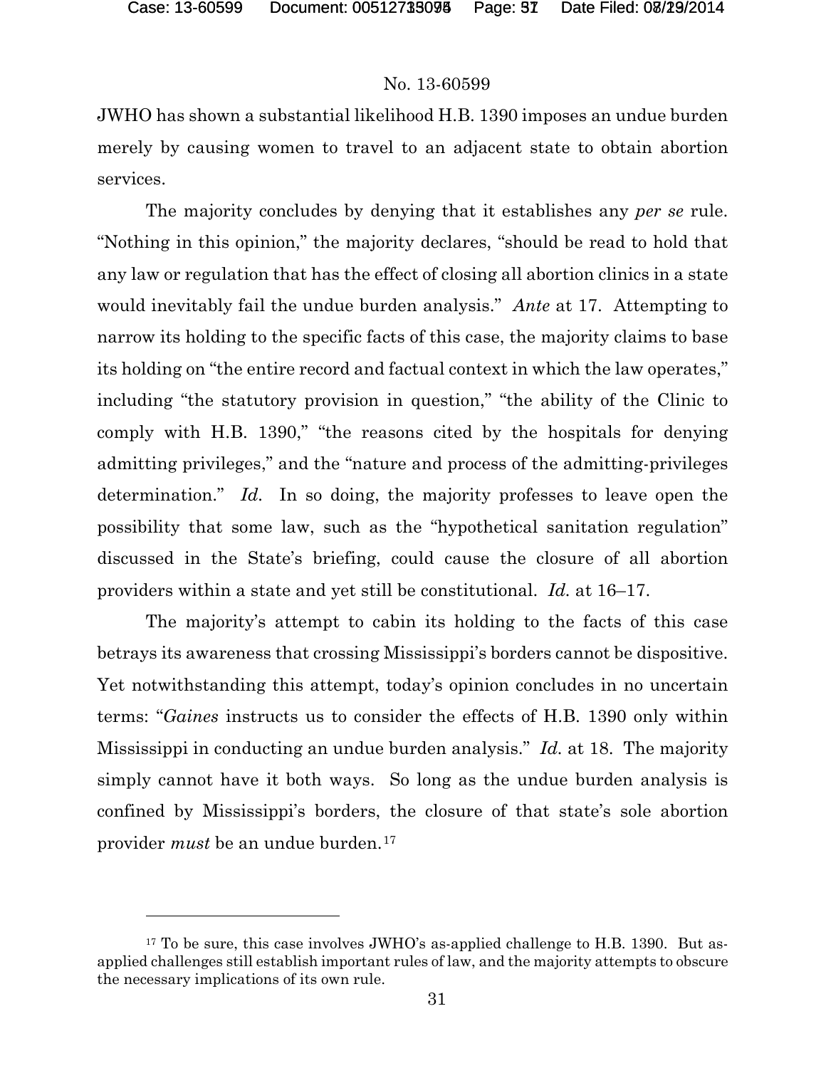JWHO has shown a substantial likelihood H.B. 1390 imposes an undue burden merely by causing women to travel to an adjacent state to obtain abortion services.

The majority concludes by denying that it establishes any *per se* rule. "Nothing in this opinion," the majority declares, "should be read to hold that any law or regulation that has the effect of closing all abortion clinics in a state would inevitably fail the undue burden analysis." *Ante* at 17. Attempting to narrow its holding to the specific facts of this case, the majority claims to base its holding on "the entire record and factual context in which the law operates," including "the statutory provision in question," "the ability of the Clinic to comply with H.B. 1390," "the reasons cited by the hospitals for denying admitting privileges," and the "nature and process of the admitting-privileges determination." *Id.* In so doing, the majority professes to leave open the possibility that some law, such as the "hypothetical sanitation regulation" discussed in the State's briefing, could cause the closure of all abortion providers within a state and yet still be constitutional. *Id.* at 16–17.

The majority's attempt to cabin its holding to the facts of this case betrays its awareness that crossing Mississippi's borders cannot be dispositive. Yet notwithstanding this attempt, today's opinion concludes in no uncertain terms: "*Gaines* instructs us to consider the effects of H.B. 1390 only within Mississippi in conducting an undue burden analysis." *Id.* at 18. The majority simply cannot have it both ways. So long as the undue burden analysis is confined by Mississippi's borders, the closure of that state's sole abortion provider *must* be an undue burden.[17]

---

[17] To be sure, this case involves JWHO's as-applied challenge to H.B. 1390. But as-applied challenges still establish important rules of law, and the majority attempts to obscure the necessary implications of its own rule.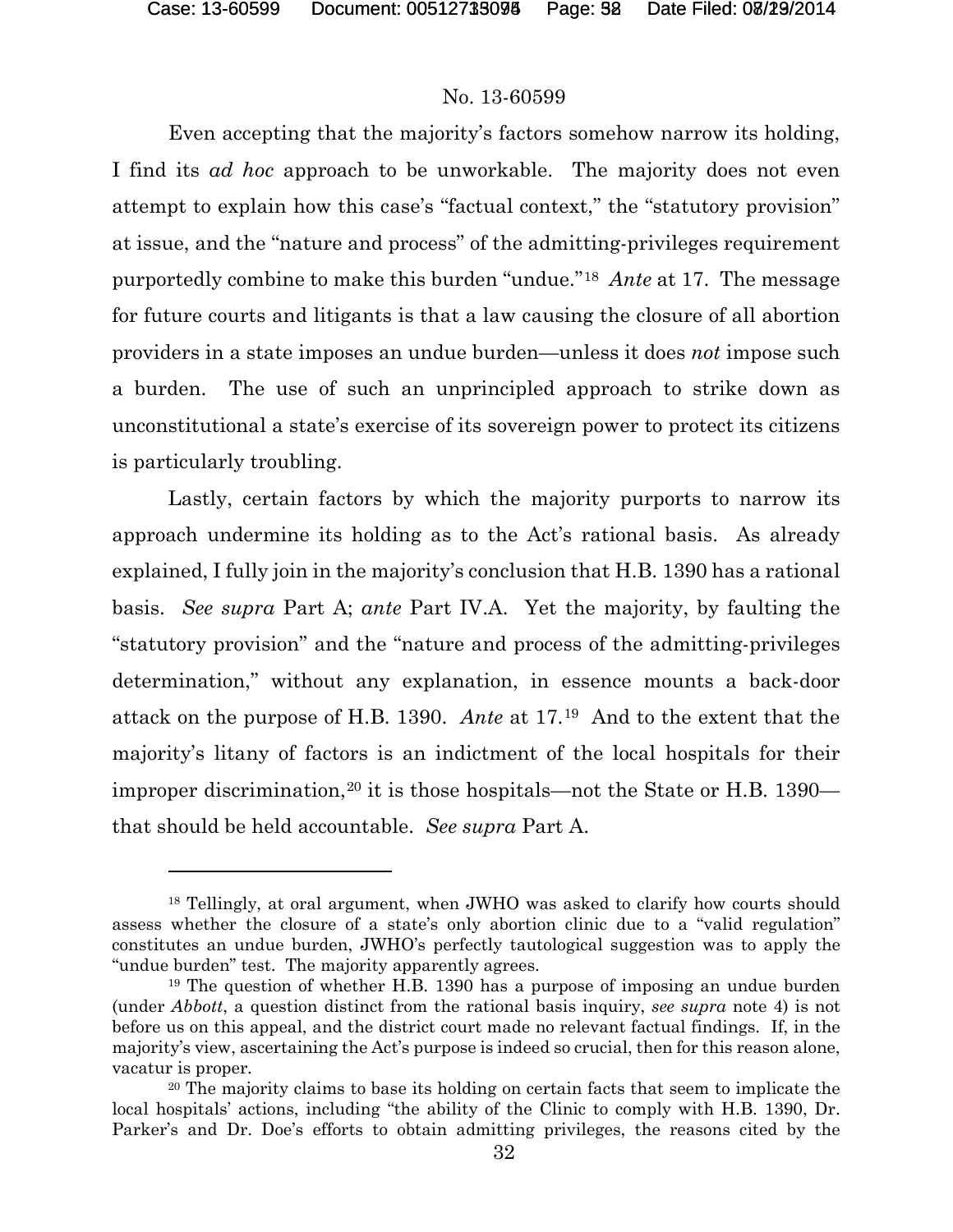Even accepting that the majority's factors somehow narrow its holding, I find its *ad hoc* approach to be unworkable. The majority does not even attempt to explain how this case's "factual context," the "statutory provision" at issue, and the "nature and process" of the admitting-privileges requirement purportedly combine to make this burden "undue."[18] *Ante* at 17. The message for future courts and litigants is that a law causing the closure of all abortion providers in a state imposes an undue burden—unless it does *not* impose such a burden. The use of such an unprincipled approach to strike down as unconstitutional a state's exercise of its sovereign power to protect its citizens is particularly troubling.

Lastly, certain factors by which the majority purports to narrow its approach undermine its holding as to the Act's rational basis. As already explained, I fully join in the majority's conclusion that H.B. 1390 has a rational basis. *See supra* Part A; *ante* Part IV.A. Yet the majority, by faulting the "statutory provision" and the "nature and process of the admitting-privileges determination," without any explanation, in essence mounts a back-door attack on the purpose of H.B. 1390. *Ante* at 17.[19] And to the extent that the majority's litany of factors is an indictment of the local hospitals for their improper discrimination,[20] it is those hospitals—not the State or H.B. 1390—that should be held accountable. *See supra* Part A.

---

[18] Tellingly, at oral argument, when JWHO was asked to clarify how courts should assess whether the closure of a state's only abortion clinic due to a "valid regulation" constitutes an undue burden, JWHO's perfectly tautological suggestion was to apply the "undue burden" test. The majority apparently agrees.

[19] The question of whether H.B. 1390 has a purpose of imposing an undue burden (under *Abbott*, a question distinct from the rational basis inquiry, *see supra* note 4) is not before us on this appeal, and the district court made no relevant factual findings. If, in the majority's view, ascertaining the Act's purpose is indeed so crucial, then for this reason alone, vacatur is proper.

[20] The majority claims to base its holding on certain facts that seem to implicate the local hospitals' actions, including "the ability of the Clinic to comply with H.B. 1390, Dr. Parker's and Dr. Doe's efforts to obtain admitting privileges, the reasons cited by the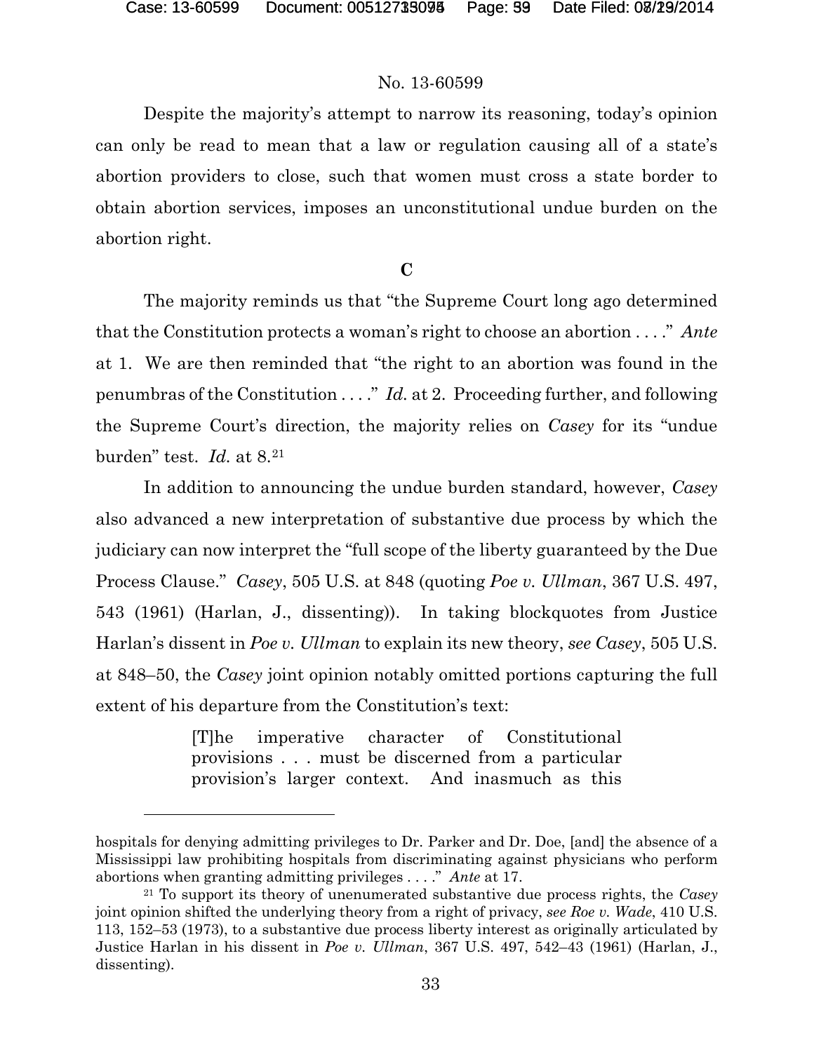Despite the majority's attempt to narrow its reasoning, today's opinion can only be read to mean that a law or regulation causing all of a state's abortion providers to close, such that women must cross a state border to obtain abortion services, imposes an unconstitutional undue burden on the abortion right.

### C

The majority reminds us that "the Supreme Court long ago determined that the Constitution protects a woman's right to choose an abortion . . . ." *Ante* at 1. We are then reminded that "the right to an abortion was found in the penumbras of the Constitution . . . ." *Id.* at 2. Proceeding further, and following the Supreme Court's direction, the majority relies on *Casey* for its "undue burden" test. *Id.* at 8.[21]

In addition to announcing the undue burden standard, however, *Casey* also advanced a new interpretation of substantive due process by which the judiciary can now interpret the "full scope of the liberty guaranteed by the Due Process Clause." *Casey*, 505 U.S. at 848 (quoting *Poe v. Ullman*, 367 U.S. 497, 543 (1961) (Harlan, J., dissenting)). In taking blockquotes from Justice Harlan's dissent in *Poe v. Ullman* to explain its new theory, *see Casey*, 505 U.S. at 848–50, the *Casey* joint opinion notably omitted portions capturing the full extent of his departure from the Constitution's text:

> [T]he imperative character of Constitutional provisions . . . must be discerned from a particular provision's larger context. And inasmuch as this

---

hospitals for denying admitting privileges to Dr. Parker and Dr. Doe, [and] the absence of a Mississippi law prohibiting hospitals from discriminating against physicians who perform abortions when granting admitting privileges . . . ." *Ante* at 17.

[21] To support its theory of unenumerated substantive due process rights, the *Casey* joint opinion shifted the underlying theory from a right of privacy, *see Roe v. Wade*, 410 U.S. 113, 152–53 (1973), to a substantive due process liberty interest as originally articulated by Justice Harlan in his dissent in *Poe v. Ullman*, 367 U.S. 497, 542–43 (1961) (Harlan, J., dissenting).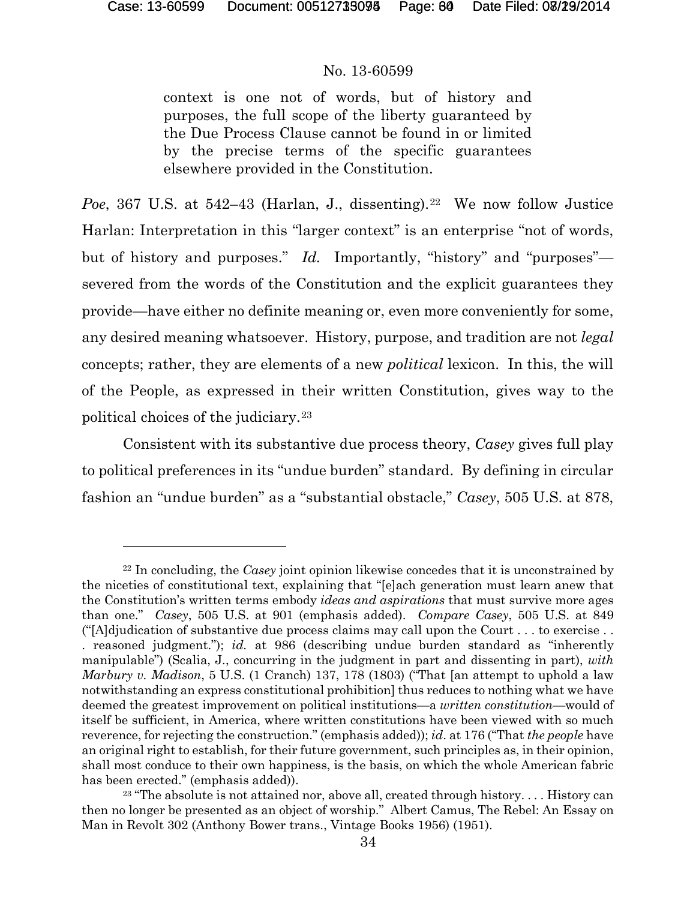> context is one not of words, but of history and purposes, the full scope of the liberty guaranteed by the Due Process Clause cannot be found in or limited by the precise terms of the specific guarantees elsewhere provided in the Constitution.

*Poe*, 367 U.S. at 542–43 (Harlan, J., dissenting).[22] We now follow Justice Harlan: Interpretation in this "larger context" is an enterprise "not of words, but of history and purposes." *Id.* Importantly, "history" and "purposes"—severed from the words of the Constitution and the explicit guarantees they provide—have either no definite meaning or, even more conveniently for some, any desired meaning whatsoever. History, purpose, and tradition are not *legal* concepts; rather, they are elements of a new *political* lexicon. In this, the will of the People, as expressed in their written Constitution, gives way to the political choices of the judiciary.[23]

Consistent with its substantive due process theory, *Casey* gives full play to political preferences in its "undue burden" standard. By defining in circular fashion an "undue burden" as a "substantial obstacle," *Casey*, 505 U.S. at 878,

---

[22] In concluding, the *Casey* joint opinion likewise concedes that it is unconstrained by the niceties of constitutional text, explaining that "[e]ach generation must learn anew that the Constitution's written terms embody *ideas and aspirations* that must survive more ages than one." *Casey*, 505 U.S. at 901 (emphasis added). *Compare Casey*, 505 U.S. at 849 ("[A]djudication of substantive due process claims may call upon the Court . . . to exercise . . . reasoned judgment."); *id.* at 986 (describing undue burden standard as "inherently manipulable") (Scalia, J., concurring in the judgment in part and dissenting in part), *with Marbury v. Madison*, 5 U.S. (1 Cranch) 137, 178 (1803) ("That [an attempt to uphold a law notwithstanding an express constitutional prohibition] thus reduces to nothing what we have deemed the greatest improvement on political institutions—a *written constitution*—would of itself be sufficient, in America, where written constitutions have been viewed with so much reverence, for rejecting the construction." (emphasis added)); *id*. at 176 ("That *the people* have an original right to establish, for their future government, such principles as, in their opinion, shall most conduce to their own happiness, is the basis, on which the whole American fabric has been erected." (emphasis added)).

[23] "The absolute is not attained nor, above all, created through history. . . . History can then no longer be presented as an object of worship." Albert Camus, The Rebel: An Essay on Man in Revolt 302 (Anthony Bower trans., Vintage Books 1956) (1951).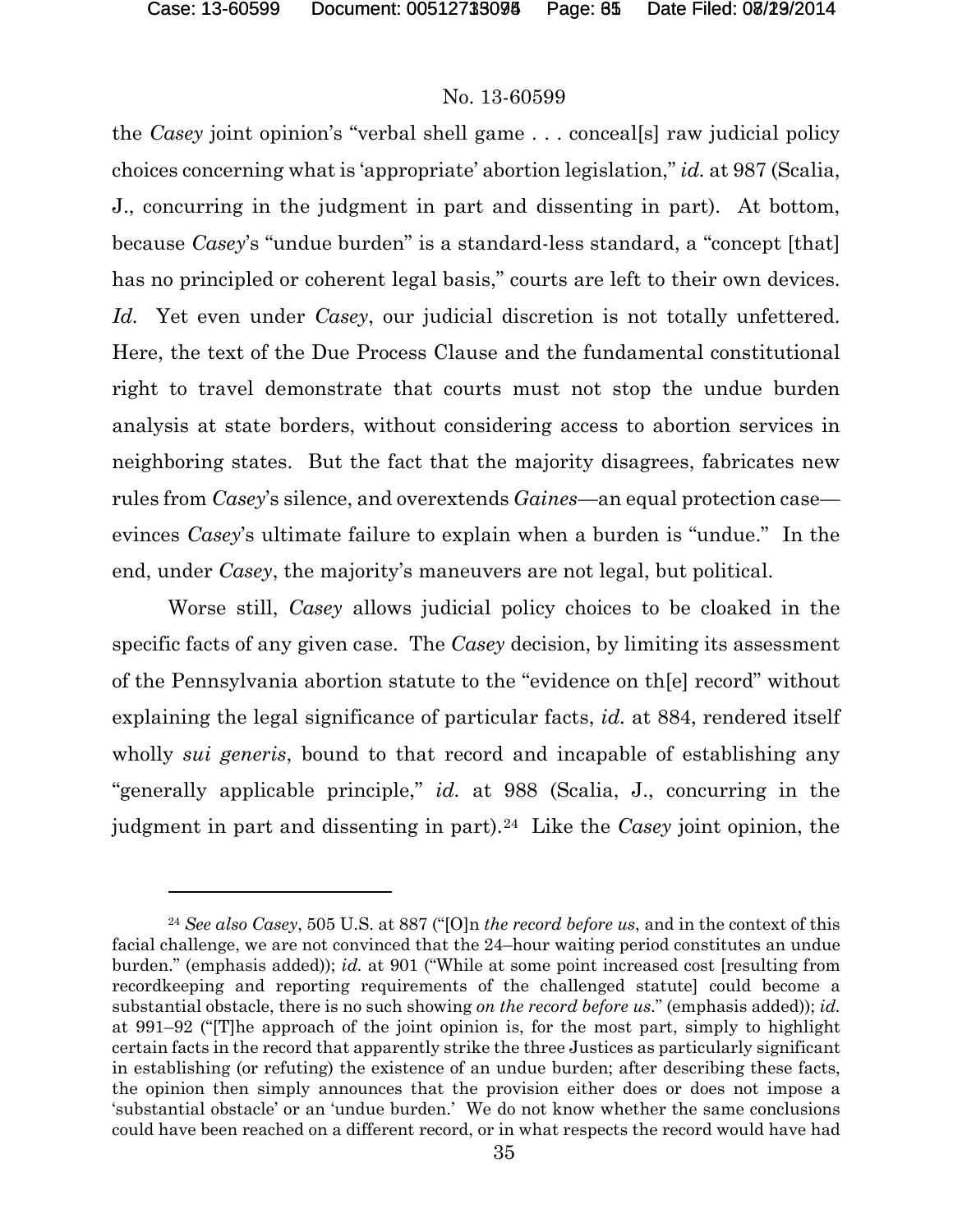the *Casey* joint opinion's "verbal shell game . . . conceal[s] raw judicial policy choices concerning what is 'appropriate' abortion legislation," *id.* at 987 (Scalia, J., concurring in the judgment in part and dissenting in part). At bottom, because *Casey*'s "undue burden" is a standard-less standard, a "concept [that] has no principled or coherent legal basis," courts are left to their own devices. *Id.* Yet even under *Casey*, our judicial discretion is not totally unfettered. Here, the text of the Due Process Clause and the fundamental constitutional right to travel demonstrate that courts must not stop the undue burden analysis at state borders, without considering access to abortion services in neighboring states. But the fact that the majority disagrees, fabricates new rules from *Casey*'s silence, and overextends *Gaines*—an equal protection case—evinces *Casey*'s ultimate failure to explain when a burden is "undue." In the end, under *Casey*, the majority's maneuvers are not legal, but political.

Worse still, *Casey* allows judicial policy choices to be cloaked in the specific facts of any given case. The *Casey* decision, by limiting its assessment of the Pennsylvania abortion statute to the "evidence on th[e] record" without explaining the legal significance of particular facts, *id.* at 884, rendered itself wholly *sui generis*, bound to that record and incapable of establishing any "generally applicable principle," *id.* at 988 (Scalia, J., concurring in the judgment in part and dissenting in part).[24] Like the *Casey* joint opinion, the

---

[24] *See also Casey*, 505 U.S. at 887 ("[O]n *the record before us*, and in the context of this facial challenge, we are not convinced that the 24–hour waiting period constitutes an undue burden." (emphasis added)); *id.* at 901 ("While at some point increased cost [resulting from recordkeeping and reporting requirements of the challenged statute] could become a substantial obstacle, there is no such showing *on the record before us*." (emphasis added)); *id.* at 991–92 ("[T]he approach of the joint opinion is, for the most part, simply to highlight certain facts in the record that apparently strike the three Justices as particularly significant in establishing (or refuting) the existence of an undue burden; after describing these facts, the opinion then simply announces that the provision either does or does not impose a 'substantial obstacle' or an 'undue burden.' We do not know whether the same conclusions could have been reached on a different record, or in what respects the record would have had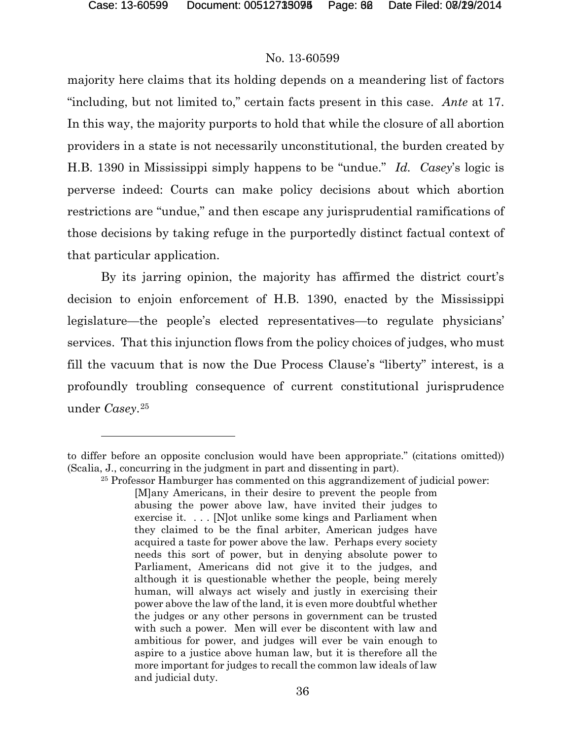majority here claims that its holding depends on a meandering list of factors "including, but not limited to," certain facts present in this case. *Ante* at 17. In this way, the majority purports to hold that while the closure of all abortion providers in a state is not necessarily unconstitutional, the burden created by H.B. 1390 in Mississippi simply happens to be "undue." *Id.* *Casey*'s logic is perverse indeed: Courts can make policy decisions about which abortion restrictions are "undue," and then escape any jurisprudential ramifications of those decisions by taking refuge in the purportedly distinct factual context of that particular application.

By its jarring opinion, the majority has affirmed the district court's decision to enjoin enforcement of H.B. 1390, enacted by the Mississippi legislature—the people's elected representatives—to regulate physicians' services. That this injunction flows from the policy choices of judges, who must fill the vacuum that is now the Due Process Clause's "liberty" interest, is a profoundly troubling consequence of current constitutional jurisprudence under *Casey*.[25]

---

to differ before an opposite conclusion would have been appropriate." (citations omitted)) (Scalia, J., concurring in the judgment in part and dissenting in part).

[25] Professor Hamburger has commented on this aggrandizement of judicial power:

> [M]any Americans, in their desire to prevent the people from abusing the power above law, have invited their judges to exercise it. . . . [N]ot unlike some kings and Parliament when they claimed to be the final arbiter, American judges have acquired a taste for power above the law. Perhaps every society needs this sort of power, but in denying absolute power to Parliament, Americans did not give it to the judges, and although it is questionable whether the people, being merely human, will always act wisely and justly in exercising their power above the law of the land, it is even more doubtful whether the judges or any other persons in government can be trusted with such a power. Men will ever be discontent with law and ambitious for power, and judges will ever be vain enough to aspire to a justice above human law, but it is therefore all the more important for judges to recall the common law ideals of law and judicial duty.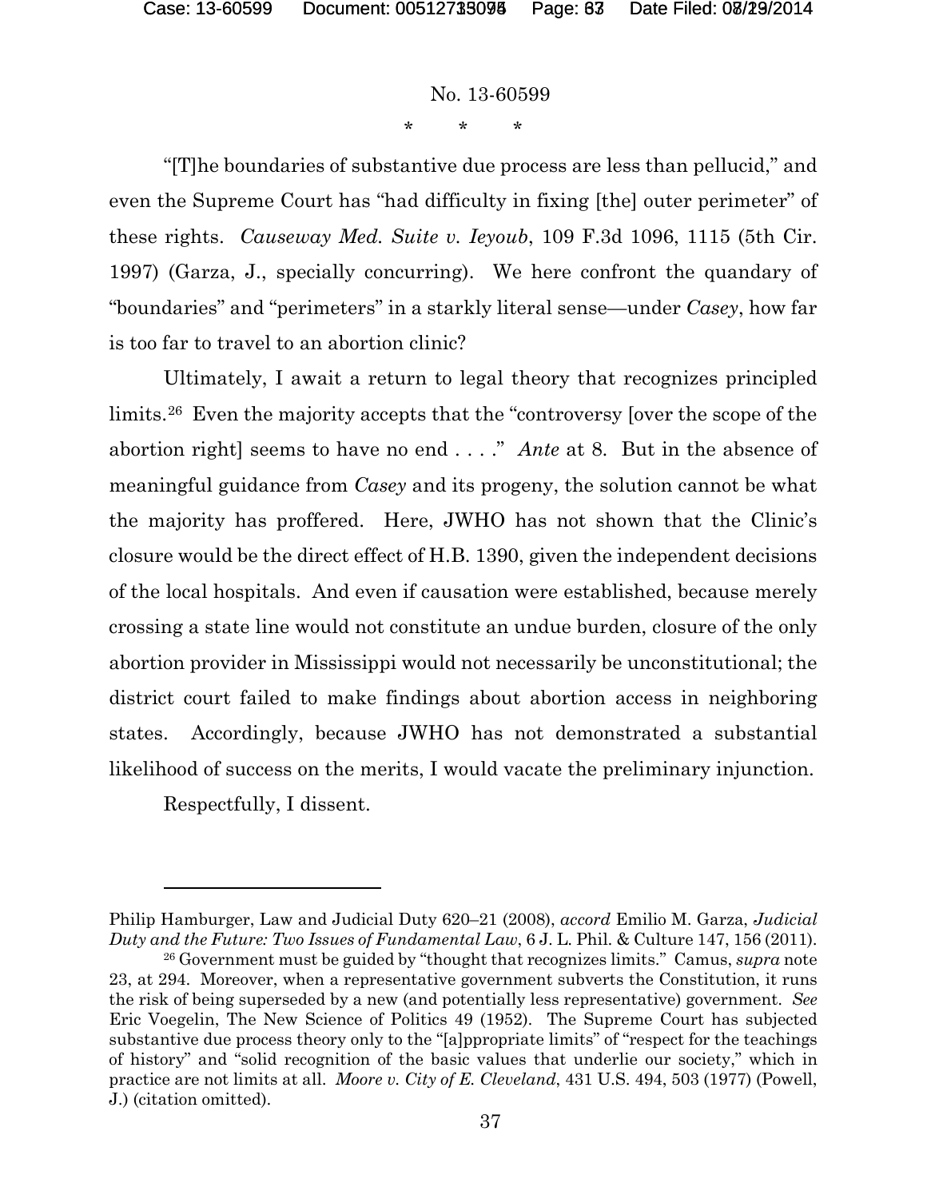No. 13-60599

\* \* \*

"[T]he boundaries of substantive due process are less than pellucid," and even the Supreme Court has "had difficulty in fixing [the] outer perimeter" of these rights. *Causeway Med. Suite v. Ieyoub*, 109 F.3d 1096, 1115 (5th Cir. 1997) (Garza, J., specially concurring). We here confront the quandary of "boundaries" and "perimeters" in a starkly literal sense—under *Casey*, how far is too far to travel to an abortion clinic?

Ultimately, I await a return to legal theory that recognizes principled limits.[26] Even the majority accepts that the "controversy [over the scope of the abortion right] seems to have no end . . . ." *Ante* at 8. But in the absence of meaningful guidance from *Casey* and its progeny, the solution cannot be what the majority has proffered. Here, JWHO has not shown that the Clinic's closure would be the direct effect of H.B. 1390, given the independent decisions of the local hospitals. And even if causation were established, because merely crossing a state line would not constitute an undue burden, closure of the only abortion provider in Mississippi would not necessarily be unconstitutional; the district court failed to make findings about abortion access in neighboring states. Accordingly, because JWHO has not demonstrated a substantial likelihood of success on the merits, I would vacate the preliminary injunction.

Respectfully, I dissent.

---

Philip Hamburger, Law and Judicial Duty 620–21 (2008), *accord* Emilio M. Garza, *Judicial Duty and the Future: Two Issues of Fundamental Law*, 6 J. L. Phil. & Culture 147, 156 (2011).

[26] Government must be guided by "thought that recognizes limits." Camus, *supra* note 23, at 294. Moreover, when a representative government subverts the Constitution, it runs the risk of being superseded by a new (and potentially less representative) government. *See* Eric Voegelin, The New Science of Politics 49 (1952). The Supreme Court has subjected substantive due process theory only to the "[a]ppropriate limits" of "respect for the teachings of history" and "solid recognition of the basic values that underlie our society," which in practice are not limits at all. *Moore v. City of E. Cleveland*, 431 U.S. 494, 503 (1977) (Powell, J.) (citation omitted).